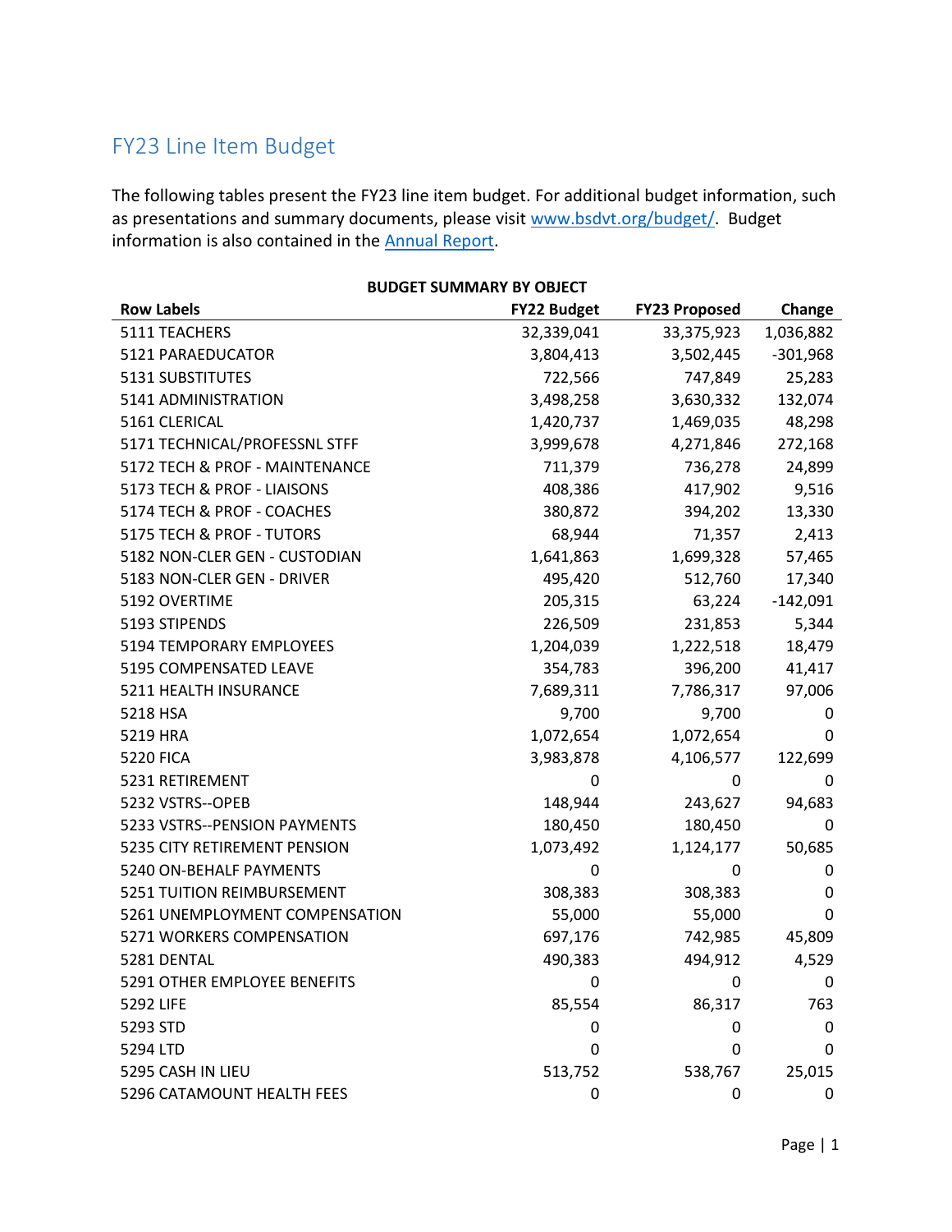# FY23 Line Item Budget

The following tables present the FY23 line item budget. For additional budget information, such as presentations and summary documents, please visit [www.bsdvt.org/budget/](www.bsdvt.org/budget/). Budget information is also contained in the [Annual Report](Annual Report).

**BUDGET SUMMARY BY OBJECT**

| Row Labels | FY22 Budget | FY23 Proposed | Change |
|---|---|---|---|
| 5111 TEACHERS | 32,339,041 | 33,375,923 | 1,036,882 |
| 5121 PARAEDUCATOR | 3,804,413 | 3,502,445 | -301,968 |
| 5131 SUBSTITUTES | 722,566 | 747,849 | 25,283 |
| 5141 ADMINISTRATION | 3,498,258 | 3,630,332 | 132,074 |
| 5161 CLERICAL | 1,420,737 | 1,469,035 | 48,298 |
| 5171 TECHNICAL/PROFESSNL STFF | 3,999,678 | 4,271,846 | 272,168 |
| 5172 TECH & PROF - MAINTENANCE | 711,379 | 736,278 | 24,899 |
| 5173 TECH & PROF - LIAISONS | 408,386 | 417,902 | 9,516 |
| 5174 TECH & PROF - COACHES | 380,872 | 394,202 | 13,330 |
| 5175 TECH & PROF - TUTORS | 68,944 | 71,357 | 2,413 |
| 5182 NON-CLER GEN - CUSTODIAN | 1,641,863 | 1,699,328 | 57,465 |
| 5183 NON-CLER GEN - DRIVER | 495,420 | 512,760 | 17,340 |
| 5192 OVERTIME | 205,315 | 63,224 | -142,091 |
| 5193 STIPENDS | 226,509 | 231,853 | 5,344 |
| 5194 TEMPORARY EMPLOYEES | 1,204,039 | 1,222,518 | 18,479 |
| 5195 COMPENSATED LEAVE | 354,783 | 396,200 | 41,417 |
| 5211 HEALTH INSURANCE | 7,689,311 | 7,786,317 | 97,006 |
| 5218 HSA | 9,700 | 9,700 | 0 |
| 5219 HRA | 1,072,654 | 1,072,654 | 0 |
| 5220 FICA | 3,983,878 | 4,106,577 | 122,699 |
| 5231 RETIREMENT | 0 | 0 | 0 |
| 5232 VSTRS--OPEB | 148,944 | 243,627 | 94,683 |
| 5233 VSTRS--PENSION PAYMENTS | 180,450 | 180,450 | 0 |
| 5235 CITY RETIREMENT PENSION | 1,073,492 | 1,124,177 | 50,685 |
| 5240 ON-BEHALF PAYMENTS | 0 | 0 | 0 |
| 5251 TUITION REIMBURSEMENT | 308,383 | 308,383 | 0 |
| 5261 UNEMPLOYMENT COMPENSATION | 55,000 | 55,000 | 0 |
| 5271 WORKERS COMPENSATION | 697,176 | 742,985 | 45,809 |
| 5281 DENTAL | 490,383 | 494,912 | 4,529 |
| 5291 OTHER EMPLOYEE BENEFITS | 0 | 0 | 0 |
| 5292 LIFE | 85,554 | 86,317 | 763 |
| 5293 STD | 0 | 0 | 0 |
| 5294 LTD | 0 | 0 | 0 |
| 5295 CASH IN LIEU | 513,752 | 538,767 | 25,015 |
| 5296 CATAMOUNT HEALTH FEES | 0 | 0 | 0 |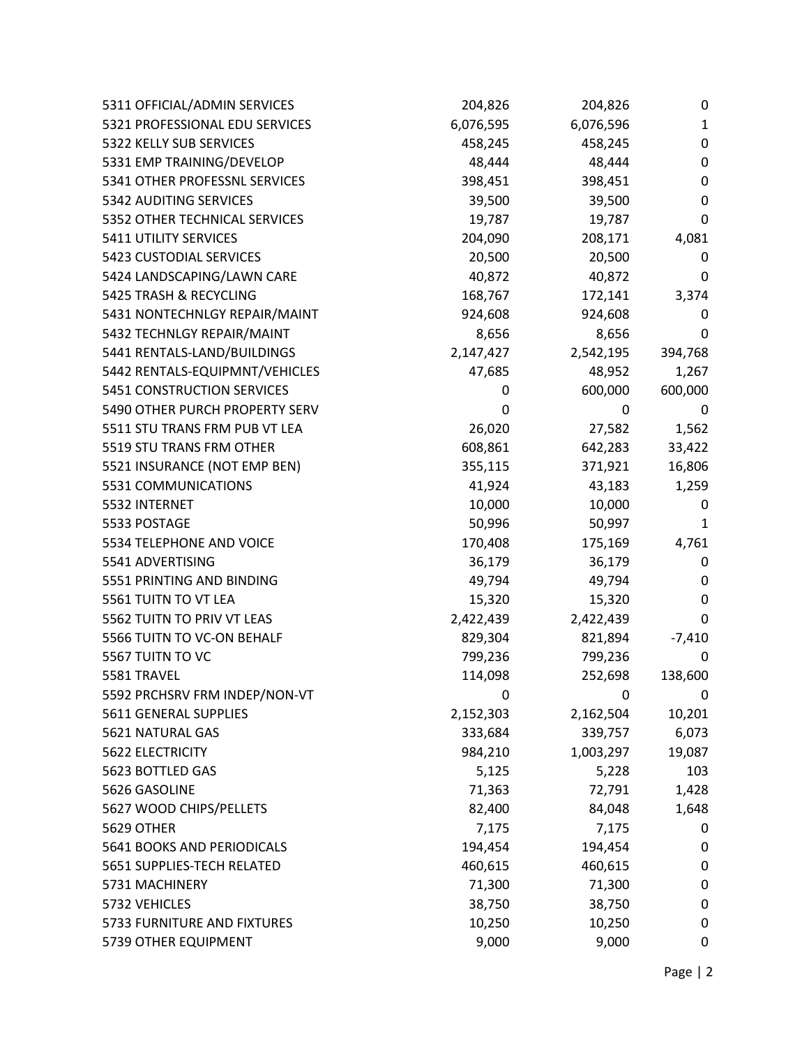| | | | |
|---|---|---|---|
| 5311 OFFICIAL/ADMIN SERVICES | 204,826 | 204,826 | 0 |
| 5321 PROFESSIONAL EDU SERVICES | 6,076,595 | 6,076,596 | 1 |
| 5322 KELLY SUB SERVICES | 458,245 | 458,245 | 0 |
| 5331 EMP TRAINING/DEVELOP | 48,444 | 48,444 | 0 |
| 5341 OTHER PROFESSNL SERVICES | 398,451 | 398,451 | 0 |
| 5342 AUDITING SERVICES | 39,500 | 39,500 | 0 |
| 5352 OTHER TECHNICAL SERVICES | 19,787 | 19,787 | 0 |
| 5411 UTILITY SERVICES | 204,090 | 208,171 | 4,081 |
| 5423 CUSTODIAL SERVICES | 20,500 | 20,500 | 0 |
| 5424 LANDSCAPING/LAWN CARE | 40,872 | 40,872 | 0 |
| 5425 TRASH & RECYCLING | 168,767 | 172,141 | 3,374 |
| 5431 NONTECHNLGY REPAIR/MAINT | 924,608 | 924,608 | 0 |
| 5432 TECHNLGY REPAIR/MAINT | 8,656 | 8,656 | 0 |
| 5441 RENTALS-LAND/BUILDINGS | 2,147,427 | 2,542,195 | 394,768 |
| 5442 RENTALS-EQUIPMNT/VEHICLES | 47,685 | 48,952 | 1,267 |
| 5451 CONSTRUCTION SERVICES | 0 | 600,000 | 600,000 |
| 5490 OTHER PURCH PROPERTY SERV | 0 | 0 | 0 |
| 5511 STU TRANS FRM PUB VT LEA | 26,020 | 27,582 | 1,562 |
| 5519 STU TRANS FRM OTHER | 608,861 | 642,283 | 33,422 |
| 5521 INSURANCE (NOT EMP BEN) | 355,115 | 371,921 | 16,806 |
| 5531 COMMUNICATIONS | 41,924 | 43,183 | 1,259 |
| 5532 INTERNET | 10,000 | 10,000 | 0 |
| 5533 POSTAGE | 50,996 | 50,997 | 1 |
| 5534 TELEPHONE AND VOICE | 170,408 | 175,169 | 4,761 |
| 5541 ADVERTISING | 36,179 | 36,179 | 0 |
| 5551 PRINTING AND BINDING | 49,794 | 49,794 | 0 |
| 5561 TUITN TO VT LEA | 15,320 | 15,320 | 0 |
| 5562 TUITN TO PRIV VT LEAS | 2,422,439 | 2,422,439 | 0 |
| 5566 TUITN TO VC-ON BEHALF | 829,304 | 821,894 | -7,410 |
| 5567 TUITN TO VC | 799,236 | 799,236 | 0 |
| 5581 TRAVEL | 114,098 | 252,698 | 138,600 |
| 5592 PRCHSRV FRM INDEP/NON-VT | 0 | 0 | 0 |
| 5611 GENERAL SUPPLIES | 2,152,303 | 2,162,504 | 10,201 |
| 5621 NATURAL GAS | 333,684 | 339,757 | 6,073 |
| 5622 ELECTRICITY | 984,210 | 1,003,297 | 19,087 |
| 5623 BOTTLED GAS | 5,125 | 5,228 | 103 |
| 5626 GASOLINE | 71,363 | 72,791 | 1,428 |
| 5627 WOOD CHIPS/PELLETS | 82,400 | 84,048 | 1,648 |
| 5629 OTHER | 7,175 | 7,175 | 0 |
| 5641 BOOKS AND PERIODICALS | 194,454 | 194,454 | 0 |
| 5651 SUPPLIES-TECH RELATED | 460,615 | 460,615 | 0 |
| 5731 MACHINERY | 71,300 | 71,300 | 0 |
| 5732 VEHICLES | 38,750 | 38,750 | 0 |
| 5733 FURNITURE AND FIXTURES | 10,250 | 10,250 | 0 |
| 5739 OTHER EQUIPMENT | 9,000 | 9,000 | 0 |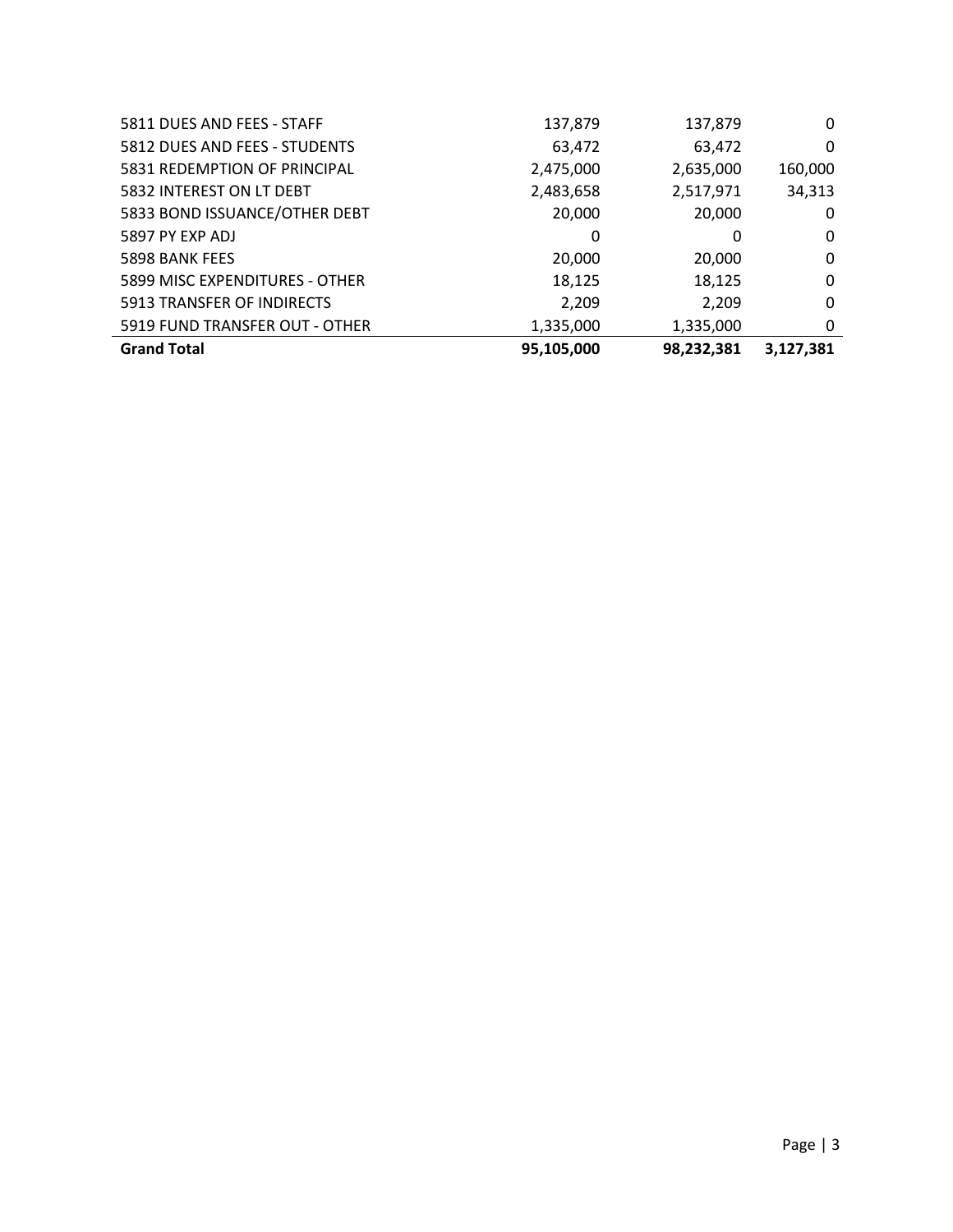| | | | |
|---|---|---|---|
| 5811 DUES AND FEES - STAFF | 137,879 | 137,879 | 0 |
| 5812 DUES AND FEES - STUDENTS | 63,472 | 63,472 | 0 |
| 5831 REDEMPTION OF PRINCIPAL | 2,475,000 | 2,635,000 | 160,000 |
| 5832 INTEREST ON LT DEBT | 2,483,658 | 2,517,971 | 34,313 |
| 5833 BOND ISSUANCE/OTHER DEBT | 20,000 | 20,000 | 0 |
| 5897 PY EXP ADJ | 0 | 0 | 0 |
| 5898 BANK FEES | 20,000 | 20,000 | 0 |
| 5899 MISC EXPENDITURES - OTHER | 18,125 | 18,125 | 0 |
| 5913 TRANSFER OF INDIRECTS | 2,209 | 2,209 | 0 |
| 5919 FUND TRANSFER OUT - OTHER | 1,335,000 | 1,335,000 | 0 |
| **Grand Total** | **95,105,000** | **98,232,381** | **3,127,381** |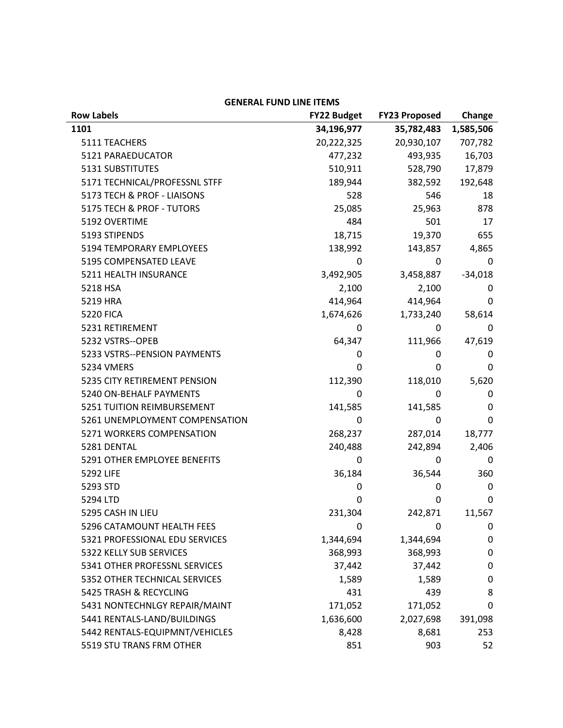**GENERAL FUND LINE ITEMS**

| Row Labels | FY22 Budget | FY23 Proposed | Change |
|---|---|---|---|
| **1101** | **34,196,977** | **35,782,483** | **1,585,506** |
| 5111 TEACHERS | 20,222,325 | 20,930,107 | 707,782 |
| 5121 PARAEDUCATOR | 477,232 | 493,935 | 16,703 |
| 5131 SUBSTITUTES | 510,911 | 528,790 | 17,879 |
| 5171 TECHNICAL/PROFESSNL STFF | 189,944 | 382,592 | 192,648 |
| 5173 TECH & PROF - LIAISONS | 528 | 546 | 18 |
| 5175 TECH & PROF - TUTORS | 25,085 | 25,963 | 878 |
| 5192 OVERTIME | 484 | 501 | 17 |
| 5193 STIPENDS | 18,715 | 19,370 | 655 |
| 5194 TEMPORARY EMPLOYEES | 138,992 | 143,857 | 4,865 |
| 5195 COMPENSATED LEAVE | 0 | 0 | 0 |
| 5211 HEALTH INSURANCE | 3,492,905 | 3,458,887 | -34,018 |
| 5218 HSA | 2,100 | 2,100 | 0 |
| 5219 HRA | 414,964 | 414,964 | 0 |
| 5220 FICA | 1,674,626 | 1,733,240 | 58,614 |
| 5231 RETIREMENT | 0 | 0 | 0 |
| 5232 VSTRS--OPEB | 64,347 | 111,966 | 47,619 |
| 5233 VSTRS--PENSION PAYMENTS | 0 | 0 | 0 |
| 5234 VMERS | 0 | 0 | 0 |
| 5235 CITY RETIREMENT PENSION | 112,390 | 118,010 | 5,620 |
| 5240 ON-BEHALF PAYMENTS | 0 | 0 | 0 |
| 5251 TUITION REIMBURSEMENT | 141,585 | 141,585 | 0 |
| 5261 UNEMPLOYMENT COMPENSATION | 0 | 0 | 0 |
| 5271 WORKERS COMPENSATION | 268,237 | 287,014 | 18,777 |
| 5281 DENTAL | 240,488 | 242,894 | 2,406 |
| 5291 OTHER EMPLOYEE BENEFITS | 0 | 0 | 0 |
| 5292 LIFE | 36,184 | 36,544 | 360 |
| 5293 STD | 0 | 0 | 0 |
| 5294 LTD | 0 | 0 | 0 |
| 5295 CASH IN LIEU | 231,304 | 242,871 | 11,567 |
| 5296 CATAMOUNT HEALTH FEES | 0 | 0 | 0 |
| 5321 PROFESSIONAL EDU SERVICES | 1,344,694 | 1,344,694 | 0 |
| 5322 KELLY SUB SERVICES | 368,993 | 368,993 | 0 |
| 5341 OTHER PROFESSNL SERVICES | 37,442 | 37,442 | 0 |
| 5352 OTHER TECHNICAL SERVICES | 1,589 | 1,589 | 0 |
| 5425 TRASH & RECYCLING | 431 | 439 | 8 |
| 5431 NONTECHNLGY REPAIR/MAINT | 171,052 | 171,052 | 0 |
| 5441 RENTALS-LAND/BUILDINGS | 1,636,600 | 2,027,698 | 391,098 |
| 5442 RENTALS-EQUIPMNT/VEHICLES | 8,428 | 8,681 | 253 |
| 5519 STU TRANS FRM OTHER | 851 | 903 | 52 |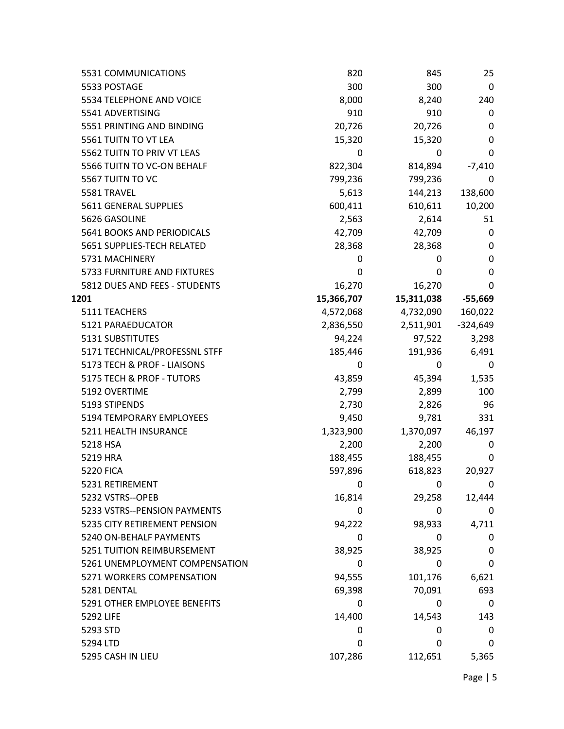| | | | |
|---|---|---|---|
| 5531 COMMUNICATIONS | 820 | 845 | 25 |
| 5533 POSTAGE | 300 | 300 | 0 |
| 5534 TELEPHONE AND VOICE | 8,000 | 8,240 | 240 |
| 5541 ADVERTISING | 910 | 910 | 0 |
| 5551 PRINTING AND BINDING | 20,726 | 20,726 | 0 |
| 5561 TUITN TO VT LEA | 15,320 | 15,320 | 0 |
| 5562 TUITN TO PRIV VT LEAS | 0 | 0 | 0 |
| 5566 TUITN TO VC-ON BEHALF | 822,304 | 814,894 | -7,410 |
| 5567 TUITN TO VC | 799,236 | 799,236 | 0 |
| 5581 TRAVEL | 5,613 | 144,213 | 138,600 |
| 5611 GENERAL SUPPLIES | 600,411 | 610,611 | 10,200 |
| 5626 GASOLINE | 2,563 | 2,614 | 51 |
| 5641 BOOKS AND PERIODICALS | 42,709 | 42,709 | 0 |
| 5651 SUPPLIES-TECH RELATED | 28,368 | 28,368 | 0 |
| 5731 MACHINERY | 0 | 0 | 0 |
| 5733 FURNITURE AND FIXTURES | 0 | 0 | 0 |
| 5812 DUES AND FEES - STUDENTS | 16,270 | 16,270 | 0 |
| **1201** | **15,366,707** | **15,311,038** | **-55,669** |
| 5111 TEACHERS | 4,572,068 | 4,732,090 | 160,022 |
| 5121 PARAEDUCATOR | 2,836,550 | 2,511,901 | -324,649 |
| 5131 SUBSTITUTES | 94,224 | 97,522 | 3,298 |
| 5171 TECHNICAL/PROFESSNL STFF | 185,446 | 191,936 | 6,491 |
| 5173 TECH & PROF - LIAISONS | 0 | 0 | 0 |
| 5175 TECH & PROF - TUTORS | 43,859 | 45,394 | 1,535 |
| 5192 OVERTIME | 2,799 | 2,899 | 100 |
| 5193 STIPENDS | 2,730 | 2,826 | 96 |
| 5194 TEMPORARY EMPLOYEES | 9,450 | 9,781 | 331 |
| 5211 HEALTH INSURANCE | 1,323,900 | 1,370,097 | 46,197 |
| 5218 HSA | 2,200 | 2,200 | 0 |
| 5219 HRA | 188,455 | 188,455 | 0 |
| 5220 FICA | 597,896 | 618,823 | 20,927 |
| 5231 RETIREMENT | 0 | 0 | 0 |
| 5232 VSTRS--OPEB | 16,814 | 29,258 | 12,444 |
| 5233 VSTRS--PENSION PAYMENTS | 0 | 0 | 0 |
| 5235 CITY RETIREMENT PENSION | 94,222 | 98,933 | 4,711 |
| 5240 ON-BEHALF PAYMENTS | 0 | 0 | 0 |
| 5251 TUITION REIMBURSEMENT | 38,925 | 38,925 | 0 |
| 5261 UNEMPLOYMENT COMPENSATION | 0 | 0 | 0 |
| 5271 WORKERS COMPENSATION | 94,555 | 101,176 | 6,621 |
| 5281 DENTAL | 69,398 | 70,091 | 693 |
| 5291 OTHER EMPLOYEE BENEFITS | 0 | 0 | 0 |
| 5292 LIFE | 14,400 | 14,543 | 143 |
| 5293 STD | 0 | 0 | 0 |
| 5294 LTD | 0 | 0 | 0 |
| 5295 CASH IN LIEU | 107,286 | 112,651 | 5,365 |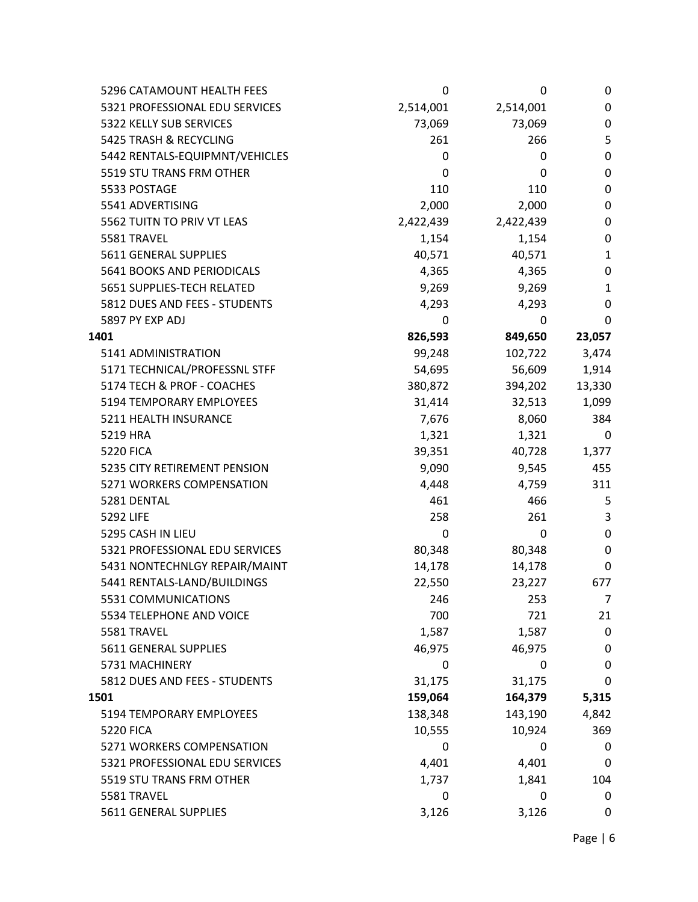| | | | |
|---|---|---|---|
| 5296 CATAMOUNT HEALTH FEES | 0 | 0 | 0 |
| 5321 PROFESSIONAL EDU SERVICES | 2,514,001 | 2,514,001 | 0 |
| 5322 KELLY SUB SERVICES | 73,069 | 73,069 | 0 |
| 5425 TRASH & RECYCLING | 261 | 266 | 5 |
| 5442 RENTALS-EQUIPMNT/VEHICLES | 0 | 0 | 0 |
| 5519 STU TRANS FRM OTHER | 0 | 0 | 0 |
| 5533 POSTAGE | 110 | 110 | 0 |
| 5541 ADVERTISING | 2,000 | 2,000 | 0 |
| 5562 TUITN TO PRIV VT LEAS | 2,422,439 | 2,422,439 | 0 |
| 5581 TRAVEL | 1,154 | 1,154 | 0 |
| 5611 GENERAL SUPPLIES | 40,571 | 40,571 | 1 |
| 5641 BOOKS AND PERIODICALS | 4,365 | 4,365 | 0 |
| 5651 SUPPLIES-TECH RELATED | 9,269 | 9,269 | 1 |
| 5812 DUES AND FEES - STUDENTS | 4,293 | 4,293 | 0 |
| 5897 PY EXP ADJ | 0 | 0 | 0 |
| **1401** | **826,593** | **849,650** | **23,057** |
| 5141 ADMINISTRATION | 99,248 | 102,722 | 3,474 |
| 5171 TECHNICAL/PROFESSNL STFF | 54,695 | 56,609 | 1,914 |
| 5174 TECH & PROF - COACHES | 380,872 | 394,202 | 13,330 |
| 5194 TEMPORARY EMPLOYEES | 31,414 | 32,513 | 1,099 |
| 5211 HEALTH INSURANCE | 7,676 | 8,060 | 384 |
| 5219 HRA | 1,321 | 1,321 | 0 |
| 5220 FICA | 39,351 | 40,728 | 1,377 |
| 5235 CITY RETIREMENT PENSION | 9,090 | 9,545 | 455 |
| 5271 WORKERS COMPENSATION | 4,448 | 4,759 | 311 |
| 5281 DENTAL | 461 | 466 | 5 |
| 5292 LIFE | 258 | 261 | 3 |
| 5295 CASH IN LIEU | 0 | 0 | 0 |
| 5321 PROFESSIONAL EDU SERVICES | 80,348 | 80,348 | 0 |
| 5431 NONTECHNLGY REPAIR/MAINT | 14,178 | 14,178 | 0 |
| 5441 RENTALS-LAND/BUILDINGS | 22,550 | 23,227 | 677 |
| 5531 COMMUNICATIONS | 246 | 253 | 7 |
| 5534 TELEPHONE AND VOICE | 700 | 721 | 21 |
| 5581 TRAVEL | 1,587 | 1,587 | 0 |
| 5611 GENERAL SUPPLIES | 46,975 | 46,975 | 0 |
| 5731 MACHINERY | 0 | 0 | 0 |
| 5812 DUES AND FEES - STUDENTS | 31,175 | 31,175 | 0 |
| **1501** | **159,064** | **164,379** | **5,315** |
| 5194 TEMPORARY EMPLOYEES | 138,348 | 143,190 | 4,842 |
| 5220 FICA | 10,555 | 10,924 | 369 |
| 5271 WORKERS COMPENSATION | 0 | 0 | 0 |
| 5321 PROFESSIONAL EDU SERVICES | 4,401 | 4,401 | 0 |
| 5519 STU TRANS FRM OTHER | 1,737 | 1,841 | 104 |
| 5581 TRAVEL | 0 | 0 | 0 |
| 5611 GENERAL SUPPLIES | 3,126 | 3,126 | 0 |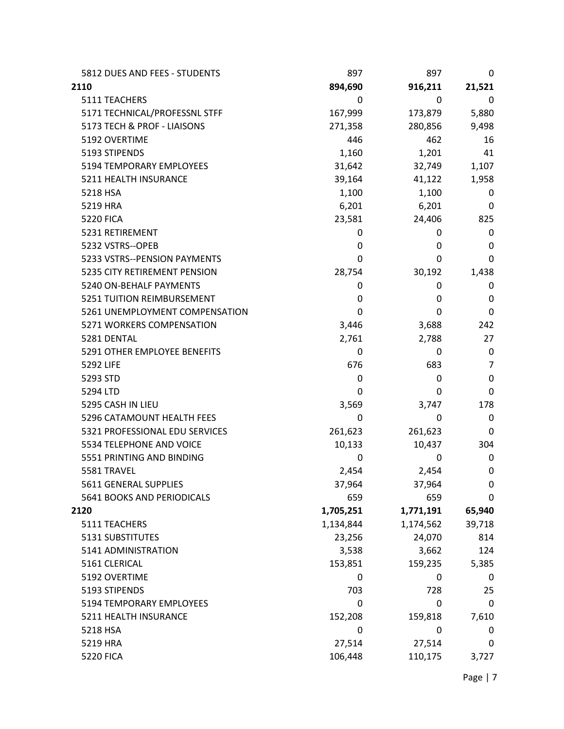| | | | |
|---|---|---|---|
| 5812 DUES AND FEES - STUDENTS | 897 | 897 | 0 |
| **2110** | **894,690** | **916,211** | **21,521** |
| 5111 TEACHERS | 0 | 0 | 0 |
| 5171 TECHNICAL/PROFESSNL STFF | 167,999 | 173,879 | 5,880 |
| 5173 TECH & PROF - LIAISONS | 271,358 | 280,856 | 9,498 |
| 5192 OVERTIME | 446 | 462 | 16 |
| 5193 STIPENDS | 1,160 | 1,201 | 41 |
| 5194 TEMPORARY EMPLOYEES | 31,642 | 32,749 | 1,107 |
| 5211 HEALTH INSURANCE | 39,164 | 41,122 | 1,958 |
| 5218 HSA | 1,100 | 1,100 | 0 |
| 5219 HRA | 6,201 | 6,201 | 0 |
| 5220 FICA | 23,581 | 24,406 | 825 |
| 5231 RETIREMENT | 0 | 0 | 0 |
| 5232 VSTRS--OPEB | 0 | 0 | 0 |
| 5233 VSTRS--PENSION PAYMENTS | 0 | 0 | 0 |
| 5235 CITY RETIREMENT PENSION | 28,754 | 30,192 | 1,438 |
| 5240 ON-BEHALF PAYMENTS | 0 | 0 | 0 |
| 5251 TUITION REIMBURSEMENT | 0 | 0 | 0 |
| 5261 UNEMPLOYMENT COMPENSATION | 0 | 0 | 0 |
| 5271 WORKERS COMPENSATION | 3,446 | 3,688 | 242 |
| 5281 DENTAL | 2,761 | 2,788 | 27 |
| 5291 OTHER EMPLOYEE BENEFITS | 0 | 0 | 0 |
| 5292 LIFE | 676 | 683 | 7 |
| 5293 STD | 0 | 0 | 0 |
| 5294 LTD | 0 | 0 | 0 |
| 5295 CASH IN LIEU | 3,569 | 3,747 | 178 |
| 5296 CATAMOUNT HEALTH FEES | 0 | 0 | 0 |
| 5321 PROFESSIONAL EDU SERVICES | 261,623 | 261,623 | 0 |
| 5534 TELEPHONE AND VOICE | 10,133 | 10,437 | 304 |
| 5551 PRINTING AND BINDING | 0 | 0 | 0 |
| 5581 TRAVEL | 2,454 | 2,454 | 0 |
| 5611 GENERAL SUPPLIES | 37,964 | 37,964 | 0 |
| 5641 BOOKS AND PERIODICALS | 659 | 659 | 0 |
| **2120** | **1,705,251** | **1,771,191** | **65,940** |
| 5111 TEACHERS | 1,134,844 | 1,174,562 | 39,718 |
| 5131 SUBSTITUTES | 23,256 | 24,070 | 814 |
| 5141 ADMINISTRATION | 3,538 | 3,662 | 124 |
| 5161 CLERICAL | 153,851 | 159,235 | 5,385 |
| 5192 OVERTIME | 0 | 0 | 0 |
| 5193 STIPENDS | 703 | 728 | 25 |
| 5194 TEMPORARY EMPLOYEES | 0 | 0 | 0 |
| 5211 HEALTH INSURANCE | 152,208 | 159,818 | 7,610 |
| 5218 HSA | 0 | 0 | 0 |
| 5219 HRA | 27,514 | 27,514 | 0 |
| 5220 FICA | 106,448 | 110,175 | 3,727 |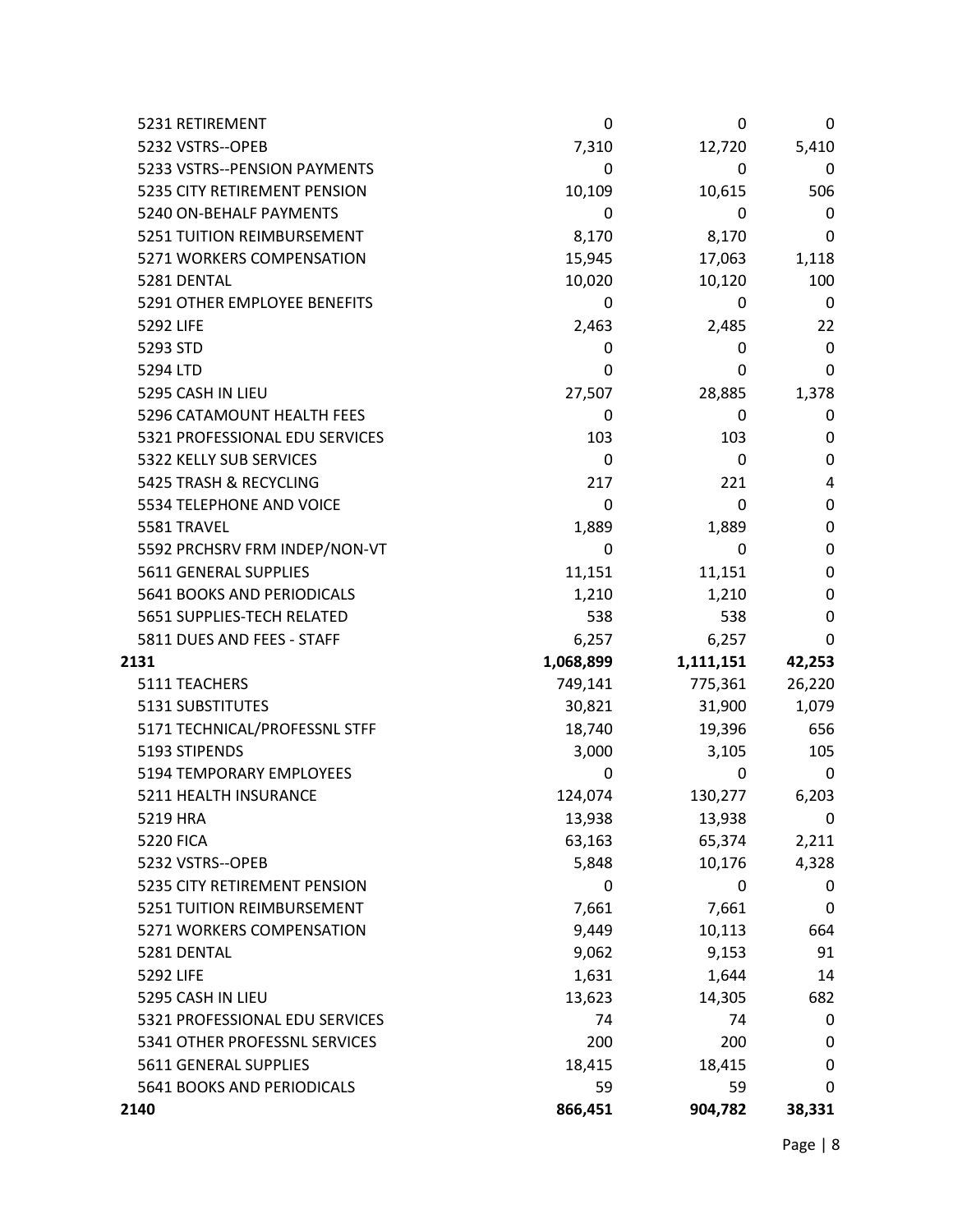| | | | |
|---|---|---|---|
| 5231 RETIREMENT | 0 | 0 | 0 |
| 5232 VSTRS--OPEB | 7,310 | 12,720 | 5,410 |
| 5233 VSTRS--PENSION PAYMENTS | 0 | 0 | 0 |
| 5235 CITY RETIREMENT PENSION | 10,109 | 10,615 | 506 |
| 5240 ON-BEHALF PAYMENTS | 0 | 0 | 0 |
| 5251 TUITION REIMBURSEMENT | 8,170 | 8,170 | 0 |
| 5271 WORKERS COMPENSATION | 15,945 | 17,063 | 1,118 |
| 5281 DENTAL | 10,020 | 10,120 | 100 |
| 5291 OTHER EMPLOYEE BENEFITS | 0 | 0 | 0 |
| 5292 LIFE | 2,463 | 2,485 | 22 |
| 5293 STD | 0 | 0 | 0 |
| 5294 LTD | 0 | 0 | 0 |
| 5295 CASH IN LIEU | 27,507 | 28,885 | 1,378 |
| 5296 CATAMOUNT HEALTH FEES | 0 | 0 | 0 |
| 5321 PROFESSIONAL EDU SERVICES | 103 | 103 | 0 |
| 5322 KELLY SUB SERVICES | 0 | 0 | 0 |
| 5425 TRASH & RECYCLING | 217 | 221 | 4 |
| 5534 TELEPHONE AND VOICE | 0 | 0 | 0 |
| 5581 TRAVEL | 1,889 | 1,889 | 0 |
| 5592 PRCHSRV FRM INDEP/NON-VT | 0 | 0 | 0 |
| 5611 GENERAL SUPPLIES | 11,151 | 11,151 | 0 |
| 5641 BOOKS AND PERIODICALS | 1,210 | 1,210 | 0 |
| 5651 SUPPLIES-TECH RELATED | 538 | 538 | 0 |
| 5811 DUES AND FEES - STAFF | 6,257 | 6,257 | 0 |
| **2131** | **1,068,899** | **1,111,151** | **42,253** |
| 5111 TEACHERS | 749,141 | 775,361 | 26,220 |
| 5131 SUBSTITUTES | 30,821 | 31,900 | 1,079 |
| 5171 TECHNICAL/PROFESSNL STFF | 18,740 | 19,396 | 656 |
| 5193 STIPENDS | 3,000 | 3,105 | 105 |
| 5194 TEMPORARY EMPLOYEES | 0 | 0 | 0 |
| 5211 HEALTH INSURANCE | 124,074 | 130,277 | 6,203 |
| 5219 HRA | 13,938 | 13,938 | 0 |
| 5220 FICA | 63,163 | 65,374 | 2,211 |
| 5232 VSTRS--OPEB | 5,848 | 10,176 | 4,328 |
| 5235 CITY RETIREMENT PENSION | 0 | 0 | 0 |
| 5251 TUITION REIMBURSEMENT | 7,661 | 7,661 | 0 |
| 5271 WORKERS COMPENSATION | 9,449 | 10,113 | 664 |
| 5281 DENTAL | 9,062 | 9,153 | 91 |
| 5292 LIFE | 1,631 | 1,644 | 14 |
| 5295 CASH IN LIEU | 13,623 | 14,305 | 682 |
| 5321 PROFESSIONAL EDU SERVICES | 74 | 74 | 0 |
| 5341 OTHER PROFESSNL SERVICES | 200 | 200 | 0 |
| 5611 GENERAL SUPPLIES | 18,415 | 18,415 | 0 |
| 5641 BOOKS AND PERIODICALS | 59 | 59 | 0 |
| **2140** | **866,451** | **904,782** | **38,331** |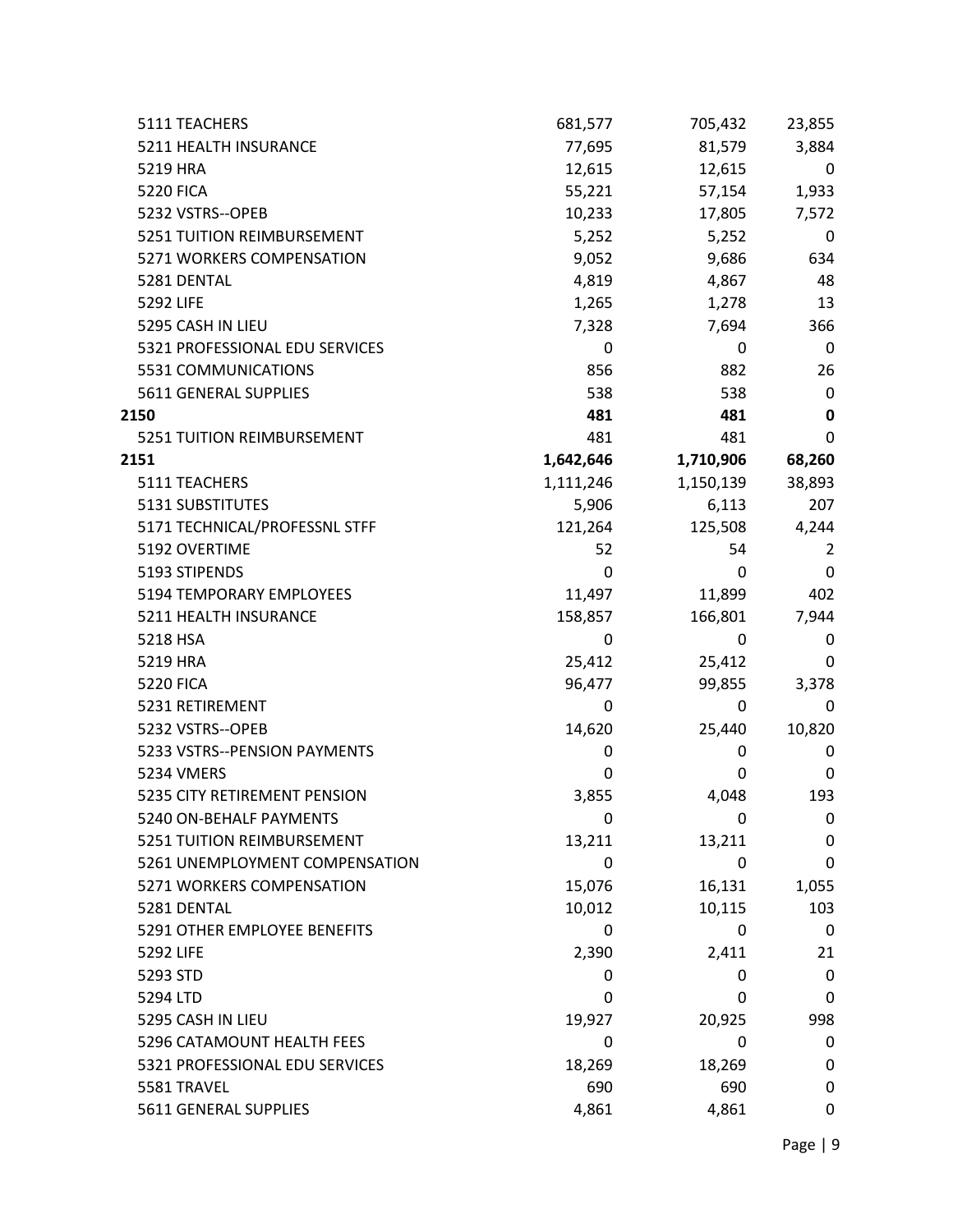| | | | |
|---|---|---|---|
| 5111 TEACHERS | 681,577 | 705,432 | 23,855 |
| 5211 HEALTH INSURANCE | 77,695 | 81,579 | 3,884 |
| 5219 HRA | 12,615 | 12,615 | 0 |
| 5220 FICA | 55,221 | 57,154 | 1,933 |
| 5232 VSTRS--OPEB | 10,233 | 17,805 | 7,572 |
| 5251 TUITION REIMBURSEMENT | 5,252 | 5,252 | 0 |
| 5271 WORKERS COMPENSATION | 9,052 | 9,686 | 634 |
| 5281 DENTAL | 4,819 | 4,867 | 48 |
| 5292 LIFE | 1,265 | 1,278 | 13 |
| 5295 CASH IN LIEU | 7,328 | 7,694 | 366 |
| 5321 PROFESSIONAL EDU SERVICES | 0 | 0 | 0 |
| 5531 COMMUNICATIONS | 856 | 882 | 26 |
| 5611 GENERAL SUPPLIES | 538 | 538 | 0 |
| **2150** | **481** | **481** | **0** |
| 5251 TUITION REIMBURSEMENT | 481 | 481 | 0 |
| **2151** | **1,642,646** | **1,710,906** | **68,260** |
| 5111 TEACHERS | 1,111,246 | 1,150,139 | 38,893 |
| 5131 SUBSTITUTES | 5,906 | 6,113 | 207 |
| 5171 TECHNICAL/PROFESSNL STFF | 121,264 | 125,508 | 4,244 |
| 5192 OVERTIME | 52 | 54 | 2 |
| 5193 STIPENDS | 0 | 0 | 0 |
| 5194 TEMPORARY EMPLOYEES | 11,497 | 11,899 | 402 |
| 5211 HEALTH INSURANCE | 158,857 | 166,801 | 7,944 |
| 5218 HSA | 0 | 0 | 0 |
| 5219 HRA | 25,412 | 25,412 | 0 |
| 5220 FICA | 96,477 | 99,855 | 3,378 |
| 5231 RETIREMENT | 0 | 0 | 0 |
| 5232 VSTRS--OPEB | 14,620 | 25,440 | 10,820 |
| 5233 VSTRS--PENSION PAYMENTS | 0 | 0 | 0 |
| 5234 VMERS | 0 | 0 | 0 |
| 5235 CITY RETIREMENT PENSION | 3,855 | 4,048 | 193 |
| 5240 ON-BEHALF PAYMENTS | 0 | 0 | 0 |
| 5251 TUITION REIMBURSEMENT | 13,211 | 13,211 | 0 |
| 5261 UNEMPLOYMENT COMPENSATION | 0 | 0 | 0 |
| 5271 WORKERS COMPENSATION | 15,076 | 16,131 | 1,055 |
| 5281 DENTAL | 10,012 | 10,115 | 103 |
| 5291 OTHER EMPLOYEE BENEFITS | 0 | 0 | 0 |
| 5292 LIFE | 2,390 | 2,411 | 21 |
| 5293 STD | 0 | 0 | 0 |
| 5294 LTD | 0 | 0 | 0 |
| 5295 CASH IN LIEU | 19,927 | 20,925 | 998 |
| 5296 CATAMOUNT HEALTH FEES | 0 | 0 | 0 |
| 5321 PROFESSIONAL EDU SERVICES | 18,269 | 18,269 | 0 |
| 5581 TRAVEL | 690 | 690 | 0 |
| 5611 GENERAL SUPPLIES | 4,861 | 4,861 | 0 |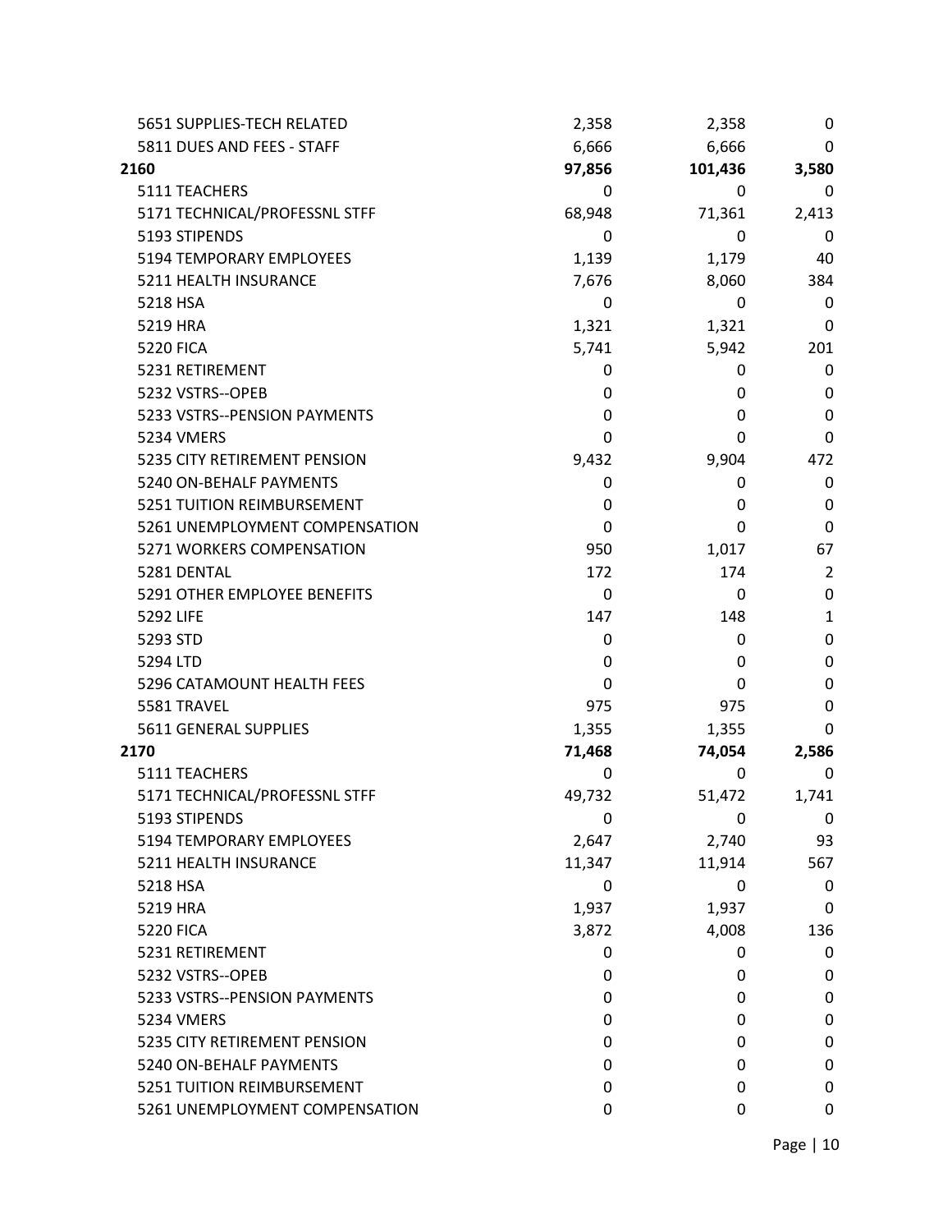| | | | |
|---|---|---|---|
| 5651 SUPPLIES-TECH RELATED | 2,358 | 2,358 | 0 |
| 5811 DUES AND FEES - STAFF | 6,666 | 6,666 | 0 |
| **2160** | **97,856** | **101,436** | **3,580** |
| 5111 TEACHERS | 0 | 0 | 0 |
| 5171 TECHNICAL/PROFESSNL STFF | 68,948 | 71,361 | 2,413 |
| 5193 STIPENDS | 0 | 0 | 0 |
| 5194 TEMPORARY EMPLOYEES | 1,139 | 1,179 | 40 |
| 5211 HEALTH INSURANCE | 7,676 | 8,060 | 384 |
| 5218 HSA | 0 | 0 | 0 |
| 5219 HRA | 1,321 | 1,321 | 0 |
| 5220 FICA | 5,741 | 5,942 | 201 |
| 5231 RETIREMENT | 0 | 0 | 0 |
| 5232 VSTRS--OPEB | 0 | 0 | 0 |
| 5233 VSTRS--PENSION PAYMENTS | 0 | 0 | 0 |
| 5234 VMERS | 0 | 0 | 0 |
| 5235 CITY RETIREMENT PENSION | 9,432 | 9,904 | 472 |
| 5240 ON-BEHALF PAYMENTS | 0 | 0 | 0 |
| 5251 TUITION REIMBURSEMENT | 0 | 0 | 0 |
| 5261 UNEMPLOYMENT COMPENSATION | 0 | 0 | 0 |
| 5271 WORKERS COMPENSATION | 950 | 1,017 | 67 |
| 5281 DENTAL | 172 | 174 | 2 |
| 5291 OTHER EMPLOYEE BENEFITS | 0 | 0 | 0 |
| 5292 LIFE | 147 | 148 | 1 |
| 5293 STD | 0 | 0 | 0 |
| 5294 LTD | 0 | 0 | 0 |
| 5296 CATAMOUNT HEALTH FEES | 0 | 0 | 0 |
| 5581 TRAVEL | 975 | 975 | 0 |
| 5611 GENERAL SUPPLIES | 1,355 | 1,355 | 0 |
| **2170** | **71,468** | **74,054** | **2,586** |
| 5111 TEACHERS | 0 | 0 | 0 |
| 5171 TECHNICAL/PROFESSNL STFF | 49,732 | 51,472 | 1,741 |
| 5193 STIPENDS | 0 | 0 | 0 |
| 5194 TEMPORARY EMPLOYEES | 2,647 | 2,740 | 93 |
| 5211 HEALTH INSURANCE | 11,347 | 11,914 | 567 |
| 5218 HSA | 0 | 0 | 0 |
| 5219 HRA | 1,937 | 1,937 | 0 |
| 5220 FICA | 3,872 | 4,008 | 136 |
| 5231 RETIREMENT | 0 | 0 | 0 |
| 5232 VSTRS--OPEB | 0 | 0 | 0 |
| 5233 VSTRS--PENSION PAYMENTS | 0 | 0 | 0 |
| 5234 VMERS | 0 | 0 | 0 |
| 5235 CITY RETIREMENT PENSION | 0 | 0 | 0 |
| 5240 ON-BEHALF PAYMENTS | 0 | 0 | 0 |
| 5251 TUITION REIMBURSEMENT | 0 | 0 | 0 |
| 5261 UNEMPLOYMENT COMPENSATION | 0 | 0 | 0 |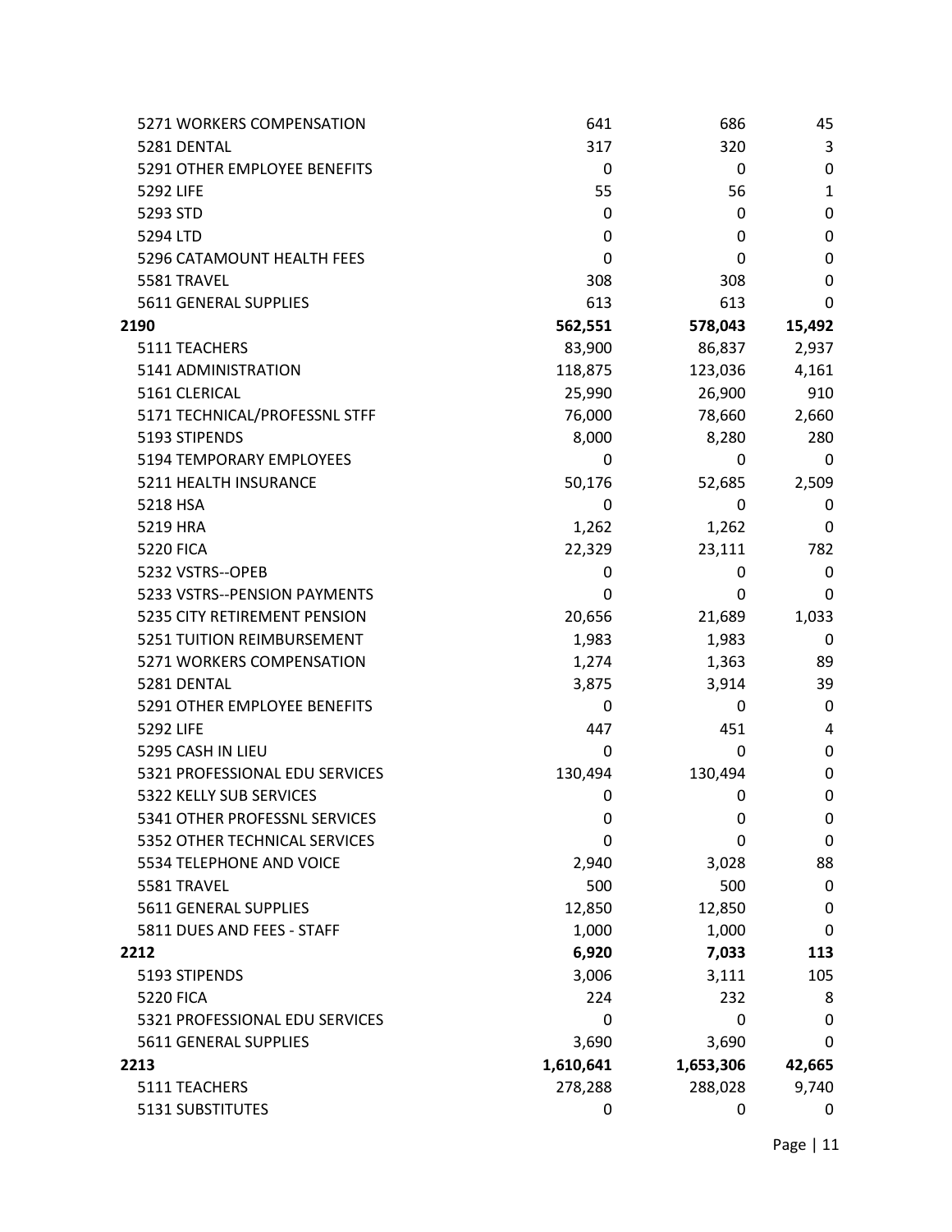| | | | |
|---|---|---|---|
| 5271 WORKERS COMPENSATION | 641 | 686 | 45 |
| 5281 DENTAL | 317 | 320 | 3 |
| 5291 OTHER EMPLOYEE BENEFITS | 0 | 0 | 0 |
| 5292 LIFE | 55 | 56 | 1 |
| 5293 STD | 0 | 0 | 0 |
| 5294 LTD | 0 | 0 | 0 |
| 5296 CATAMOUNT HEALTH FEES | 0 | 0 | 0 |
| 5581 TRAVEL | 308 | 308 | 0 |
| 5611 GENERAL SUPPLIES | 613 | 613 | 0 |
| **2190** | **562,551** | **578,043** | **15,492** |
| 5111 TEACHERS | 83,900 | 86,837 | 2,937 |
| 5141 ADMINISTRATION | 118,875 | 123,036 | 4,161 |
| 5161 CLERICAL | 25,990 | 26,900 | 910 |
| 5171 TECHNICAL/PROFESSNL STFF | 76,000 | 78,660 | 2,660 |
| 5193 STIPENDS | 8,000 | 8,280 | 280 |
| 5194 TEMPORARY EMPLOYEES | 0 | 0 | 0 |
| 5211 HEALTH INSURANCE | 50,176 | 52,685 | 2,509 |
| 5218 HSA | 0 | 0 | 0 |
| 5219 HRA | 1,262 | 1,262 | 0 |
| 5220 FICA | 22,329 | 23,111 | 782 |
| 5232 VSTRS--OPEB | 0 | 0 | 0 |
| 5233 VSTRS--PENSION PAYMENTS | 0 | 0 | 0 |
| 5235 CITY RETIREMENT PENSION | 20,656 | 21,689 | 1,033 |
| 5251 TUITION REIMBURSEMENT | 1,983 | 1,983 | 0 |
| 5271 WORKERS COMPENSATION | 1,274 | 1,363 | 89 |
| 5281 DENTAL | 3,875 | 3,914 | 39 |
| 5291 OTHER EMPLOYEE BENEFITS | 0 | 0 | 0 |
| 5292 LIFE | 447 | 451 | 4 |
| 5295 CASH IN LIEU | 0 | 0 | 0 |
| 5321 PROFESSIONAL EDU SERVICES | 130,494 | 130,494 | 0 |
| 5322 KELLY SUB SERVICES | 0 | 0 | 0 |
| 5341 OTHER PROFESSNL SERVICES | 0 | 0 | 0 |
| 5352 OTHER TECHNICAL SERVICES | 0 | 0 | 0 |
| 5534 TELEPHONE AND VOICE | 2,940 | 3,028 | 88 |
| 5581 TRAVEL | 500 | 500 | 0 |
| 5611 GENERAL SUPPLIES | 12,850 | 12,850 | 0 |
| 5811 DUES AND FEES - STAFF | 1,000 | 1,000 | 0 |
| **2212** | **6,920** | **7,033** | **113** |
| 5193 STIPENDS | 3,006 | 3,111 | 105 |
| 5220 FICA | 224 | 232 | 8 |
| 5321 PROFESSIONAL EDU SERVICES | 0 | 0 | 0 |
| 5611 GENERAL SUPPLIES | 3,690 | 3,690 | 0 |
| **2213** | **1,610,641** | **1,653,306** | **42,665** |
| 5111 TEACHERS | 278,288 | 288,028 | 9,740 |
| 5131 SUBSTITUTES | 0 | 0 | 0 |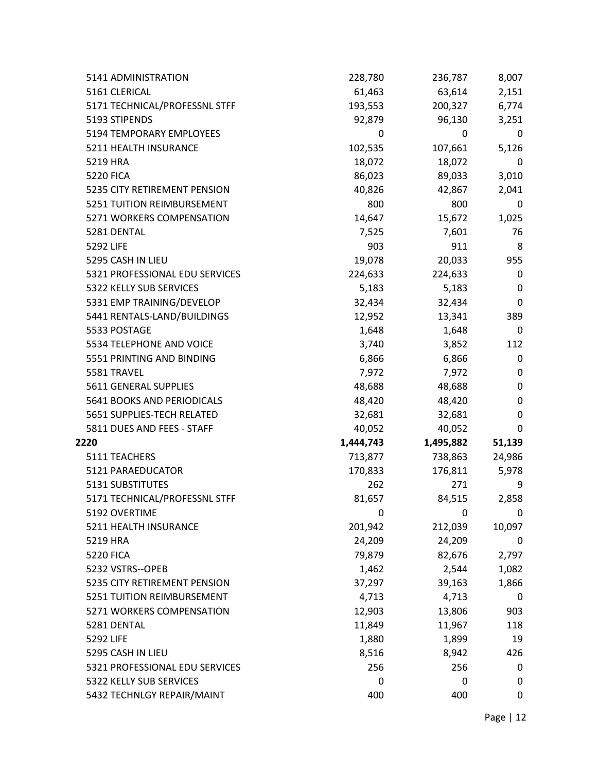| | | | |
|---|---|---|---|
| 5141 ADMINISTRATION | 228,780 | 236,787 | 8,007 |
| 5161 CLERICAL | 61,463 | 63,614 | 2,151 |
| 5171 TECHNICAL/PROFESSNL STFF | 193,553 | 200,327 | 6,774 |
| 5193 STIPENDS | 92,879 | 96,130 | 3,251 |
| 5194 TEMPORARY EMPLOYEES | 0 | 0 | 0 |
| 5211 HEALTH INSURANCE | 102,535 | 107,661 | 5,126 |
| 5219 HRA | 18,072 | 18,072 | 0 |
| 5220 FICA | 86,023 | 89,033 | 3,010 |
| 5235 CITY RETIREMENT PENSION | 40,826 | 42,867 | 2,041 |
| 5251 TUITION REIMBURSEMENT | 800 | 800 | 0 |
| 5271 WORKERS COMPENSATION | 14,647 | 15,672 | 1,025 |
| 5281 DENTAL | 7,525 | 7,601 | 76 |
| 5292 LIFE | 903 | 911 | 8 |
| 5295 CASH IN LIEU | 19,078 | 20,033 | 955 |
| 5321 PROFESSIONAL EDU SERVICES | 224,633 | 224,633 | 0 |
| 5322 KELLY SUB SERVICES | 5,183 | 5,183 | 0 |
| 5331 EMP TRAINING/DEVELOP | 32,434 | 32,434 | 0 |
| 5441 RENTALS-LAND/BUILDINGS | 12,952 | 13,341 | 389 |
| 5533 POSTAGE | 1,648 | 1,648 | 0 |
| 5534 TELEPHONE AND VOICE | 3,740 | 3,852 | 112 |
| 5551 PRINTING AND BINDING | 6,866 | 6,866 | 0 |
| 5581 TRAVEL | 7,972 | 7,972 | 0 |
| 5611 GENERAL SUPPLIES | 48,688 | 48,688 | 0 |
| 5641 BOOKS AND PERIODICALS | 48,420 | 48,420 | 0 |
| 5651 SUPPLIES-TECH RELATED | 32,681 | 32,681 | 0 |
| 5811 DUES AND FEES - STAFF | 40,052 | 40,052 | 0 |
| **2220** | **1,444,743** | **1,495,882** | **51,139** |
| 5111 TEACHERS | 713,877 | 738,863 | 24,986 |
| 5121 PARAEDUCATOR | 170,833 | 176,811 | 5,978 |
| 5131 SUBSTITUTES | 262 | 271 | 9 |
| 5171 TECHNICAL/PROFESSNL STFF | 81,657 | 84,515 | 2,858 |
| 5192 OVERTIME | 0 | 0 | 0 |
| 5211 HEALTH INSURANCE | 201,942 | 212,039 | 10,097 |
| 5219 HRA | 24,209 | 24,209 | 0 |
| 5220 FICA | 79,879 | 82,676 | 2,797 |
| 5232 VSTRS--OPEB | 1,462 | 2,544 | 1,082 |
| 5235 CITY RETIREMENT PENSION | 37,297 | 39,163 | 1,866 |
| 5251 TUITION REIMBURSEMENT | 4,713 | 4,713 | 0 |
| 5271 WORKERS COMPENSATION | 12,903 | 13,806 | 903 |
| 5281 DENTAL | 11,849 | 11,967 | 118 |
| 5292 LIFE | 1,880 | 1,899 | 19 |
| 5295 CASH IN LIEU | 8,516 | 8,942 | 426 |
| 5321 PROFESSIONAL EDU SERVICES | 256 | 256 | 0 |
| 5322 KELLY SUB SERVICES | 0 | 0 | 0 |
| 5432 TECHNLGY REPAIR/MAINT | 400 | 400 | 0 |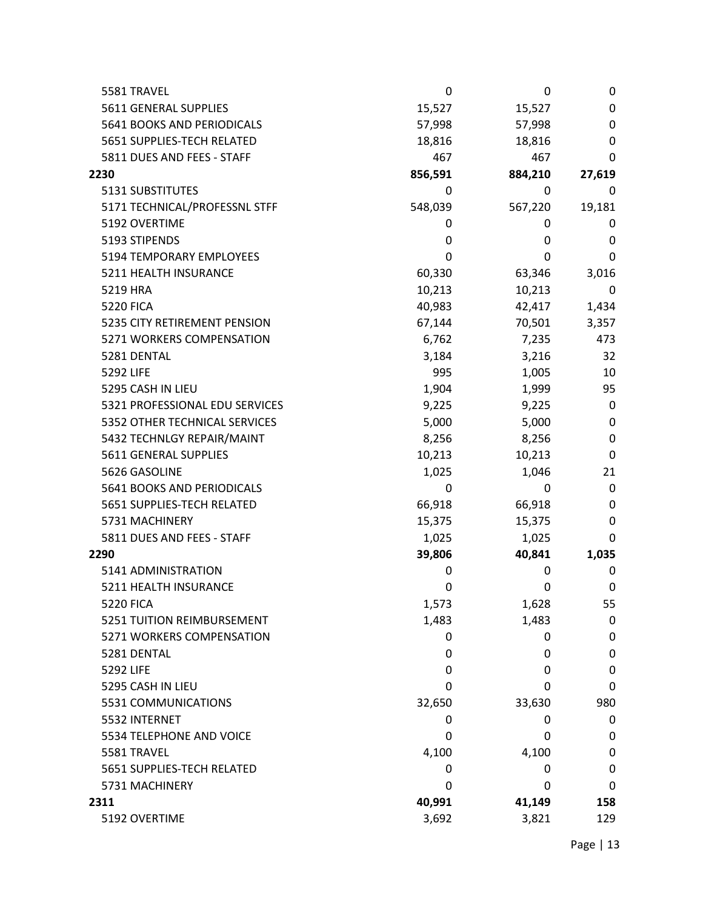| | | | |
|---|---|---|---|
| 5581 TRAVEL | 0 | 0 | 0 |
| 5611 GENERAL SUPPLIES | 15,527 | 15,527 | 0 |
| 5641 BOOKS AND PERIODICALS | 57,998 | 57,998 | 0 |
| 5651 SUPPLIES-TECH RELATED | 18,816 | 18,816 | 0 |
| 5811 DUES AND FEES - STAFF | 467 | 467 | 0 |
| **2230** | **856,591** | **884,210** | **27,619** |
| 5131 SUBSTITUTES | 0 | 0 | 0 |
| 5171 TECHNICAL/PROFESSNL STFF | 548,039 | 567,220 | 19,181 |
| 5192 OVERTIME | 0 | 0 | 0 |
| 5193 STIPENDS | 0 | 0 | 0 |
| 5194 TEMPORARY EMPLOYEES | 0 | 0 | 0 |
| 5211 HEALTH INSURANCE | 60,330 | 63,346 | 3,016 |
| 5219 HRA | 10,213 | 10,213 | 0 |
| 5220 FICA | 40,983 | 42,417 | 1,434 |
| 5235 CITY RETIREMENT PENSION | 67,144 | 70,501 | 3,357 |
| 5271 WORKERS COMPENSATION | 6,762 | 7,235 | 473 |
| 5281 DENTAL | 3,184 | 3,216 | 32 |
| 5292 LIFE | 995 | 1,005 | 10 |
| 5295 CASH IN LIEU | 1,904 | 1,999 | 95 |
| 5321 PROFESSIONAL EDU SERVICES | 9,225 | 9,225 | 0 |
| 5352 OTHER TECHNICAL SERVICES | 5,000 | 5,000 | 0 |
| 5432 TECHNLGY REPAIR/MAINT | 8,256 | 8,256 | 0 |
| 5611 GENERAL SUPPLIES | 10,213 | 10,213 | 0 |
| 5626 GASOLINE | 1,025 | 1,046 | 21 |
| 5641 BOOKS AND PERIODICALS | 0 | 0 | 0 |
| 5651 SUPPLIES-TECH RELATED | 66,918 | 66,918 | 0 |
| 5731 MACHINERY | 15,375 | 15,375 | 0 |
| 5811 DUES AND FEES - STAFF | 1,025 | 1,025 | 0 |
| **2290** | **39,806** | **40,841** | **1,035** |
| 5141 ADMINISTRATION | 0 | 0 | 0 |
| 5211 HEALTH INSURANCE | 0 | 0 | 0 |
| 5220 FICA | 1,573 | 1,628 | 55 |
| 5251 TUITION REIMBURSEMENT | 1,483 | 1,483 | 0 |
| 5271 WORKERS COMPENSATION | 0 | 0 | 0 |
| 5281 DENTAL | 0 | 0 | 0 |
| 5292 LIFE | 0 | 0 | 0 |
| 5295 CASH IN LIEU | 0 | 0 | 0 |
| 5531 COMMUNICATIONS | 32,650 | 33,630 | 980 |
| 5532 INTERNET | 0 | 0 | 0 |
| 5534 TELEPHONE AND VOICE | 0 | 0 | 0 |
| 5581 TRAVEL | 4,100 | 4,100 | 0 |
| 5651 SUPPLIES-TECH RELATED | 0 | 0 | 0 |
| 5731 MACHINERY | 0 | 0 | 0 |
| **2311** | **40,991** | **41,149** | **158** |
| 5192 OVERTIME | 3,692 | 3,821 | 129 |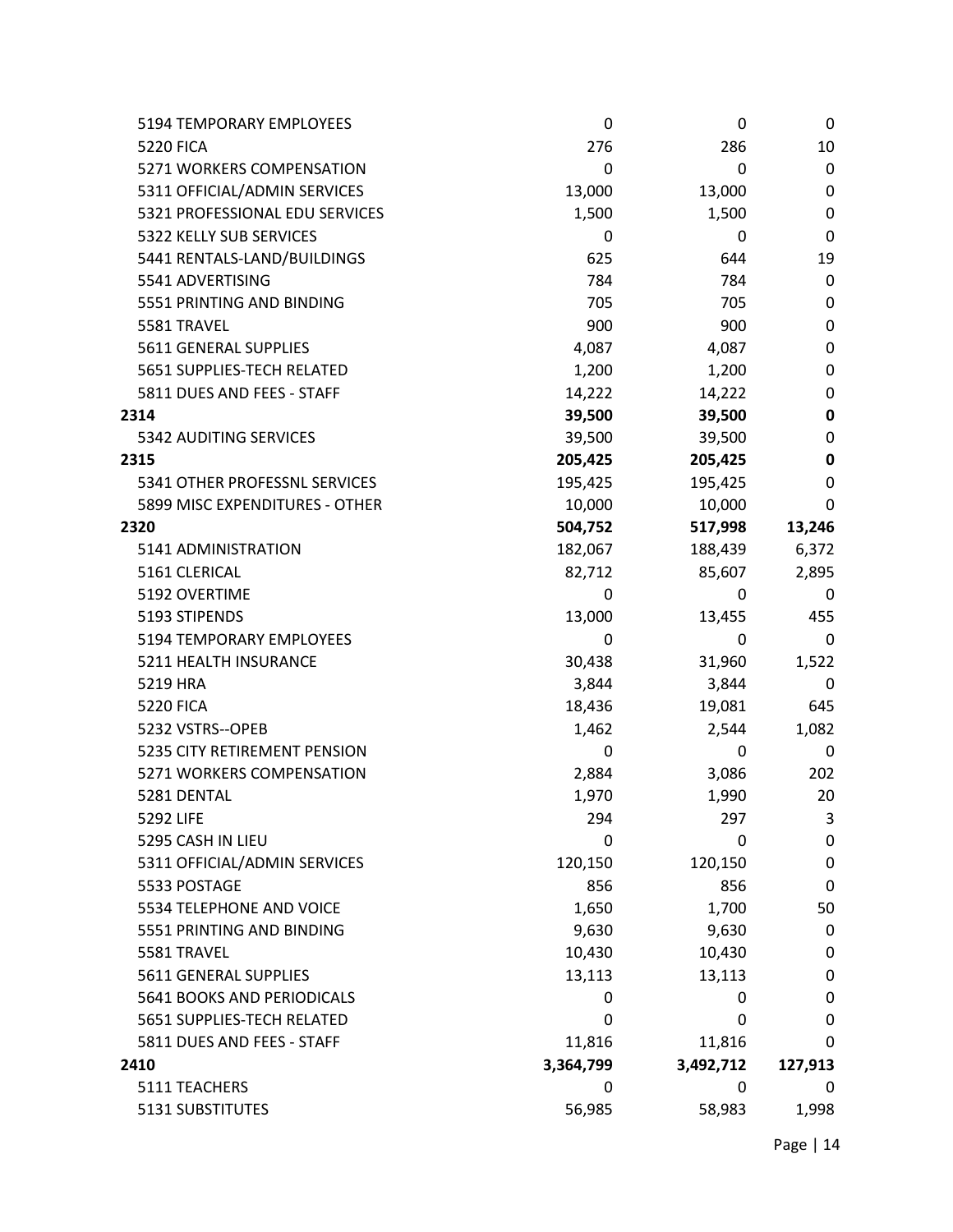| | | | |
|---|---|---|---|
| 5194 TEMPORARY EMPLOYEES | 0 | 0 | 0 |
| 5220 FICA | 276 | 286 | 10 |
| 5271 WORKERS COMPENSATION | 0 | 0 | 0 |
| 5311 OFFICIAL/ADMIN SERVICES | 13,000 | 13,000 | 0 |
| 5321 PROFESSIONAL EDU SERVICES | 1,500 | 1,500 | 0 |
| 5322 KELLY SUB SERVICES | 0 | 0 | 0 |
| 5441 RENTALS-LAND/BUILDINGS | 625 | 644 | 19 |
| 5541 ADVERTISING | 784 | 784 | 0 |
| 5551 PRINTING AND BINDING | 705 | 705 | 0 |
| 5581 TRAVEL | 900 | 900 | 0 |
| 5611 GENERAL SUPPLIES | 4,087 | 4,087 | 0 |
| 5651 SUPPLIES-TECH RELATED | 1,200 | 1,200 | 0 |
| 5811 DUES AND FEES - STAFF | 14,222 | 14,222 | 0 |
| **2314** | **39,500** | **39,500** | **0** |
| 5342 AUDITING SERVICES | 39,500 | 39,500 | 0 |
| **2315** | **205,425** | **205,425** | **0** |
| 5341 OTHER PROFESSNL SERVICES | 195,425 | 195,425 | 0 |
| 5899 MISC EXPENDITURES - OTHER | 10,000 | 10,000 | 0 |
| **2320** | **504,752** | **517,998** | **13,246** |
| 5141 ADMINISTRATION | 182,067 | 188,439 | 6,372 |
| 5161 CLERICAL | 82,712 | 85,607 | 2,895 |
| 5192 OVERTIME | 0 | 0 | 0 |
| 5193 STIPENDS | 13,000 | 13,455 | 455 |
| 5194 TEMPORARY EMPLOYEES | 0 | 0 | 0 |
| 5211 HEALTH INSURANCE | 30,438 | 31,960 | 1,522 |
| 5219 HRA | 3,844 | 3,844 | 0 |
| 5220 FICA | 18,436 | 19,081 | 645 |
| 5232 VSTRS--OPEB | 1,462 | 2,544 | 1,082 |
| 5235 CITY RETIREMENT PENSION | 0 | 0 | 0 |
| 5271 WORKERS COMPENSATION | 2,884 | 3,086 | 202 |
| 5281 DENTAL | 1,970 | 1,990 | 20 |
| 5292 LIFE | 294 | 297 | 3 |
| 5295 CASH IN LIEU | 0 | 0 | 0 |
| 5311 OFFICIAL/ADMIN SERVICES | 120,150 | 120,150 | 0 |
| 5533 POSTAGE | 856 | 856 | 0 |
| 5534 TELEPHONE AND VOICE | 1,650 | 1,700 | 50 |
| 5551 PRINTING AND BINDING | 9,630 | 9,630 | 0 |
| 5581 TRAVEL | 10,430 | 10,430 | 0 |
| 5611 GENERAL SUPPLIES | 13,113 | 13,113 | 0 |
| 5641 BOOKS AND PERIODICALS | 0 | 0 | 0 |
| 5651 SUPPLIES-TECH RELATED | 0 | 0 | 0 |
| 5811 DUES AND FEES - STAFF | 11,816 | 11,816 | 0 |
| **2410** | **3,364,799** | **3,492,712** | **127,913** |
| 5111 TEACHERS | 0 | 0 | 0 |
| 5131 SUBSTITUTES | 56,985 | 58,983 | 1,998 |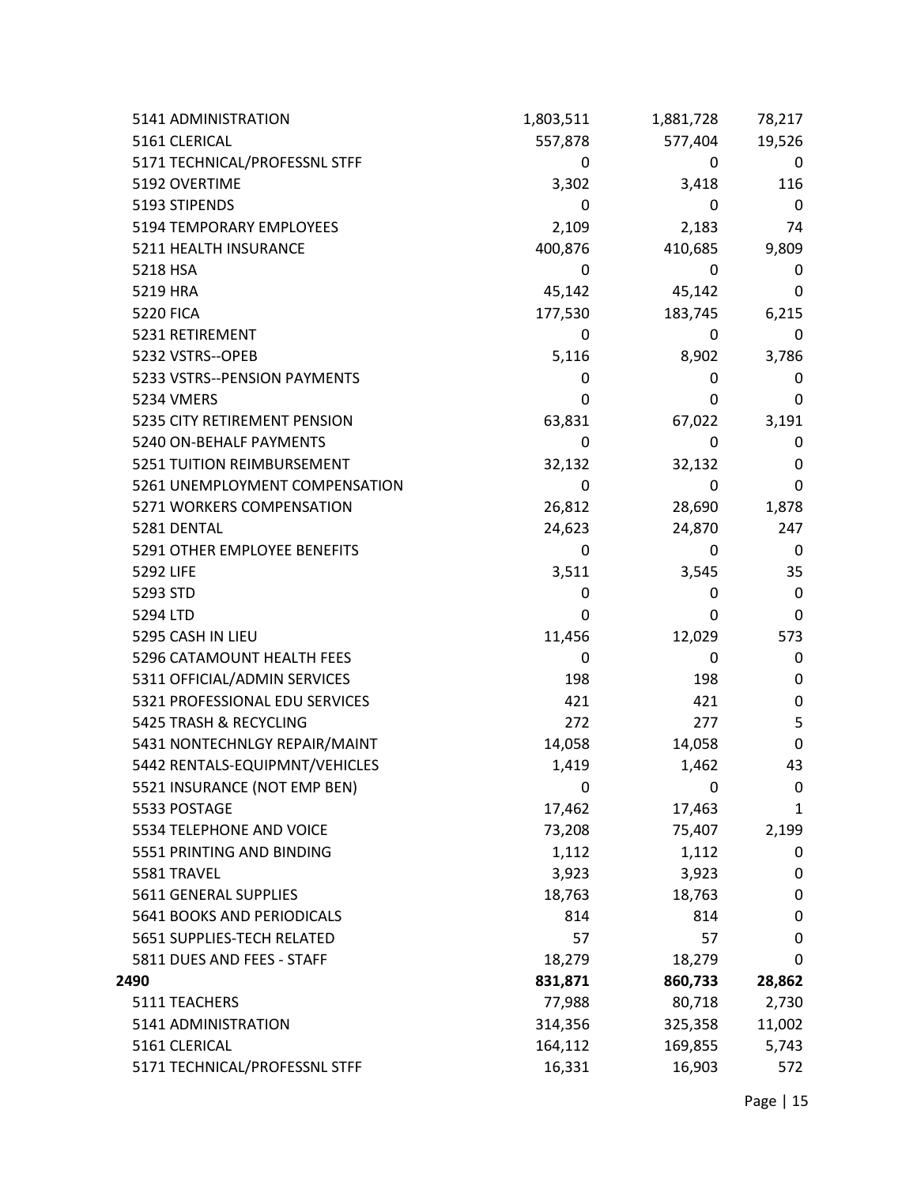| | | | |
|---|---|---|---|
| 5141 ADMINISTRATION | 1,803,511 | 1,881,728 | 78,217 |
| 5161 CLERICAL | 557,878 | 577,404 | 19,526 |
| 5171 TECHNICAL/PROFESSNL STFF | 0 | 0 | 0 |
| 5192 OVERTIME | 3,302 | 3,418 | 116 |
| 5193 STIPENDS | 0 | 0 | 0 |
| 5194 TEMPORARY EMPLOYEES | 2,109 | 2,183 | 74 |
| 5211 HEALTH INSURANCE | 400,876 | 410,685 | 9,809 |
| 5218 HSA | 0 | 0 | 0 |
| 5219 HRA | 45,142 | 45,142 | 0 |
| 5220 FICA | 177,530 | 183,745 | 6,215 |
| 5231 RETIREMENT | 0 | 0 | 0 |
| 5232 VSTRS--OPEB | 5,116 | 8,902 | 3,786 |
| 5233 VSTRS--PENSION PAYMENTS | 0 | 0 | 0 |
| 5234 VMERS | 0 | 0 | 0 |
| 5235 CITY RETIREMENT PENSION | 63,831 | 67,022 | 3,191 |
| 5240 ON-BEHALF PAYMENTS | 0 | 0 | 0 |
| 5251 TUITION REIMBURSEMENT | 32,132 | 32,132 | 0 |
| 5261 UNEMPLOYMENT COMPENSATION | 0 | 0 | 0 |
| 5271 WORKERS COMPENSATION | 26,812 | 28,690 | 1,878 |
| 5281 DENTAL | 24,623 | 24,870 | 247 |
| 5291 OTHER EMPLOYEE BENEFITS | 0 | 0 | 0 |
| 5292 LIFE | 3,511 | 3,545 | 35 |
| 5293 STD | 0 | 0 | 0 |
| 5294 LTD | 0 | 0 | 0 |
| 5295 CASH IN LIEU | 11,456 | 12,029 | 573 |
| 5296 CATAMOUNT HEALTH FEES | 0 | 0 | 0 |
| 5311 OFFICIAL/ADMIN SERVICES | 198 | 198 | 0 |
| 5321 PROFESSIONAL EDU SERVICES | 421 | 421 | 0 |
| 5425 TRASH & RECYCLING | 272 | 277 | 5 |
| 5431 NONTECHNLGY REPAIR/MAINT | 14,058 | 14,058 | 0 |
| 5442 RENTALS-EQUIPMNT/VEHICLES | 1,419 | 1,462 | 43 |
| 5521 INSURANCE (NOT EMP BEN) | 0 | 0 | 0 |
| 5533 POSTAGE | 17,462 | 17,463 | 1 |
| 5534 TELEPHONE AND VOICE | 73,208 | 75,407 | 2,199 |
| 5551 PRINTING AND BINDING | 1,112 | 1,112 | 0 |
| 5581 TRAVEL | 3,923 | 3,923 | 0 |
| 5611 GENERAL SUPPLIES | 18,763 | 18,763 | 0 |
| 5641 BOOKS AND PERIODICALS | 814 | 814 | 0 |
| 5651 SUPPLIES-TECH RELATED | 57 | 57 | 0 |
| 5811 DUES AND FEES - STAFF | 18,279 | 18,279 | 0 |
| **2490** | **831,871** | **860,733** | **28,862** |
| 5111 TEACHERS | 77,988 | 80,718 | 2,730 |
| 5141 ADMINISTRATION | 314,356 | 325,358 | 11,002 |
| 5161 CLERICAL | 164,112 | 169,855 | 5,743 |
| 5171 TECHNICAL/PROFESSNL STFF | 16,331 | 16,903 | 572 |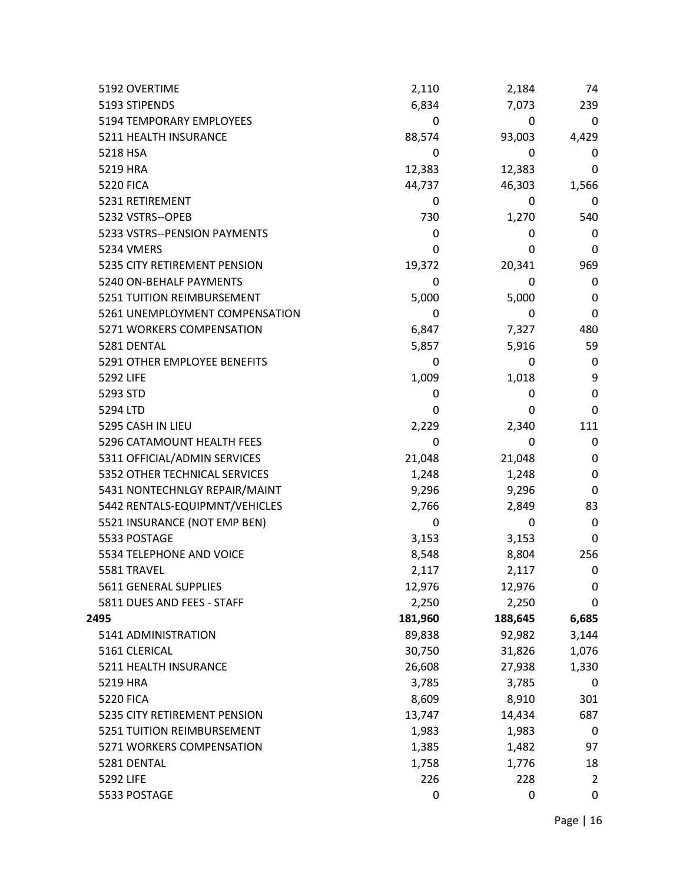| | | | |
|---|---|---|---|
| 5192 OVERTIME | 2,110 | 2,184 | 74 |
| 5193 STIPENDS | 6,834 | 7,073 | 239 |
| 5194 TEMPORARY EMPLOYEES | 0 | 0 | 0 |
| 5211 HEALTH INSURANCE | 88,574 | 93,003 | 4,429 |
| 5218 HSA | 0 | 0 | 0 |
| 5219 HRA | 12,383 | 12,383 | 0 |
| 5220 FICA | 44,737 | 46,303 | 1,566 |
| 5231 RETIREMENT | 0 | 0 | 0 |
| 5232 VSTRS--OPEB | 730 | 1,270 | 540 |
| 5233 VSTRS--PENSION PAYMENTS | 0 | 0 | 0 |
| 5234 VMERS | 0 | 0 | 0 |
| 5235 CITY RETIREMENT PENSION | 19,372 | 20,341 | 969 |
| 5240 ON-BEHALF PAYMENTS | 0 | 0 | 0 |
| 5251 TUITION REIMBURSEMENT | 5,000 | 5,000 | 0 |
| 5261 UNEMPLOYMENT COMPENSATION | 0 | 0 | 0 |
| 5271 WORKERS COMPENSATION | 6,847 | 7,327 | 480 |
| 5281 DENTAL | 5,857 | 5,916 | 59 |
| 5291 OTHER EMPLOYEE BENEFITS | 0 | 0 | 0 |
| 5292 LIFE | 1,009 | 1,018 | 9 |
| 5293 STD | 0 | 0 | 0 |
| 5294 LTD | 0 | 0 | 0 |
| 5295 CASH IN LIEU | 2,229 | 2,340 | 111 |
| 5296 CATAMOUNT HEALTH FEES | 0 | 0 | 0 |
| 5311 OFFICIAL/ADMIN SERVICES | 21,048 | 21,048 | 0 |
| 5352 OTHER TECHNICAL SERVICES | 1,248 | 1,248 | 0 |
| 5431 NONTECHNLGY REPAIR/MAINT | 9,296 | 9,296 | 0 |
| 5442 RENTALS-EQUIPMNT/VEHICLES | 2,766 | 2,849 | 83 |
| 5521 INSURANCE (NOT EMP BEN) | 0 | 0 | 0 |
| 5533 POSTAGE | 3,153 | 3,153 | 0 |
| 5534 TELEPHONE AND VOICE | 8,548 | 8,804 | 256 |
| 5581 TRAVEL | 2,117 | 2,117 | 0 |
| 5611 GENERAL SUPPLIES | 12,976 | 12,976 | 0 |
| 5811 DUES AND FEES - STAFF | 2,250 | 2,250 | 0 |
| **2495** | **181,960** | **188,645** | **6,685** |
| 5141 ADMINISTRATION | 89,838 | 92,982 | 3,144 |
| 5161 CLERICAL | 30,750 | 31,826 | 1,076 |
| 5211 HEALTH INSURANCE | 26,608 | 27,938 | 1,330 |
| 5219 HRA | 3,785 | 3,785 | 0 |
| 5220 FICA | 8,609 | 8,910 | 301 |
| 5235 CITY RETIREMENT PENSION | 13,747 | 14,434 | 687 |
| 5251 TUITION REIMBURSEMENT | 1,983 | 1,983 | 0 |
| 5271 WORKERS COMPENSATION | 1,385 | 1,482 | 97 |
| 5281 DENTAL | 1,758 | 1,776 | 18 |
| 5292 LIFE | 226 | 228 | 2 |
| 5533 POSTAGE | 0 | 0 | 0 |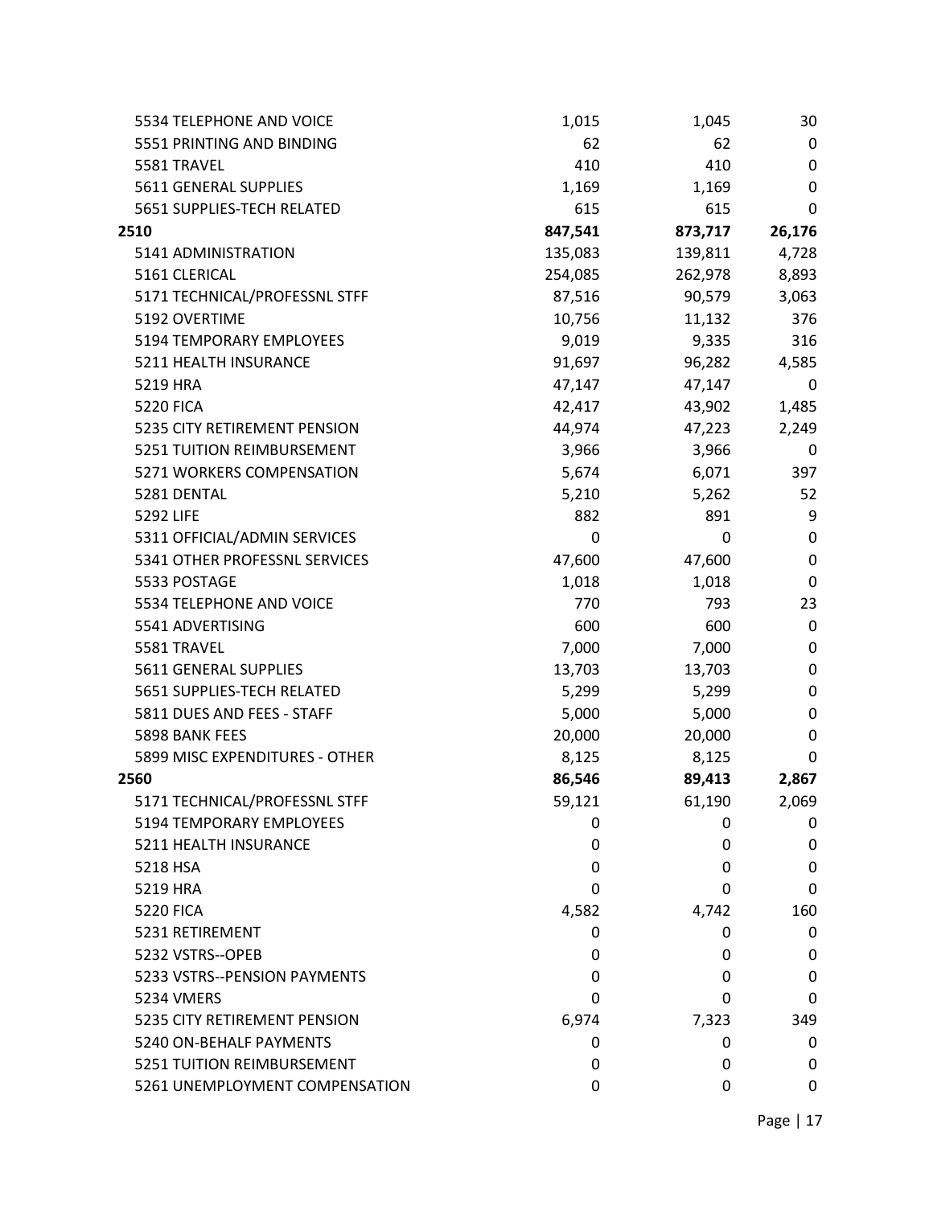| | | | |
|---|---|---|---|
| 5534 TELEPHONE AND VOICE | 1,015 | 1,045 | 30 |
| 5551 PRINTING AND BINDING | 62 | 62 | 0 |
| 5581 TRAVEL | 410 | 410 | 0 |
| 5611 GENERAL SUPPLIES | 1,169 | 1,169 | 0 |
| 5651 SUPPLIES-TECH RELATED | 615 | 615 | 0 |
| **2510** | **847,541** | **873,717** | **26,176** |
| 5141 ADMINISTRATION | 135,083 | 139,811 | 4,728 |
| 5161 CLERICAL | 254,085 | 262,978 | 8,893 |
| 5171 TECHNICAL/PROFESSNL STFF | 87,516 | 90,579 | 3,063 |
| 5192 OVERTIME | 10,756 | 11,132 | 376 |
| 5194 TEMPORARY EMPLOYEES | 9,019 | 9,335 | 316 |
| 5211 HEALTH INSURANCE | 91,697 | 96,282 | 4,585 |
| 5219 HRA | 47,147 | 47,147 | 0 |
| 5220 FICA | 42,417 | 43,902 | 1,485 |
| 5235 CITY RETIREMENT PENSION | 44,974 | 47,223 | 2,249 |
| 5251 TUITION REIMBURSEMENT | 3,966 | 3,966 | 0 |
| 5271 WORKERS COMPENSATION | 5,674 | 6,071 | 397 |
| 5281 DENTAL | 5,210 | 5,262 | 52 |
| 5292 LIFE | 882 | 891 | 9 |
| 5311 OFFICIAL/ADMIN SERVICES | 0 | 0 | 0 |
| 5341 OTHER PROFESSNL SERVICES | 47,600 | 47,600 | 0 |
| 5533 POSTAGE | 1,018 | 1,018 | 0 |
| 5534 TELEPHONE AND VOICE | 770 | 793 | 23 |
| 5541 ADVERTISING | 600 | 600 | 0 |
| 5581 TRAVEL | 7,000 | 7,000 | 0 |
| 5611 GENERAL SUPPLIES | 13,703 | 13,703 | 0 |
| 5651 SUPPLIES-TECH RELATED | 5,299 | 5,299 | 0 |
| 5811 DUES AND FEES - STAFF | 5,000 | 5,000 | 0 |
| 5898 BANK FEES | 20,000 | 20,000 | 0 |
| 5899 MISC EXPENDITURES - OTHER | 8,125 | 8,125 | 0 |
| **2560** | **86,546** | **89,413** | **2,867** |
| 5171 TECHNICAL/PROFESSNL STFF | 59,121 | 61,190 | 2,069 |
| 5194 TEMPORARY EMPLOYEES | 0 | 0 | 0 |
| 5211 HEALTH INSURANCE | 0 | 0 | 0 |
| 5218 HSA | 0 | 0 | 0 |
| 5219 HRA | 0 | 0 | 0 |
| 5220 FICA | 4,582 | 4,742 | 160 |
| 5231 RETIREMENT | 0 | 0 | 0 |
| 5232 VSTRS--OPEB | 0 | 0 | 0 |
| 5233 VSTRS--PENSION PAYMENTS | 0 | 0 | 0 |
| 5234 VMERS | 0 | 0 | 0 |
| 5235 CITY RETIREMENT PENSION | 6,974 | 7,323 | 349 |
| 5240 ON-BEHALF PAYMENTS | 0 | 0 | 0 |
| 5251 TUITION REIMBURSEMENT | 0 | 0 | 0 |
| 5261 UNEMPLOYMENT COMPENSATION | 0 | 0 | 0 |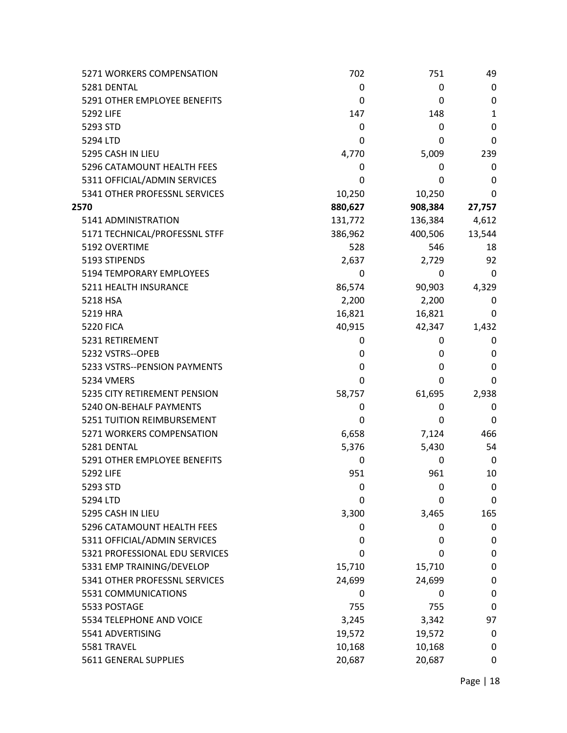| | | | |
|---|---|---|---|
| 5271 WORKERS COMPENSATION | 702 | 751 | 49 |
| 5281 DENTAL | 0 | 0 | 0 |
| 5291 OTHER EMPLOYEE BENEFITS | 0 | 0 | 0 |
| 5292 LIFE | 147 | 148 | 1 |
| 5293 STD | 0 | 0 | 0 |
| 5294 LTD | 0 | 0 | 0 |
| 5295 CASH IN LIEU | 4,770 | 5,009 | 239 |
| 5296 CATAMOUNT HEALTH FEES | 0 | 0 | 0 |
| 5311 OFFICIAL/ADMIN SERVICES | 0 | 0 | 0 |
| 5341 OTHER PROFESSNL SERVICES | 10,250 | 10,250 | 0 |
| **2570** | **880,627** | **908,384** | **27,757** |
| 5141 ADMINISTRATION | 131,772 | 136,384 | 4,612 |
| 5171 TECHNICAL/PROFESSNL STFF | 386,962 | 400,506 | 13,544 |
| 5192 OVERTIME | 528 | 546 | 18 |
| 5193 STIPENDS | 2,637 | 2,729 | 92 |
| 5194 TEMPORARY EMPLOYEES | 0 | 0 | 0 |
| 5211 HEALTH INSURANCE | 86,574 | 90,903 | 4,329 |
| 5218 HSA | 2,200 | 2,200 | 0 |
| 5219 HRA | 16,821 | 16,821 | 0 |
| 5220 FICA | 40,915 | 42,347 | 1,432 |
| 5231 RETIREMENT | 0 | 0 | 0 |
| 5232 VSTRS--OPEB | 0 | 0 | 0 |
| 5233 VSTRS--PENSION PAYMENTS | 0 | 0 | 0 |
| 5234 VMERS | 0 | 0 | 0 |
| 5235 CITY RETIREMENT PENSION | 58,757 | 61,695 | 2,938 |
| 5240 ON-BEHALF PAYMENTS | 0 | 0 | 0 |
| 5251 TUITION REIMBURSEMENT | 0 | 0 | 0 |
| 5271 WORKERS COMPENSATION | 6,658 | 7,124 | 466 |
| 5281 DENTAL | 5,376 | 5,430 | 54 |
| 5291 OTHER EMPLOYEE BENEFITS | 0 | 0 | 0 |
| 5292 LIFE | 951 | 961 | 10 |
| 5293 STD | 0 | 0 | 0 |
| 5294 LTD | 0 | 0 | 0 |
| 5295 CASH IN LIEU | 3,300 | 3,465 | 165 |
| 5296 CATAMOUNT HEALTH FEES | 0 | 0 | 0 |
| 5311 OFFICIAL/ADMIN SERVICES | 0 | 0 | 0 |
| 5321 PROFESSIONAL EDU SERVICES | 0 | 0 | 0 |
| 5331 EMP TRAINING/DEVELOP | 15,710 | 15,710 | 0 |
| 5341 OTHER PROFESSNL SERVICES | 24,699 | 24,699 | 0 |
| 5531 COMMUNICATIONS | 0 | 0 | 0 |
| 5533 POSTAGE | 755 | 755 | 0 |
| 5534 TELEPHONE AND VOICE | 3,245 | 3,342 | 97 |
| 5541 ADVERTISING | 19,572 | 19,572 | 0 |
| 5581 TRAVEL | 10,168 | 10,168 | 0 |
| 5611 GENERAL SUPPLIES | 20,687 | 20,687 | 0 |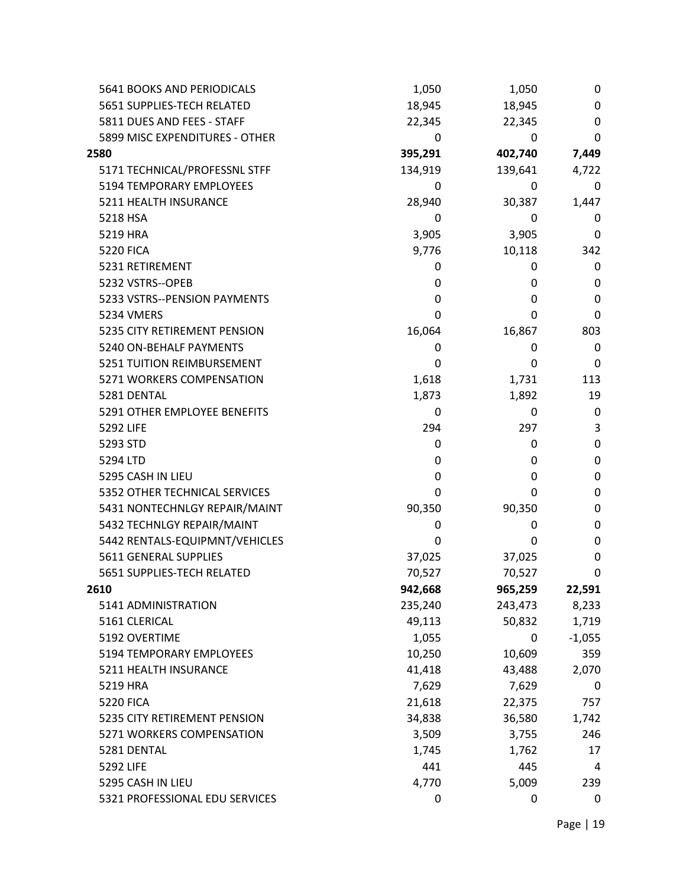| | | | |
|---|---|---|---|
| 5641 BOOKS AND PERIODICALS | 1,050 | 1,050 | 0 |
| 5651 SUPPLIES-TECH RELATED | 18,945 | 18,945 | 0 |
| 5811 DUES AND FEES - STAFF | 22,345 | 22,345 | 0 |
| 5899 MISC EXPENDITURES - OTHER | 0 | 0 | 0 |
| **2580** | **395,291** | **402,740** | **7,449** |
| 5171 TECHNICAL/PROFESSNL STFF | 134,919 | 139,641 | 4,722 |
| 5194 TEMPORARY EMPLOYEES | 0 | 0 | 0 |
| 5211 HEALTH INSURANCE | 28,940 | 30,387 | 1,447 |
| 5218 HSA | 0 | 0 | 0 |
| 5219 HRA | 3,905 | 3,905 | 0 |
| 5220 FICA | 9,776 | 10,118 | 342 |
| 5231 RETIREMENT | 0 | 0 | 0 |
| 5232 VSTRS--OPEB | 0 | 0 | 0 |
| 5233 VSTRS--PENSION PAYMENTS | 0 | 0 | 0 |
| 5234 VMERS | 0 | 0 | 0 |
| 5235 CITY RETIREMENT PENSION | 16,064 | 16,867 | 803 |
| 5240 ON-BEHALF PAYMENTS | 0 | 0 | 0 |
| 5251 TUITION REIMBURSEMENT | 0 | 0 | 0 |
| 5271 WORKERS COMPENSATION | 1,618 | 1,731 | 113 |
| 5281 DENTAL | 1,873 | 1,892 | 19 |
| 5291 OTHER EMPLOYEE BENEFITS | 0 | 0 | 0 |
| 5292 LIFE | 294 | 297 | 3 |
| 5293 STD | 0 | 0 | 0 |
| 5294 LTD | 0 | 0 | 0 |
| 5295 CASH IN LIEU | 0 | 0 | 0 |
| 5352 OTHER TECHNICAL SERVICES | 0 | 0 | 0 |
| 5431 NONTECHNLGY REPAIR/MAINT | 90,350 | 90,350 | 0 |
| 5432 TECHNLGY REPAIR/MAINT | 0 | 0 | 0 |
| 5442 RENTALS-EQUIPMNT/VEHICLES | 0 | 0 | 0 |
| 5611 GENERAL SUPPLIES | 37,025 | 37,025 | 0 |
| 5651 SUPPLIES-TECH RELATED | 70,527 | 70,527 | 0 |
| **2610** | **942,668** | **965,259** | **22,591** |
| 5141 ADMINISTRATION | 235,240 | 243,473 | 8,233 |
| 5161 CLERICAL | 49,113 | 50,832 | 1,719 |
| 5192 OVERTIME | 1,055 | 0 | -1,055 |
| 5194 TEMPORARY EMPLOYEES | 10,250 | 10,609 | 359 |
| 5211 HEALTH INSURANCE | 41,418 | 43,488 | 2,070 |
| 5219 HRA | 7,629 | 7,629 | 0 |
| 5220 FICA | 21,618 | 22,375 | 757 |
| 5235 CITY RETIREMENT PENSION | 34,838 | 36,580 | 1,742 |
| 5271 WORKERS COMPENSATION | 3,509 | 3,755 | 246 |
| 5281 DENTAL | 1,745 | 1,762 | 17 |
| 5292 LIFE | 441 | 445 | 4 |
| 5295 CASH IN LIEU | 4,770 | 5,009 | 239 |
| 5321 PROFESSIONAL EDU SERVICES | 0 | 0 | 0 |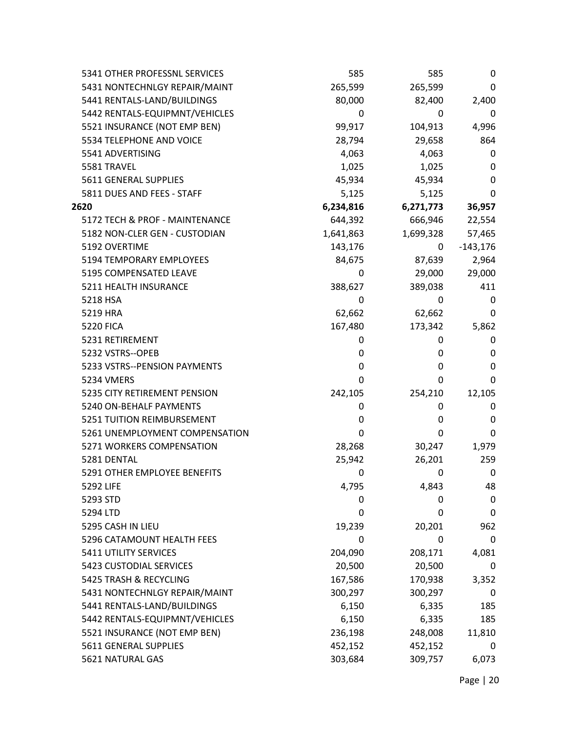| | | | |
|---|---|---|---|
| 5341 OTHER PROFESSNL SERVICES | 585 | 585 | 0 |
| 5431 NONTECHNLGY REPAIR/MAINT | 265,599 | 265,599 | 0 |
| 5441 RENTALS-LAND/BUILDINGS | 80,000 | 82,400 | 2,400 |
| 5442 RENTALS-EQUIPMNT/VEHICLES | 0 | 0 | 0 |
| 5521 INSURANCE (NOT EMP BEN) | 99,917 | 104,913 | 4,996 |
| 5534 TELEPHONE AND VOICE | 28,794 | 29,658 | 864 |
| 5541 ADVERTISING | 4,063 | 4,063 | 0 |
| 5581 TRAVEL | 1,025 | 1,025 | 0 |
| 5611 GENERAL SUPPLIES | 45,934 | 45,934 | 0 |
| 5811 DUES AND FEES - STAFF | 5,125 | 5,125 | 0 |
| **2620** | **6,234,816** | **6,271,773** | **36,957** |
| 5172 TECH & PROF - MAINTENANCE | 644,392 | 666,946 | 22,554 |
| 5182 NON-CLER GEN - CUSTODIAN | 1,641,863 | 1,699,328 | 57,465 |
| 5192 OVERTIME | 143,176 | 0 | -143,176 |
| 5194 TEMPORARY EMPLOYEES | 84,675 | 87,639 | 2,964 |
| 5195 COMPENSATED LEAVE | 0 | 29,000 | 29,000 |
| 5211 HEALTH INSURANCE | 388,627 | 389,038 | 411 |
| 5218 HSA | 0 | 0 | 0 |
| 5219 HRA | 62,662 | 62,662 | 0 |
| 5220 FICA | 167,480 | 173,342 | 5,862 |
| 5231 RETIREMENT | 0 | 0 | 0 |
| 5232 VSTRS--OPEB | 0 | 0 | 0 |
| 5233 VSTRS--PENSION PAYMENTS | 0 | 0 | 0 |
| 5234 VMERS | 0 | 0 | 0 |
| 5235 CITY RETIREMENT PENSION | 242,105 | 254,210 | 12,105 |
| 5240 ON-BEHALF PAYMENTS | 0 | 0 | 0 |
| 5251 TUITION REIMBURSEMENT | 0 | 0 | 0 |
| 5261 UNEMPLOYMENT COMPENSATION | 0 | 0 | 0 |
| 5271 WORKERS COMPENSATION | 28,268 | 30,247 | 1,979 |
| 5281 DENTAL | 25,942 | 26,201 | 259 |
| 5291 OTHER EMPLOYEE BENEFITS | 0 | 0 | 0 |
| 5292 LIFE | 4,795 | 4,843 | 48 |
| 5293 STD | 0 | 0 | 0 |
| 5294 LTD | 0 | 0 | 0 |
| 5295 CASH IN LIEU | 19,239 | 20,201 | 962 |
| 5296 CATAMOUNT HEALTH FEES | 0 | 0 | 0 |
| 5411 UTILITY SERVICES | 204,090 | 208,171 | 4,081 |
| 5423 CUSTODIAL SERVICES | 20,500 | 20,500 | 0 |
| 5425 TRASH & RECYCLING | 167,586 | 170,938 | 3,352 |
| 5431 NONTECHNLGY REPAIR/MAINT | 300,297 | 300,297 | 0 |
| 5441 RENTALS-LAND/BUILDINGS | 6,150 | 6,335 | 185 |
| 5442 RENTALS-EQUIPMNT/VEHICLES | 6,150 | 6,335 | 185 |
| 5521 INSURANCE (NOT EMP BEN) | 236,198 | 248,008 | 11,810 |
| 5611 GENERAL SUPPLIES | 452,152 | 452,152 | 0 |
| 5621 NATURAL GAS | 303,684 | 309,757 | 6,073 |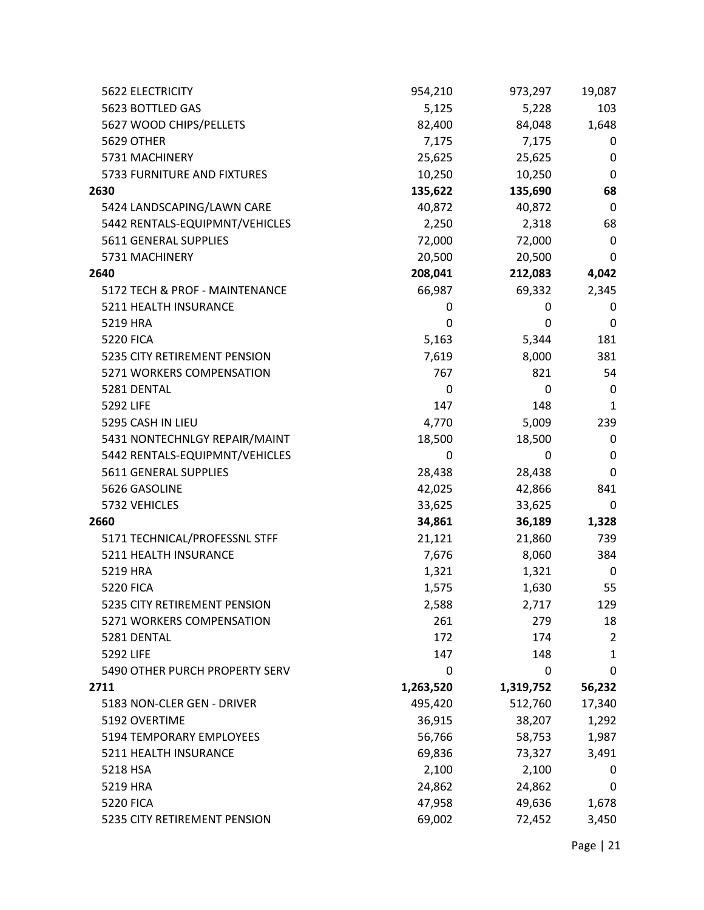| | | | |
|---|---|---|---|
| 5622 ELECTRICITY | 954,210 | 973,297 | 19,087 |
| 5623 BOTTLED GAS | 5,125 | 5,228 | 103 |
| 5627 WOOD CHIPS/PELLETS | 82,400 | 84,048 | 1,648 |
| 5629 OTHER | 7,175 | 7,175 | 0 |
| 5731 MACHINERY | 25,625 | 25,625 | 0 |
| 5733 FURNITURE AND FIXTURES | 10,250 | 10,250 | 0 |
| **2630** | **135,622** | **135,690** | **68** |
| 5424 LANDSCAPING/LAWN CARE | 40,872 | 40,872 | 0 |
| 5442 RENTALS-EQUIPMNT/VEHICLES | 2,250 | 2,318 | 68 |
| 5611 GENERAL SUPPLIES | 72,000 | 72,000 | 0 |
| 5731 MACHINERY | 20,500 | 20,500 | 0 |
| **2640** | **208,041** | **212,083** | **4,042** |
| 5172 TECH & PROF - MAINTENANCE | 66,987 | 69,332 | 2,345 |
| 5211 HEALTH INSURANCE | 0 | 0 | 0 |
| 5219 HRA | 0 | 0 | 0 |
| 5220 FICA | 5,163 | 5,344 | 181 |
| 5235 CITY RETIREMENT PENSION | 7,619 | 8,000 | 381 |
| 5271 WORKERS COMPENSATION | 767 | 821 | 54 |
| 5281 DENTAL | 0 | 0 | 0 |
| 5292 LIFE | 147 | 148 | 1 |
| 5295 CASH IN LIEU | 4,770 | 5,009 | 239 |
| 5431 NONTECHNLGY REPAIR/MAINT | 18,500 | 18,500 | 0 |
| 5442 RENTALS-EQUIPMNT/VEHICLES | 0 | 0 | 0 |
| 5611 GENERAL SUPPLIES | 28,438 | 28,438 | 0 |
| 5626 GASOLINE | 42,025 | 42,866 | 841 |
| 5732 VEHICLES | 33,625 | 33,625 | 0 |
| **2660** | **34,861** | **36,189** | **1,328** |
| 5171 TECHNICAL/PROFESSNL STFF | 21,121 | 21,860 | 739 |
| 5211 HEALTH INSURANCE | 7,676 | 8,060 | 384 |
| 5219 HRA | 1,321 | 1,321 | 0 |
| 5220 FICA | 1,575 | 1,630 | 55 |
| 5235 CITY RETIREMENT PENSION | 2,588 | 2,717 | 129 |
| 5271 WORKERS COMPENSATION | 261 | 279 | 18 |
| 5281 DENTAL | 172 | 174 | 2 |
| 5292 LIFE | 147 | 148 | 1 |
| 5490 OTHER PURCH PROPERTY SERV | 0 | 0 | 0 |
| **2711** | **1,263,520** | **1,319,752** | **56,232** |
| 5183 NON-CLER GEN - DRIVER | 495,420 | 512,760 | 17,340 |
| 5192 OVERTIME | 36,915 | 38,207 | 1,292 |
| 5194 TEMPORARY EMPLOYEES | 56,766 | 58,753 | 1,987 |
| 5211 HEALTH INSURANCE | 69,836 | 73,327 | 3,491 |
| 5218 HSA | 2,100 | 2,100 | 0 |
| 5219 HRA | 24,862 | 24,862 | 0 |
| 5220 FICA | 47,958 | 49,636 | 1,678 |
| 5235 CITY RETIREMENT PENSION | 69,002 | 72,452 | 3,450 |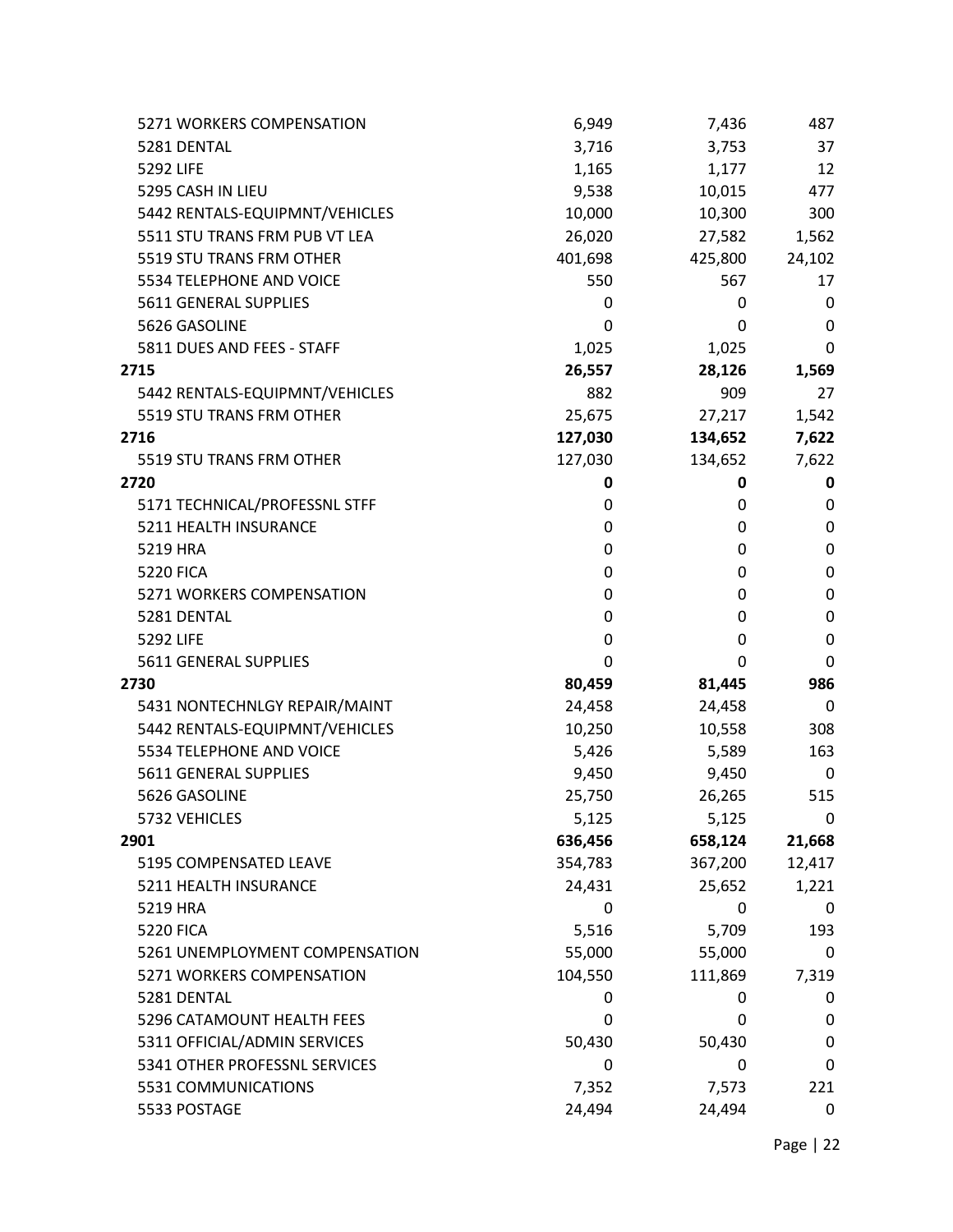| | | | |
|---|---|---|---|
| 5271 WORKERS COMPENSATION | 6,949 | 7,436 | 487 |
| 5281 DENTAL | 3,716 | 3,753 | 37 |
| 5292 LIFE | 1,165 | 1,177 | 12 |
| 5295 CASH IN LIEU | 9,538 | 10,015 | 477 |
| 5442 RENTALS-EQUIPMNT/VEHICLES | 10,000 | 10,300 | 300 |
| 5511 STU TRANS FRM PUB VT LEA | 26,020 | 27,582 | 1,562 |
| 5519 STU TRANS FRM OTHER | 401,698 | 425,800 | 24,102 |
| 5534 TELEPHONE AND VOICE | 550 | 567 | 17 |
| 5611 GENERAL SUPPLIES | 0 | 0 | 0 |
| 5626 GASOLINE | 0 | 0 | 0 |
| 5811 DUES AND FEES - STAFF | 1,025 | 1,025 | 0 |
| **2715** | **26,557** | **28,126** | **1,569** |
| 5442 RENTALS-EQUIPMNT/VEHICLES | 882 | 909 | 27 |
| 5519 STU TRANS FRM OTHER | 25,675 | 27,217 | 1,542 |
| **2716** | **127,030** | **134,652** | **7,622** |
| 5519 STU TRANS FRM OTHER | 127,030 | 134,652 | 7,622 |
| **2720** | **0** | **0** | **0** |
| 5171 TECHNICAL/PROFESSNL STFF | 0 | 0 | 0 |
| 5211 HEALTH INSURANCE | 0 | 0 | 0 |
| 5219 HRA | 0 | 0 | 0 |
| 5220 FICA | 0 | 0 | 0 |
| 5271 WORKERS COMPENSATION | 0 | 0 | 0 |
| 5281 DENTAL | 0 | 0 | 0 |
| 5292 LIFE | 0 | 0 | 0 |
| 5611 GENERAL SUPPLIES | 0 | 0 | 0 |
| **2730** | **80,459** | **81,445** | **986** |
| 5431 NONTECHNLGY REPAIR/MAINT | 24,458 | 24,458 | 0 |
| 5442 RENTALS-EQUIPMNT/VEHICLES | 10,250 | 10,558 | 308 |
| 5534 TELEPHONE AND VOICE | 5,426 | 5,589 | 163 |
| 5611 GENERAL SUPPLIES | 9,450 | 9,450 | 0 |
| 5626 GASOLINE | 25,750 | 26,265 | 515 |
| 5732 VEHICLES | 5,125 | 5,125 | 0 |
| **2901** | **636,456** | **658,124** | **21,668** |
| 5195 COMPENSATED LEAVE | 354,783 | 367,200 | 12,417 |
| 5211 HEALTH INSURANCE | 24,431 | 25,652 | 1,221 |
| 5219 HRA | 0 | 0 | 0 |
| 5220 FICA | 5,516 | 5,709 | 193 |
| 5261 UNEMPLOYMENT COMPENSATION | 55,000 | 55,000 | 0 |
| 5271 WORKERS COMPENSATION | 104,550 | 111,869 | 7,319 |
| 5281 DENTAL | 0 | 0 | 0 |
| 5296 CATAMOUNT HEALTH FEES | 0 | 0 | 0 |
| 5311 OFFICIAL/ADMIN SERVICES | 50,430 | 50,430 | 0 |
| 5341 OTHER PROFESSNL SERVICES | 0 | 0 | 0 |
| 5531 COMMUNICATIONS | 7,352 | 7,573 | 221 |
| 5533 POSTAGE | 24,494 | 24,494 | 0 |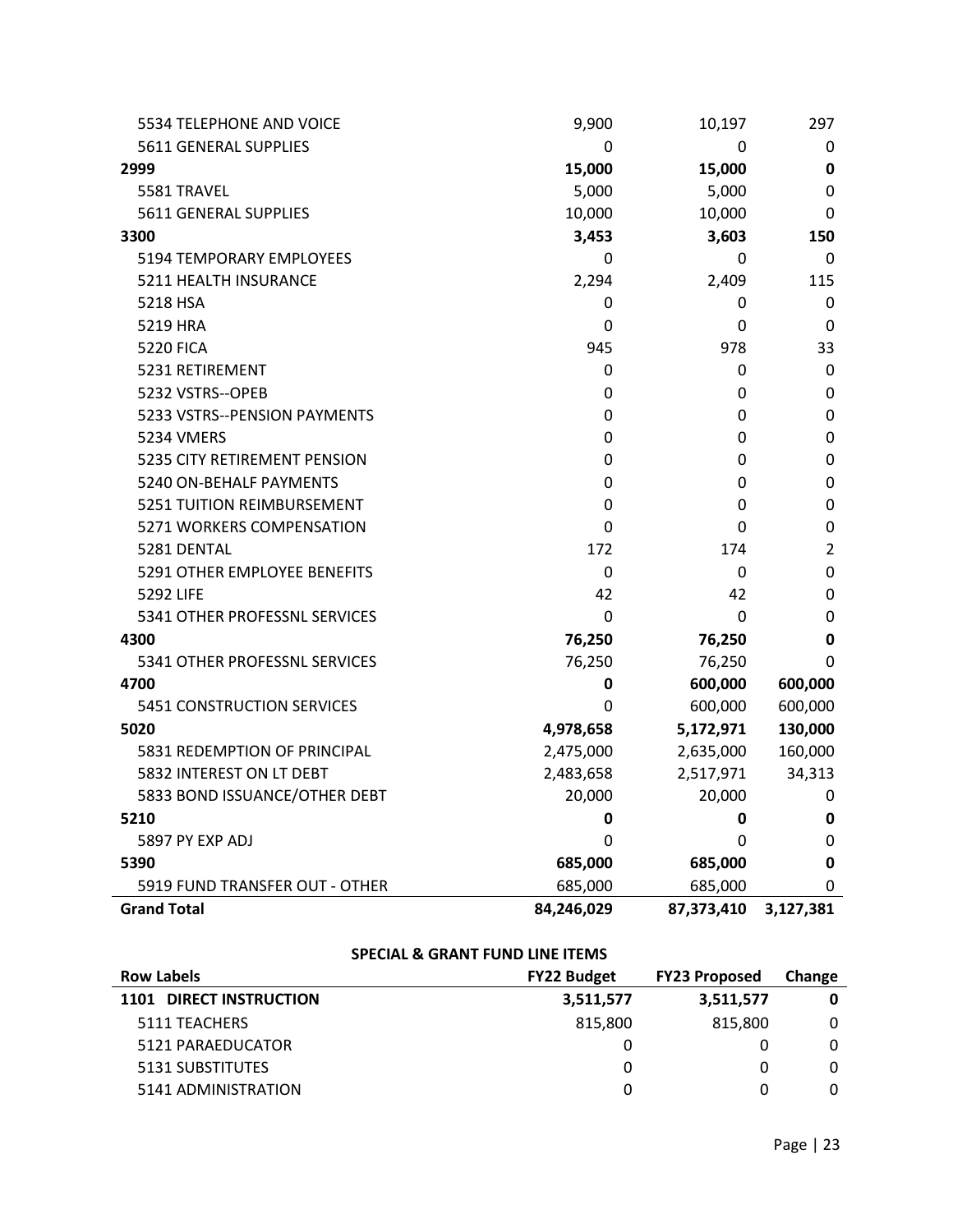| | | | |
|---|---|---|---|
| 5534 TELEPHONE AND VOICE | 9,900 | 10,197 | 297 |
| 5611 GENERAL SUPPLIES | 0 | 0 | 0 |
| **2999** | **15,000** | **15,000** | **0** |
| 5581 TRAVEL | 5,000 | 5,000 | 0 |
| 5611 GENERAL SUPPLIES | 10,000 | 10,000 | 0 |
| **3300** | **3,453** | **3,603** | **150** |
| 5194 TEMPORARY EMPLOYEES | 0 | 0 | 0 |
| 5211 HEALTH INSURANCE | 2,294 | 2,409 | 115 |
| 5218 HSA | 0 | 0 | 0 |
| 5219 HRA | 0 | 0 | 0 |
| 5220 FICA | 945 | 978 | 33 |
| 5231 RETIREMENT | 0 | 0 | 0 |
| 5232 VSTRS--OPEB | 0 | 0 | 0 |
| 5233 VSTRS--PENSION PAYMENTS | 0 | 0 | 0 |
| 5234 VMERS | 0 | 0 | 0 |
| 5235 CITY RETIREMENT PENSION | 0 | 0 | 0 |
| 5240 ON-BEHALF PAYMENTS | 0 | 0 | 0 |
| 5251 TUITION REIMBURSEMENT | 0 | 0 | 0 |
| 5271 WORKERS COMPENSATION | 0 | 0 | 0 |
| 5281 DENTAL | 172 | 174 | 2 |
| 5291 OTHER EMPLOYEE BENEFITS | 0 | 0 | 0 |
| 5292 LIFE | 42 | 42 | 0 |
| 5341 OTHER PROFESSNL SERVICES | 0 | 0 | 0 |
| **4300** | **76,250** | **76,250** | **0** |
| 5341 OTHER PROFESSNL SERVICES | 76,250 | 76,250 | 0 |
| **4700** | **0** | **600,000** | **600,000** |
| 5451 CONSTRUCTION SERVICES | 0 | 600,000 | 600,000 |
| **5020** | **4,978,658** | **5,172,971** | **130,000** |
| 5831 REDEMPTION OF PRINCIPAL | 2,475,000 | 2,635,000 | 160,000 |
| 5832 INTEREST ON LT DEBT | 2,483,658 | 2,517,971 | 34,313 |
| 5833 BOND ISSUANCE/OTHER DEBT | 20,000 | 20,000 | 0 |
| **5210** | **0** | **0** | **0** |
| 5897 PY EXP ADJ | 0 | 0 | 0 |
| **5390** | **685,000** | **685,000** | **0** |
| 5919 FUND TRANSFER OUT - OTHER | 685,000 | 685,000 | 0 |
| **Grand Total** | **84,246,029** | **87,373,410** | **3,127,381** |

**SPECIAL & GRANT FUND LINE ITEMS**

| Row Labels | FY22 Budget | FY23 Proposed | Change |
|---|---|---|---|
| **1101 DIRECT INSTRUCTION** | **3,511,577** | **3,511,577** | **0** |
| 5111 TEACHERS | 815,800 | 815,800 | 0 |
| 5121 PARAEDUCATOR | 0 | 0 | 0 |
| 5131 SUBSTITUTES | 0 | 0 | 0 |
| 5141 ADMINISTRATION | 0 | 0 | 0 |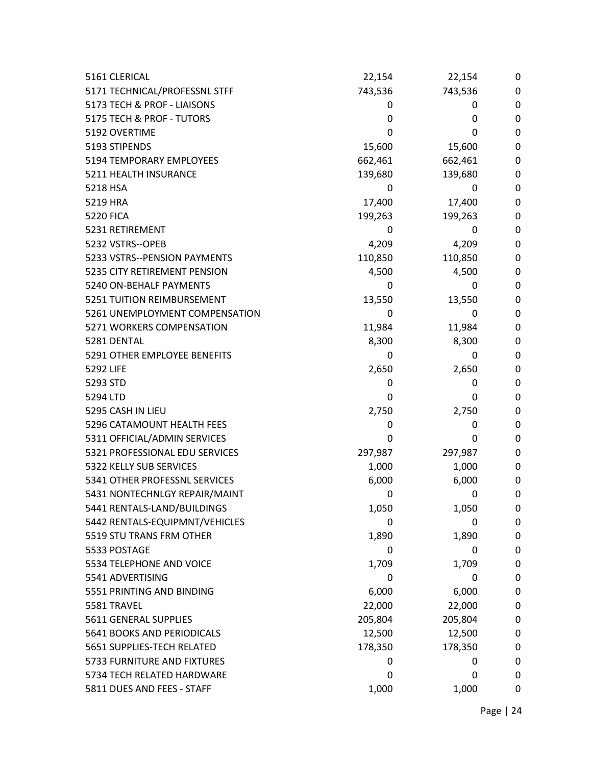| | | | |
|---|---|---|---|
| 5161 CLERICAL | 22,154 | 22,154 | 0 |
| 5171 TECHNICAL/PROFESSNL STFF | 743,536 | 743,536 | 0 |
| 5173 TECH & PROF - LIAISONS | 0 | 0 | 0 |
| 5175 TECH & PROF - TUTORS | 0 | 0 | 0 |
| 5192 OVERTIME | 0 | 0 | 0 |
| 5193 STIPENDS | 15,600 | 15,600 | 0 |
| 5194 TEMPORARY EMPLOYEES | 662,461 | 662,461 | 0 |
| 5211 HEALTH INSURANCE | 139,680 | 139,680 | 0 |
| 5218 HSA | 0 | 0 | 0 |
| 5219 HRA | 17,400 | 17,400 | 0 |
| 5220 FICA | 199,263 | 199,263 | 0 |
| 5231 RETIREMENT | 0 | 0 | 0 |
| 5232 VSTRS--OPEB | 4,209 | 4,209 | 0 |
| 5233 VSTRS--PENSION PAYMENTS | 110,850 | 110,850 | 0 |
| 5235 CITY RETIREMENT PENSION | 4,500 | 4,500 | 0 |
| 5240 ON-BEHALF PAYMENTS | 0 | 0 | 0 |
| 5251 TUITION REIMBURSEMENT | 13,550 | 13,550 | 0 |
| 5261 UNEMPLOYMENT COMPENSATION | 0 | 0 | 0 |
| 5271 WORKERS COMPENSATION | 11,984 | 11,984 | 0 |
| 5281 DENTAL | 8,300 | 8,300 | 0 |
| 5291 OTHER EMPLOYEE BENEFITS | 0 | 0 | 0 |
| 5292 LIFE | 2,650 | 2,650 | 0 |
| 5293 STD | 0 | 0 | 0 |
| 5294 LTD | 0 | 0 | 0 |
| 5295 CASH IN LIEU | 2,750 | 2,750 | 0 |
| 5296 CATAMOUNT HEALTH FEES | 0 | 0 | 0 |
| 5311 OFFICIAL/ADMIN SERVICES | 0 | 0 | 0 |
| 5321 PROFESSIONAL EDU SERVICES | 297,987 | 297,987 | 0 |
| 5322 KELLY SUB SERVICES | 1,000 | 1,000 | 0 |
| 5341 OTHER PROFESSNL SERVICES | 6,000 | 6,000 | 0 |
| 5431 NONTECHNLGY REPAIR/MAINT | 0 | 0 | 0 |
| 5441 RENTALS-LAND/BUILDINGS | 1,050 | 1,050 | 0 |
| 5442 RENTALS-EQUIPMNT/VEHICLES | 0 | 0 | 0 |
| 5519 STU TRANS FRM OTHER | 1,890 | 1,890 | 0 |
| 5533 POSTAGE | 0 | 0 | 0 |
| 5534 TELEPHONE AND VOICE | 1,709 | 1,709 | 0 |
| 5541 ADVERTISING | 0 | 0 | 0 |
| 5551 PRINTING AND BINDING | 6,000 | 6,000 | 0 |
| 5581 TRAVEL | 22,000 | 22,000 | 0 |
| 5611 GENERAL SUPPLIES | 205,804 | 205,804 | 0 |
| 5641 BOOKS AND PERIODICALS | 12,500 | 12,500 | 0 |
| 5651 SUPPLIES-TECH RELATED | 178,350 | 178,350 | 0 |
| 5733 FURNITURE AND FIXTURES | 0 | 0 | 0 |
| 5734 TECH RELATED HARDWARE | 0 | 0 | 0 |
| 5811 DUES AND FEES - STAFF | 1,000 | 1,000 | 0 |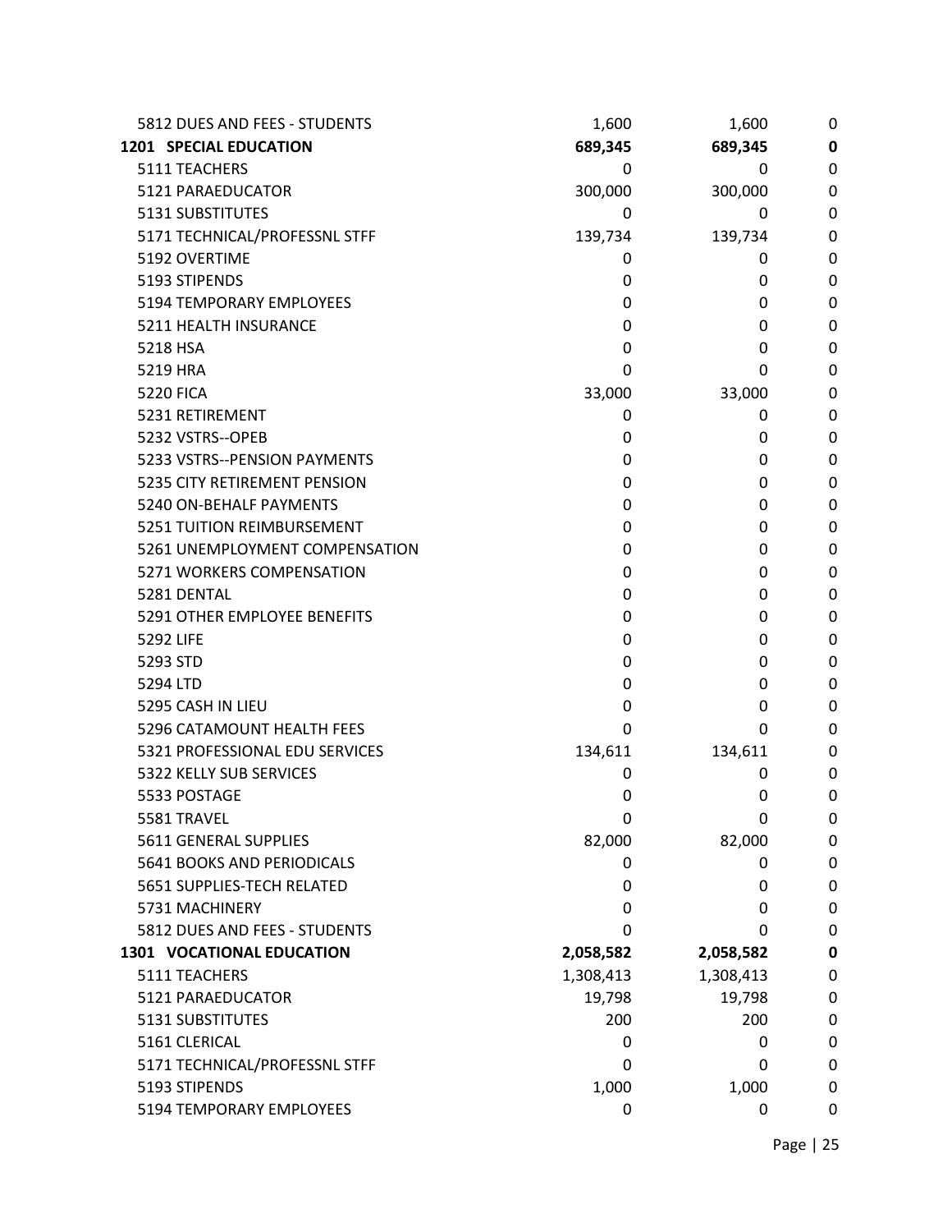| | | | |
|---|---|---|---|
| 5812 DUES AND FEES - STUDENTS | 1,600 | 1,600 | 0 |
| **1201 SPECIAL EDUCATION** | **689,345** | **689,345** | **0** |
| 5111 TEACHERS | 0 | 0 | 0 |
| 5121 PARAEDUCATOR | 300,000 | 300,000 | 0 |
| 5131 SUBSTITUTES | 0 | 0 | 0 |
| 5171 TECHNICAL/PROFESSNL STFF | 139,734 | 139,734 | 0 |
| 5192 OVERTIME | 0 | 0 | 0 |
| 5193 STIPENDS | 0 | 0 | 0 |
| 5194 TEMPORARY EMPLOYEES | 0 | 0 | 0 |
| 5211 HEALTH INSURANCE | 0 | 0 | 0 |
| 5218 HSA | 0 | 0 | 0 |
| 5219 HRA | 0 | 0 | 0 |
| 5220 FICA | 33,000 | 33,000 | 0 |
| 5231 RETIREMENT | 0 | 0 | 0 |
| 5232 VSTRS--OPEB | 0 | 0 | 0 |
| 5233 VSTRS--PENSION PAYMENTS | 0 | 0 | 0 |
| 5235 CITY RETIREMENT PENSION | 0 | 0 | 0 |
| 5240 ON-BEHALF PAYMENTS | 0 | 0 | 0 |
| 5251 TUITION REIMBURSEMENT | 0 | 0 | 0 |
| 5261 UNEMPLOYMENT COMPENSATION | 0 | 0 | 0 |
| 5271 WORKERS COMPENSATION | 0 | 0 | 0 |
| 5281 DENTAL | 0 | 0 | 0 |
| 5291 OTHER EMPLOYEE BENEFITS | 0 | 0 | 0 |
| 5292 LIFE | 0 | 0 | 0 |
| 5293 STD | 0 | 0 | 0 |
| 5294 LTD | 0 | 0 | 0 |
| 5295 CASH IN LIEU | 0 | 0 | 0 |
| 5296 CATAMOUNT HEALTH FEES | 0 | 0 | 0 |
| 5321 PROFESSIONAL EDU SERVICES | 134,611 | 134,611 | 0 |
| 5322 KELLY SUB SERVICES | 0 | 0 | 0 |
| 5533 POSTAGE | 0 | 0 | 0 |
| 5581 TRAVEL | 0 | 0 | 0 |
| 5611 GENERAL SUPPLIES | 82,000 | 82,000 | 0 |
| 5641 BOOKS AND PERIODICALS | 0 | 0 | 0 |
| 5651 SUPPLIES-TECH RELATED | 0 | 0 | 0 |
| 5731 MACHINERY | 0 | 0 | 0 |
| 5812 DUES AND FEES - STUDENTS | 0 | 0 | 0 |
| **1301 VOCATIONAL EDUCATION** | **2,058,582** | **2,058,582** | **0** |
| 5111 TEACHERS | 1,308,413 | 1,308,413 | 0 |
| 5121 PARAEDUCATOR | 19,798 | 19,798 | 0 |
| 5131 SUBSTITUTES | 200 | 200 | 0 |
| 5161 CLERICAL | 0 | 0 | 0 |
| 5171 TECHNICAL/PROFESSNL STFF | 0 | 0 | 0 |
| 5193 STIPENDS | 1,000 | 1,000 | 0 |
| 5194 TEMPORARY EMPLOYEES | 0 | 0 | 0 |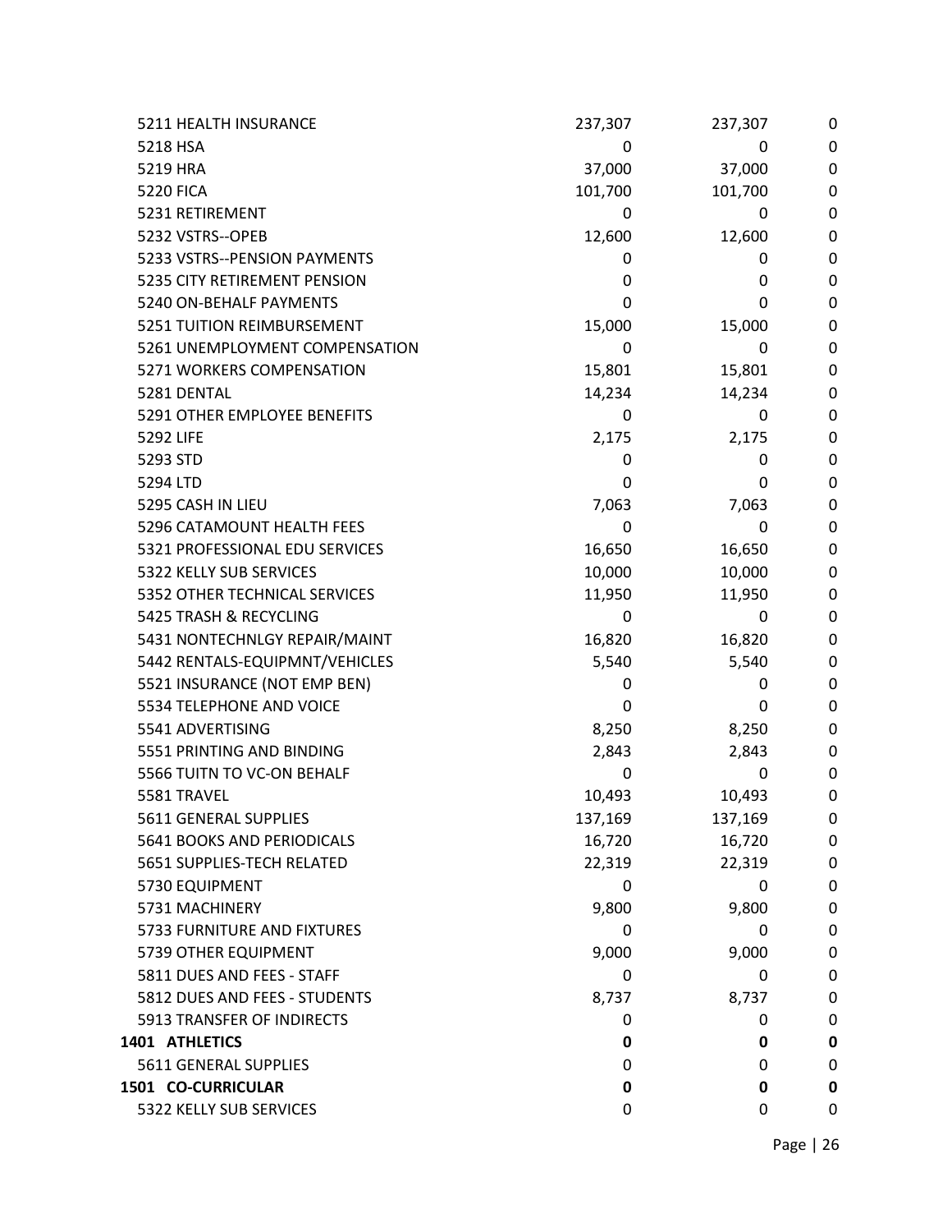| | | | |
|---|---|---|---|
| 5211 HEALTH INSURANCE | 237,307 | 237,307 | 0 |
| 5218 HSA | 0 | 0 | 0 |
| 5219 HRA | 37,000 | 37,000 | 0 |
| 5220 FICA | 101,700 | 101,700 | 0 |
| 5231 RETIREMENT | 0 | 0 | 0 |
| 5232 VSTRS--OPEB | 12,600 | 12,600 | 0 |
| 5233 VSTRS--PENSION PAYMENTS | 0 | 0 | 0 |
| 5235 CITY RETIREMENT PENSION | 0 | 0 | 0 |
| 5240 ON-BEHALF PAYMENTS | 0 | 0 | 0 |
| 5251 TUITION REIMBURSEMENT | 15,000 | 15,000 | 0 |
| 5261 UNEMPLOYMENT COMPENSATION | 0 | 0 | 0 |
| 5271 WORKERS COMPENSATION | 15,801 | 15,801 | 0 |
| 5281 DENTAL | 14,234 | 14,234 | 0 |
| 5291 OTHER EMPLOYEE BENEFITS | 0 | 0 | 0 |
| 5292 LIFE | 2,175 | 2,175 | 0 |
| 5293 STD | 0 | 0 | 0 |
| 5294 LTD | 0 | 0 | 0 |
| 5295 CASH IN LIEU | 7,063 | 7,063 | 0 |
| 5296 CATAMOUNT HEALTH FEES | 0 | 0 | 0 |
| 5321 PROFESSIONAL EDU SERVICES | 16,650 | 16,650 | 0 |
| 5322 KELLY SUB SERVICES | 10,000 | 10,000 | 0 |
| 5352 OTHER TECHNICAL SERVICES | 11,950 | 11,950 | 0 |
| 5425 TRASH & RECYCLING | 0 | 0 | 0 |
| 5431 NONTECHNLGY REPAIR/MAINT | 16,820 | 16,820 | 0 |
| 5442 RENTALS-EQUIPMNT/VEHICLES | 5,540 | 5,540 | 0 |
| 5521 INSURANCE (NOT EMP BEN) | 0 | 0 | 0 |
| 5534 TELEPHONE AND VOICE | 0 | 0 | 0 |
| 5541 ADVERTISING | 8,250 | 8,250 | 0 |
| 5551 PRINTING AND BINDING | 2,843 | 2,843 | 0 |
| 5566 TUITN TO VC-ON BEHALF | 0 | 0 | 0 |
| 5581 TRAVEL | 10,493 | 10,493 | 0 |
| 5611 GENERAL SUPPLIES | 137,169 | 137,169 | 0 |
| 5641 BOOKS AND PERIODICALS | 16,720 | 16,720 | 0 |
| 5651 SUPPLIES-TECH RELATED | 22,319 | 22,319 | 0 |
| 5730 EQUIPMENT | 0 | 0 | 0 |
| 5731 MACHINERY | 9,800 | 9,800 | 0 |
| 5733 FURNITURE AND FIXTURES | 0 | 0 | 0 |
| 5739 OTHER EQUIPMENT | 9,000 | 9,000 | 0 |
| 5811 DUES AND FEES - STAFF | 0 | 0 | 0 |
| 5812 DUES AND FEES - STUDENTS | 8,737 | 8,737 | 0 |
| 5913 TRANSFER OF INDIRECTS | 0 | 0 | 0 |
| **1401 ATHLETICS** | **0** | **0** | **0** |
| 5611 GENERAL SUPPLIES | 0 | 0 | 0 |
| **1501 CO-CURRICULAR** | **0** | **0** | **0** |
| 5322 KELLY SUB SERVICES | 0 | 0 | 0 |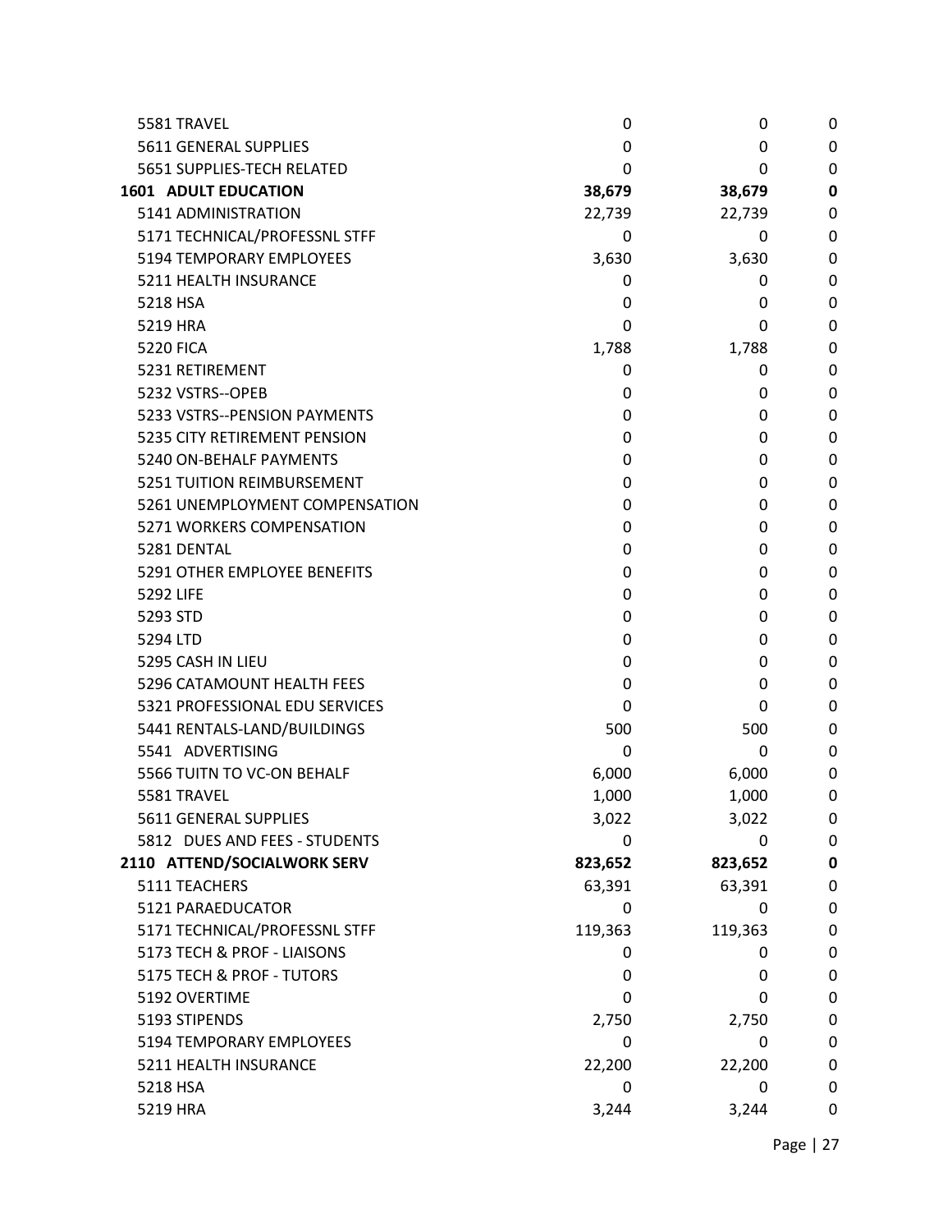| | | | |
|---|---|---|---|
| 5581 TRAVEL | 0 | 0 | 0 |
| 5611 GENERAL SUPPLIES | 0 | 0 | 0 |
| 5651 SUPPLIES-TECH RELATED | 0 | 0 | 0 |
| **1601 ADULT EDUCATION** | **38,679** | **38,679** | **0** |
| 5141 ADMINISTRATION | 22,739 | 22,739 | 0 |
| 5171 TECHNICAL/PROFESSNL STFF | 0 | 0 | 0 |
| 5194 TEMPORARY EMPLOYEES | 3,630 | 3,630 | 0 |
| 5211 HEALTH INSURANCE | 0 | 0 | 0 |
| 5218 HSA | 0 | 0 | 0 |
| 5219 HRA | 0 | 0 | 0 |
| 5220 FICA | 1,788 | 1,788 | 0 |
| 5231 RETIREMENT | 0 | 0 | 0 |
| 5232 VSTRS--OPEB | 0 | 0 | 0 |
| 5233 VSTRS--PENSION PAYMENTS | 0 | 0 | 0 |
| 5235 CITY RETIREMENT PENSION | 0 | 0 | 0 |
| 5240 ON-BEHALF PAYMENTS | 0 | 0 | 0 |
| 5251 TUITION REIMBURSEMENT | 0 | 0 | 0 |
| 5261 UNEMPLOYMENT COMPENSATION | 0 | 0 | 0 |
| 5271 WORKERS COMPENSATION | 0 | 0 | 0 |
| 5281 DENTAL | 0 | 0 | 0 |
| 5291 OTHER EMPLOYEE BENEFITS | 0 | 0 | 0 |
| 5292 LIFE | 0 | 0 | 0 |
| 5293 STD | 0 | 0 | 0 |
| 5294 LTD | 0 | 0 | 0 |
| 5295 CASH IN LIEU | 0 | 0 | 0 |
| 5296 CATAMOUNT HEALTH FEES | 0 | 0 | 0 |
| 5321 PROFESSIONAL EDU SERVICES | 0 | 0 | 0 |
| 5441 RENTALS-LAND/BUILDINGS | 500 | 500 | 0 |
| 5541 ADVERTISING | 0 | 0 | 0 |
| 5566 TUITN TO VC-ON BEHALF | 6,000 | 6,000 | 0 |
| 5581 TRAVEL | 1,000 | 1,000 | 0 |
| 5611 GENERAL SUPPLIES | 3,022 | 3,022 | 0 |
| 5812 DUES AND FEES - STUDENTS | 0 | 0 | 0 |
| **2110 ATTEND/SOCIALWORK SERV** | **823,652** | **823,652** | **0** |
| 5111 TEACHERS | 63,391 | 63,391 | 0 |
| 5121 PARAEDUCATOR | 0 | 0 | 0 |
| 5171 TECHNICAL/PROFESSNL STFF | 119,363 | 119,363 | 0 |
| 5173 TECH & PROF - LIAISONS | 0 | 0 | 0 |
| 5175 TECH & PROF - TUTORS | 0 | 0 | 0 |
| 5192 OVERTIME | 0 | 0 | 0 |
| 5193 STIPENDS | 2,750 | 2,750 | 0 |
| 5194 TEMPORARY EMPLOYEES | 0 | 0 | 0 |
| 5211 HEALTH INSURANCE | 22,200 | 22,200 | 0 |
| 5218 HSA | 0 | 0 | 0 |
| 5219 HRA | 3,244 | 3,244 | 0 |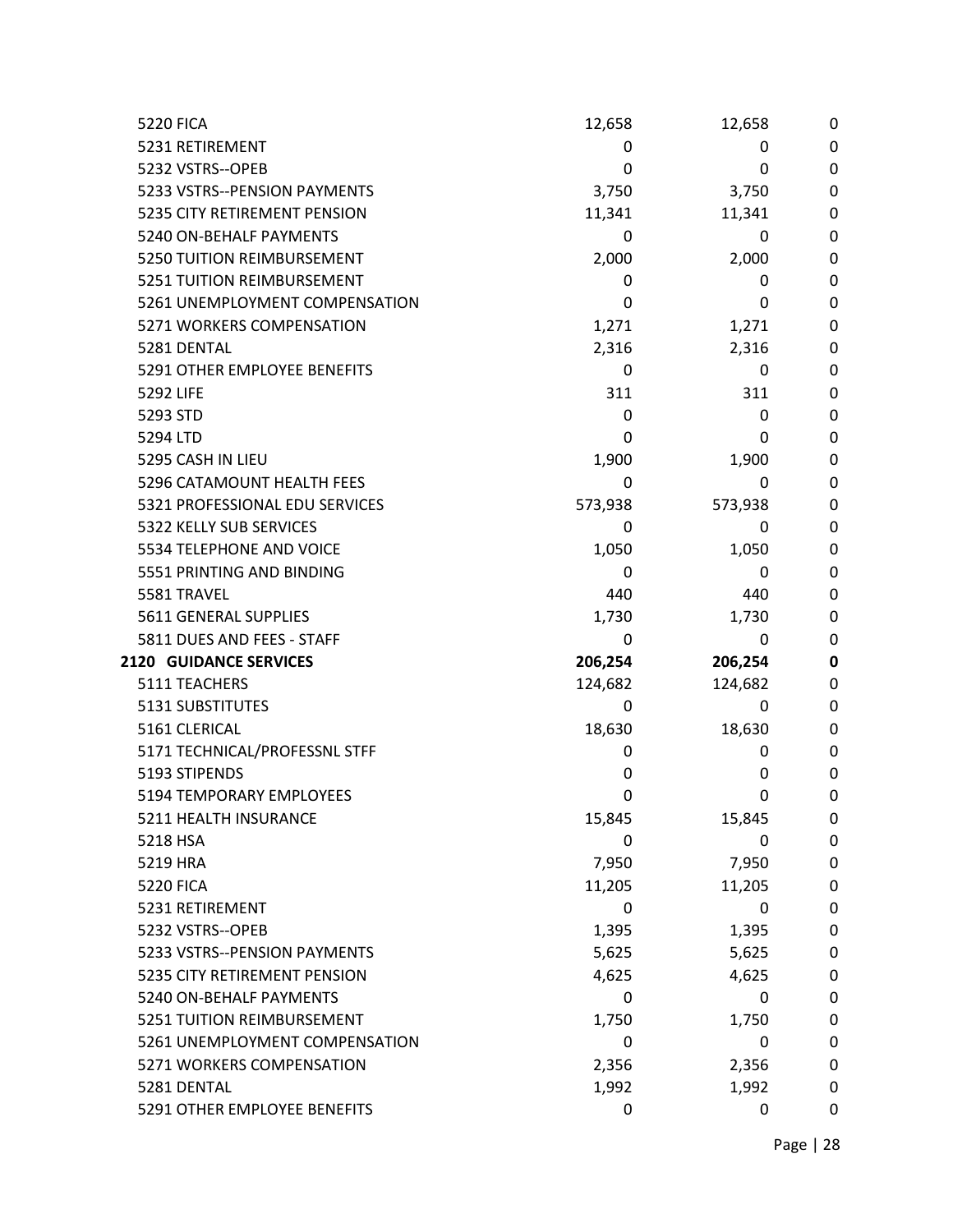| | | | |
|---|---|---|---|
| 5220 FICA | 12,658 | 12,658 | 0 |
| 5231 RETIREMENT | 0 | 0 | 0 |
| 5232 VSTRS--OPEB | 0 | 0 | 0 |
| 5233 VSTRS--PENSION PAYMENTS | 3,750 | 3,750 | 0 |
| 5235 CITY RETIREMENT PENSION | 11,341 | 11,341 | 0 |
| 5240 ON-BEHALF PAYMENTS | 0 | 0 | 0 |
| 5250 TUITION REIMBURSEMENT | 2,000 | 2,000 | 0 |
| 5251 TUITION REIMBURSEMENT | 0 | 0 | 0 |
| 5261 UNEMPLOYMENT COMPENSATION | 0 | 0 | 0 |
| 5271 WORKERS COMPENSATION | 1,271 | 1,271 | 0 |
| 5281 DENTAL | 2,316 | 2,316 | 0 |
| 5291 OTHER EMPLOYEE BENEFITS | 0 | 0 | 0 |
| 5292 LIFE | 311 | 311 | 0 |
| 5293 STD | 0 | 0 | 0 |
| 5294 LTD | 0 | 0 | 0 |
| 5295 CASH IN LIEU | 1,900 | 1,900 | 0 |
| 5296 CATAMOUNT HEALTH FEES | 0 | 0 | 0 |
| 5321 PROFESSIONAL EDU SERVICES | 573,938 | 573,938 | 0 |
| 5322 KELLY SUB SERVICES | 0 | 0 | 0 |
| 5534 TELEPHONE AND VOICE | 1,050 | 1,050 | 0 |
| 5551 PRINTING AND BINDING | 0 | 0 | 0 |
| 5581 TRAVEL | 440 | 440 | 0 |
| 5611 GENERAL SUPPLIES | 1,730 | 1,730 | 0 |
| 5811 DUES AND FEES - STAFF | 0 | 0 | 0 |
| **2120 GUIDANCE SERVICES** | **206,254** | **206,254** | **0** |
| 5111 TEACHERS | 124,682 | 124,682 | 0 |
| 5131 SUBSTITUTES | 0 | 0 | 0 |
| 5161 CLERICAL | 18,630 | 18,630 | 0 |
| 5171 TECHNICAL/PROFESSNL STFF | 0 | 0 | 0 |
| 5193 STIPENDS | 0 | 0 | 0 |
| 5194 TEMPORARY EMPLOYEES | 0 | 0 | 0 |
| 5211 HEALTH INSURANCE | 15,845 | 15,845 | 0 |
| 5218 HSA | 0 | 0 | 0 |
| 5219 HRA | 7,950 | 7,950 | 0 |
| 5220 FICA | 11,205 | 11,205 | 0 |
| 5231 RETIREMENT | 0 | 0 | 0 |
| 5232 VSTRS--OPEB | 1,395 | 1,395 | 0 |
| 5233 VSTRS--PENSION PAYMENTS | 5,625 | 5,625 | 0 |
| 5235 CITY RETIREMENT PENSION | 4,625 | 4,625 | 0 |
| 5240 ON-BEHALF PAYMENTS | 0 | 0 | 0 |
| 5251 TUITION REIMBURSEMENT | 1,750 | 1,750 | 0 |
| 5261 UNEMPLOYMENT COMPENSATION | 0 | 0 | 0 |
| 5271 WORKERS COMPENSATION | 2,356 | 2,356 | 0 |
| 5281 DENTAL | 1,992 | 1,992 | 0 |
| 5291 OTHER EMPLOYEE BENEFITS | 0 | 0 | 0 |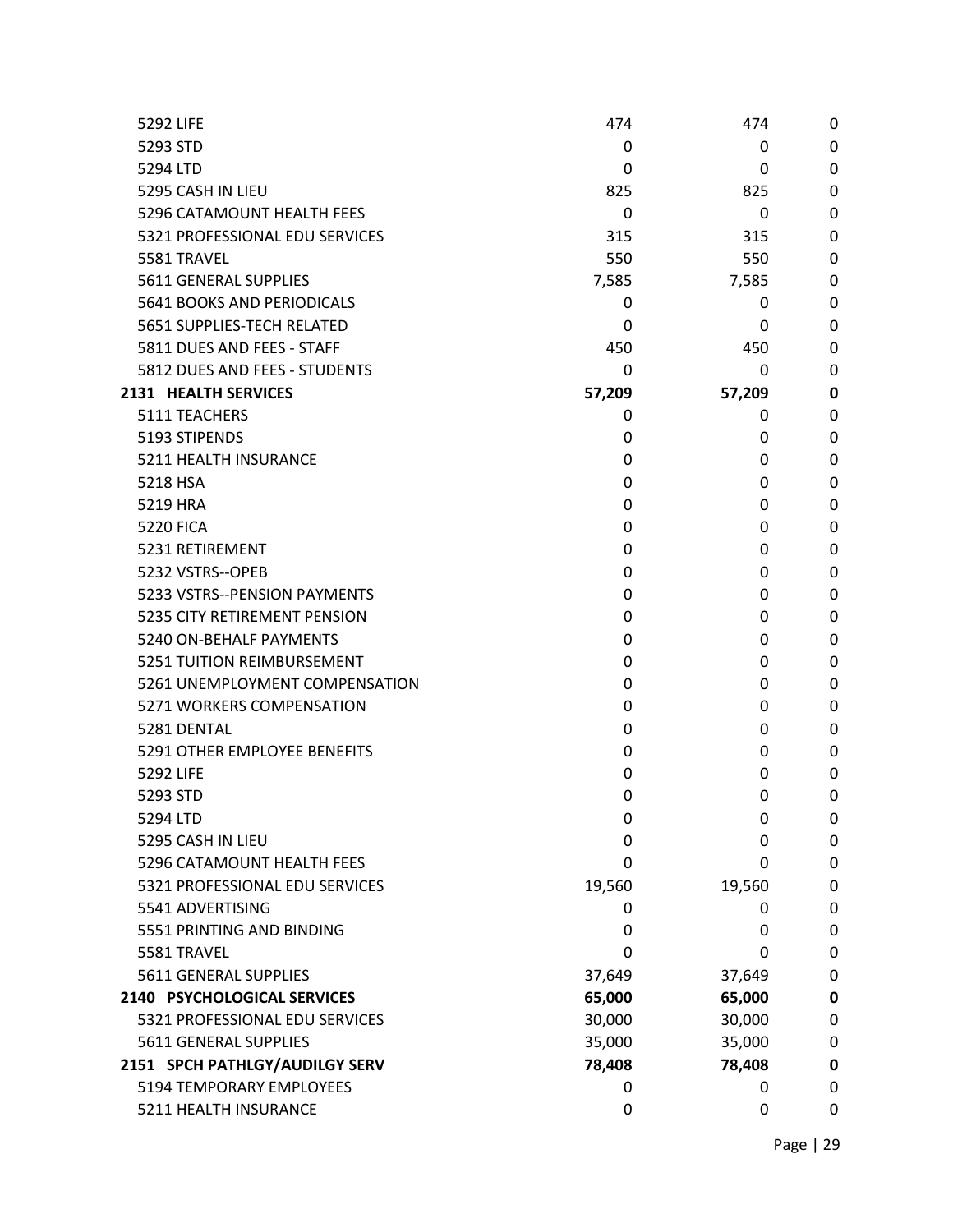| | | | |
|---|---|---|---|
| 5292 LIFE | 474 | 474 | 0 |
| 5293 STD | 0 | 0 | 0 |
| 5294 LTD | 0 | 0 | 0 |
| 5295 CASH IN LIEU | 825 | 825 | 0 |
| 5296 CATAMOUNT HEALTH FEES | 0 | 0 | 0 |
| 5321 PROFESSIONAL EDU SERVICES | 315 | 315 | 0 |
| 5581 TRAVEL | 550 | 550 | 0 |
| 5611 GENERAL SUPPLIES | 7,585 | 7,585 | 0 |
| 5641 BOOKS AND PERIODICALS | 0 | 0 | 0 |
| 5651 SUPPLIES-TECH RELATED | 0 | 0 | 0 |
| 5811 DUES AND FEES - STAFF | 450 | 450 | 0 |
| 5812 DUES AND FEES - STUDENTS | 0 | 0 | 0 |
| **2131 HEALTH SERVICES** | **57,209** | **57,209** | **0** |
| 5111 TEACHERS | 0 | 0 | 0 |
| 5193 STIPENDS | 0 | 0 | 0 |
| 5211 HEALTH INSURANCE | 0 | 0 | 0 |
| 5218 HSA | 0 | 0 | 0 |
| 5219 HRA | 0 | 0 | 0 |
| 5220 FICA | 0 | 0 | 0 |
| 5231 RETIREMENT | 0 | 0 | 0 |
| 5232 VSTRS--OPEB | 0 | 0 | 0 |
| 5233 VSTRS--PENSION PAYMENTS | 0 | 0 | 0 |
| 5235 CITY RETIREMENT PENSION | 0 | 0 | 0 |
| 5240 ON-BEHALF PAYMENTS | 0 | 0 | 0 |
| 5251 TUITION REIMBURSEMENT | 0 | 0 | 0 |
| 5261 UNEMPLOYMENT COMPENSATION | 0 | 0 | 0 |
| 5271 WORKERS COMPENSATION | 0 | 0 | 0 |
| 5281 DENTAL | 0 | 0 | 0 |
| 5291 OTHER EMPLOYEE BENEFITS | 0 | 0 | 0 |
| 5292 LIFE | 0 | 0 | 0 |
| 5293 STD | 0 | 0 | 0 |
| 5294 LTD | 0 | 0 | 0 |
| 5295 CASH IN LIEU | 0 | 0 | 0 |
| 5296 CATAMOUNT HEALTH FEES | 0 | 0 | 0 |
| 5321 PROFESSIONAL EDU SERVICES | 19,560 | 19,560 | 0 |
| 5541 ADVERTISING | 0 | 0 | 0 |
| 5551 PRINTING AND BINDING | 0 | 0 | 0 |
| 5581 TRAVEL | 0 | 0 | 0 |
| 5611 GENERAL SUPPLIES | 37,649 | 37,649 | 0 |
| **2140 PSYCHOLOGICAL SERVICES** | **65,000** | **65,000** | **0** |
| 5321 PROFESSIONAL EDU SERVICES | 30,000 | 30,000 | 0 |
| 5611 GENERAL SUPPLIES | 35,000 | 35,000 | 0 |
| **2151 SPCH PATHLGY/AUDILGY SERV** | **78,408** | **78,408** | **0** |
| 5194 TEMPORARY EMPLOYEES | 0 | 0 | 0 |
| 5211 HEALTH INSURANCE | 0 | 0 | 0 |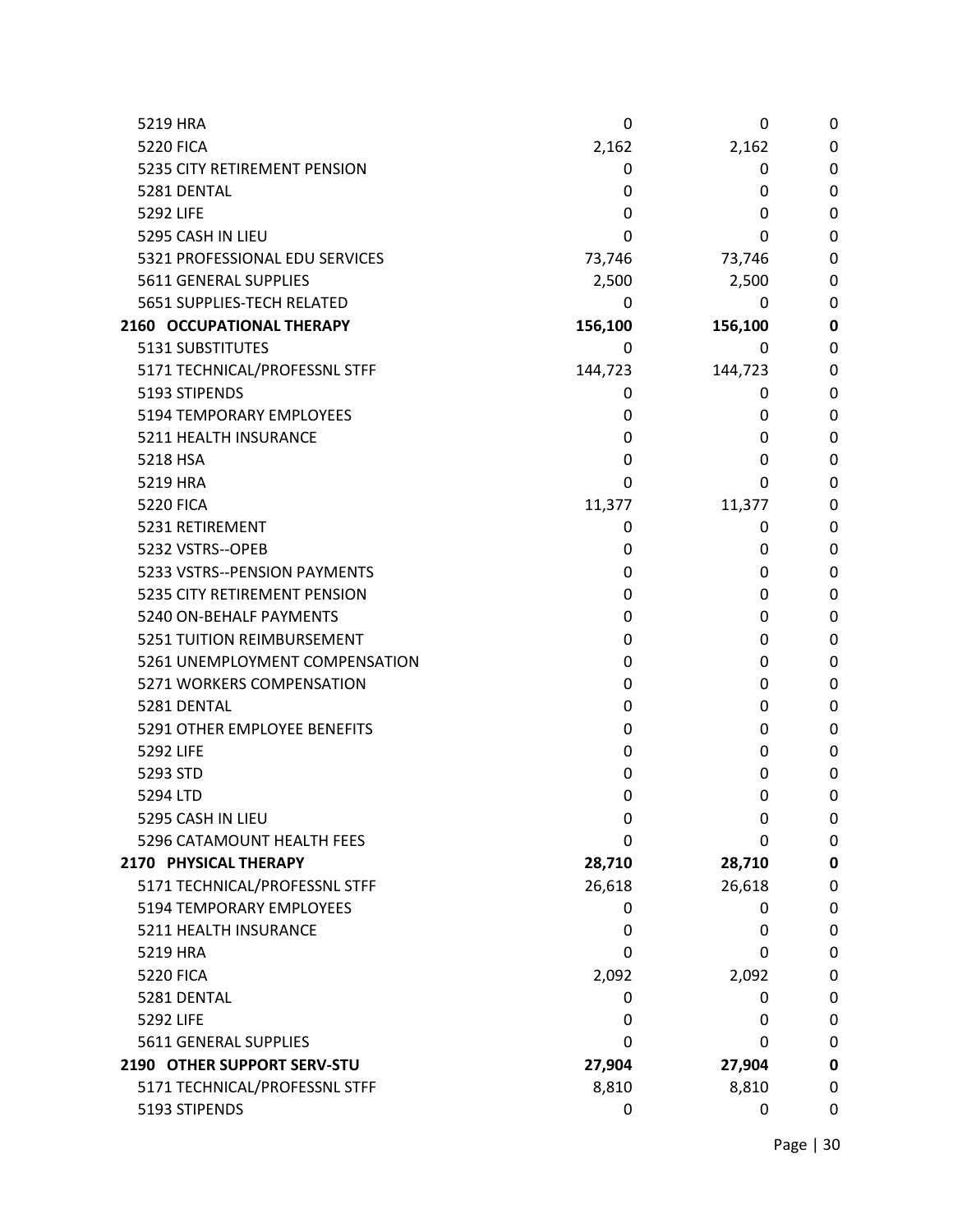| | | | |
|---|---|---|---|
| 5219 HRA | 0 | 0 | 0 |
| 5220 FICA | 2,162 | 2,162 | 0 |
| 5235 CITY RETIREMENT PENSION | 0 | 0 | 0 |
| 5281 DENTAL | 0 | 0 | 0 |
| 5292 LIFE | 0 | 0 | 0 |
| 5295 CASH IN LIEU | 0 | 0 | 0 |
| 5321 PROFESSIONAL EDU SERVICES | 73,746 | 73,746 | 0 |
| 5611 GENERAL SUPPLIES | 2,500 | 2,500 | 0 |
| 5651 SUPPLIES-TECH RELATED | 0 | 0 | 0 |
| **2160 OCCUPATIONAL THERAPY** | **156,100** | **156,100** | **0** |
| 5131 SUBSTITUTES | 0 | 0 | 0 |
| 5171 TECHNICAL/PROFESSNL STFF | 144,723 | 144,723 | 0 |
| 5193 STIPENDS | 0 | 0 | 0 |
| 5194 TEMPORARY EMPLOYEES | 0 | 0 | 0 |
| 5211 HEALTH INSURANCE | 0 | 0 | 0 |
| 5218 HSA | 0 | 0 | 0 |
| 5219 HRA | 0 | 0 | 0 |
| 5220 FICA | 11,377 | 11,377 | 0 |
| 5231 RETIREMENT | 0 | 0 | 0 |
| 5232 VSTRS--OPEB | 0 | 0 | 0 |
| 5233 VSTRS--PENSION PAYMENTS | 0 | 0 | 0 |
| 5235 CITY RETIREMENT PENSION | 0 | 0 | 0 |
| 5240 ON-BEHALF PAYMENTS | 0 | 0 | 0 |
| 5251 TUITION REIMBURSEMENT | 0 | 0 | 0 |
| 5261 UNEMPLOYMENT COMPENSATION | 0 | 0 | 0 |
| 5271 WORKERS COMPENSATION | 0 | 0 | 0 |
| 5281 DENTAL | 0 | 0 | 0 |
| 5291 OTHER EMPLOYEE BENEFITS | 0 | 0 | 0 |
| 5292 LIFE | 0 | 0 | 0 |
| 5293 STD | 0 | 0 | 0 |
| 5294 LTD | 0 | 0 | 0 |
| 5295 CASH IN LIEU | 0 | 0 | 0 |
| 5296 CATAMOUNT HEALTH FEES | 0 | 0 | 0 |
| **2170 PHYSICAL THERAPY** | **28,710** | **28,710** | **0** |
| 5171 TECHNICAL/PROFESSNL STFF | 26,618 | 26,618 | 0 |
| 5194 TEMPORARY EMPLOYEES | 0 | 0 | 0 |
| 5211 HEALTH INSURANCE | 0 | 0 | 0 |
| 5219 HRA | 0 | 0 | 0 |
| 5220 FICA | 2,092 | 2,092 | 0 |
| 5281 DENTAL | 0 | 0 | 0 |
| 5292 LIFE | 0 | 0 | 0 |
| 5611 GENERAL SUPPLIES | 0 | 0 | 0 |
| **2190 OTHER SUPPORT SERV-STU** | **27,904** | **27,904** | **0** |
| 5171 TECHNICAL/PROFESSNL STFF | 8,810 | 8,810 | 0 |
| 5193 STIPENDS | 0 | 0 | 0 |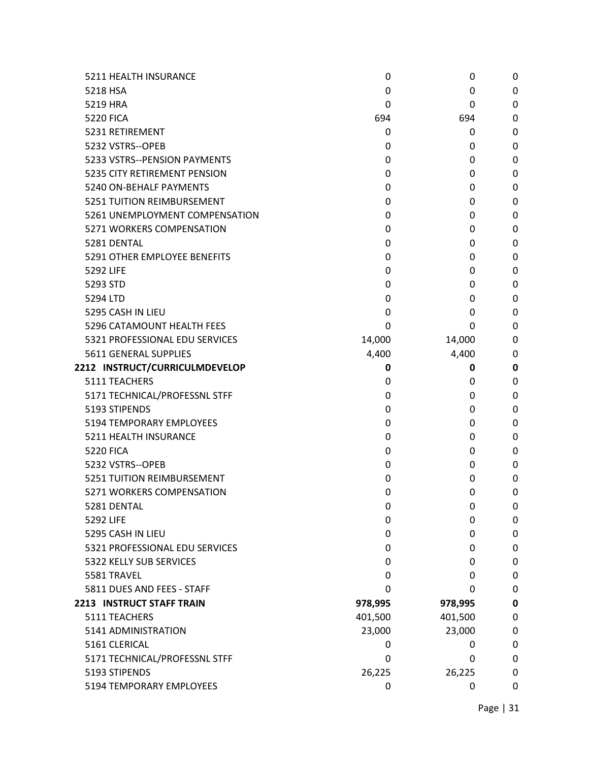| | | | |
|---|---|---|---|
| 5211 HEALTH INSURANCE | 0 | 0 | 0 |
| 5218 HSA | 0 | 0 | 0 |
| 5219 HRA | 0 | 0 | 0 |
| 5220 FICA | 694 | 694 | 0 |
| 5231 RETIREMENT | 0 | 0 | 0 |
| 5232 VSTRS--OPEB | 0 | 0 | 0 |
| 5233 VSTRS--PENSION PAYMENTS | 0 | 0 | 0 |
| 5235 CITY RETIREMENT PENSION | 0 | 0 | 0 |
| 5240 ON-BEHALF PAYMENTS | 0 | 0 | 0 |
| 5251 TUITION REIMBURSEMENT | 0 | 0 | 0 |
| 5261 UNEMPLOYMENT COMPENSATION | 0 | 0 | 0 |
| 5271 WORKERS COMPENSATION | 0 | 0 | 0 |
| 5281 DENTAL | 0 | 0 | 0 |
| 5291 OTHER EMPLOYEE BENEFITS | 0 | 0 | 0 |
| 5292 LIFE | 0 | 0 | 0 |
| 5293 STD | 0 | 0 | 0 |
| 5294 LTD | 0 | 0 | 0 |
| 5295 CASH IN LIEU | 0 | 0 | 0 |
| 5296 CATAMOUNT HEALTH FEES | 0 | 0 | 0 |
| 5321 PROFESSIONAL EDU SERVICES | 14,000 | 14,000 | 0 |
| 5611 GENERAL SUPPLIES | 4,400 | 4,400 | 0 |
| **2212 INSTRUCT/CURRICULMDEVELOP** | **0** | **0** | **0** |
| 5111 TEACHERS | 0 | 0 | 0 |
| 5171 TECHNICAL/PROFESSNL STFF | 0 | 0 | 0 |
| 5193 STIPENDS | 0 | 0 | 0 |
| 5194 TEMPORARY EMPLOYEES | 0 | 0 | 0 |
| 5211 HEALTH INSURANCE | 0 | 0 | 0 |
| 5220 FICA | 0 | 0 | 0 |
| 5232 VSTRS--OPEB | 0 | 0 | 0 |
| 5251 TUITION REIMBURSEMENT | 0 | 0 | 0 |
| 5271 WORKERS COMPENSATION | 0 | 0 | 0 |
| 5281 DENTAL | 0 | 0 | 0 |
| 5292 LIFE | 0 | 0 | 0 |
| 5295 CASH IN LIEU | 0 | 0 | 0 |
| 5321 PROFESSIONAL EDU SERVICES | 0 | 0 | 0 |
| 5322 KELLY SUB SERVICES | 0 | 0 | 0 |
| 5581 TRAVEL | 0 | 0 | 0 |
| 5811 DUES AND FEES - STAFF | 0 | 0 | 0 |
| **2213 INSTRUCT STAFF TRAIN** | **978,995** | **978,995** | **0** |
| 5111 TEACHERS | 401,500 | 401,500 | 0 |
| 5141 ADMINISTRATION | 23,000 | 23,000 | 0 |
| 5161 CLERICAL | 0 | 0 | 0 |
| 5171 TECHNICAL/PROFESSNL STFF | 0 | 0 | 0 |
| 5193 STIPENDS | 26,225 | 26,225 | 0 |
| 5194 TEMPORARY EMPLOYEES | 0 | 0 | 0 |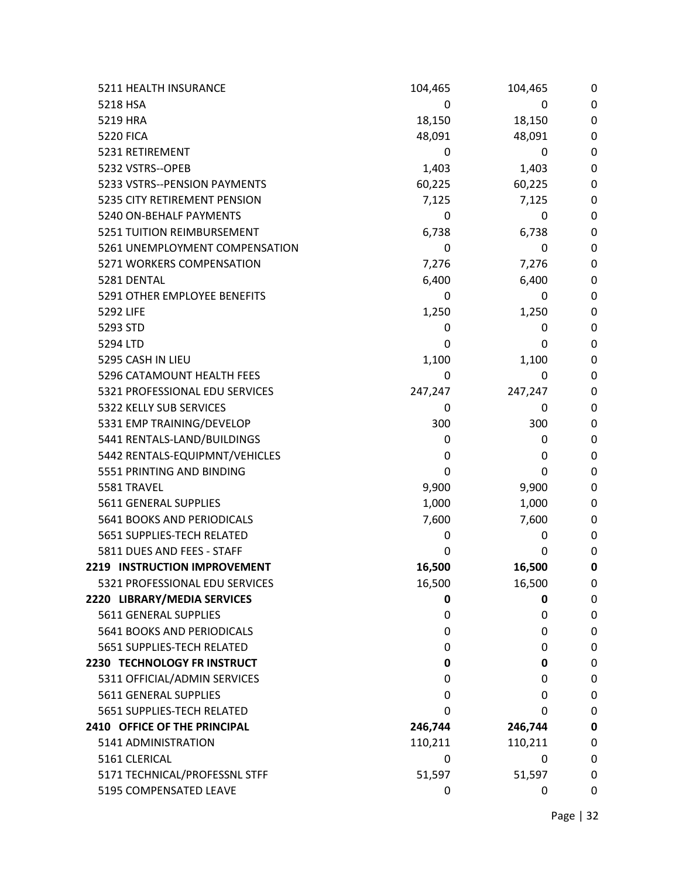| | | | |
|---|---|---|---|
| 5211 HEALTH INSURANCE | 104,465 | 104,465 | 0 |
| 5218 HSA | 0 | 0 | 0 |
| 5219 HRA | 18,150 | 18,150 | 0 |
| 5220 FICA | 48,091 | 48,091 | 0 |
| 5231 RETIREMENT | 0 | 0 | 0 |
| 5232 VSTRS--OPEB | 1,403 | 1,403 | 0 |
| 5233 VSTRS--PENSION PAYMENTS | 60,225 | 60,225 | 0 |
| 5235 CITY RETIREMENT PENSION | 7,125 | 7,125 | 0 |
| 5240 ON-BEHALF PAYMENTS | 0 | 0 | 0 |
| 5251 TUITION REIMBURSEMENT | 6,738 | 6,738 | 0 |
| 5261 UNEMPLOYMENT COMPENSATION | 0 | 0 | 0 |
| 5271 WORKERS COMPENSATION | 7,276 | 7,276 | 0 |
| 5281 DENTAL | 6,400 | 6,400 | 0 |
| 5291 OTHER EMPLOYEE BENEFITS | 0 | 0 | 0 |
| 5292 LIFE | 1,250 | 1,250 | 0 |
| 5293 STD | 0 | 0 | 0 |
| 5294 LTD | 0 | 0 | 0 |
| 5295 CASH IN LIEU | 1,100 | 1,100 | 0 |
| 5296 CATAMOUNT HEALTH FEES | 0 | 0 | 0 |
| 5321 PROFESSIONAL EDU SERVICES | 247,247 | 247,247 | 0 |
| 5322 KELLY SUB SERVICES | 0 | 0 | 0 |
| 5331 EMP TRAINING/DEVELOP | 300 | 300 | 0 |
| 5441 RENTALS-LAND/BUILDINGS | 0 | 0 | 0 |
| 5442 RENTALS-EQUIPMNT/VEHICLES | 0 | 0 | 0 |
| 5551 PRINTING AND BINDING | 0 | 0 | 0 |
| 5581 TRAVEL | 9,900 | 9,900 | 0 |
| 5611 GENERAL SUPPLIES | 1,000 | 1,000 | 0 |
| 5641 BOOKS AND PERIODICALS | 7,600 | 7,600 | 0 |
| 5651 SUPPLIES-TECH RELATED | 0 | 0 | 0 |
| 5811 DUES AND FEES - STAFF | 0 | 0 | 0 |
| **2219 INSTRUCTION IMPROVEMENT** | **16,500** | **16,500** | **0** |
| 5321 PROFESSIONAL EDU SERVICES | 16,500 | 16,500 | 0 |
| **2220 LIBRARY/MEDIA SERVICES** | **0** | **0** | 0 |
| 5611 GENERAL SUPPLIES | 0 | 0 | 0 |
| 5641 BOOKS AND PERIODICALS | 0 | 0 | 0 |
| 5651 SUPPLIES-TECH RELATED | 0 | 0 | 0 |
| **2230 TECHNOLOGY FR INSTRUCT** | **0** | **0** | 0 |
| 5311 OFFICIAL/ADMIN SERVICES | 0 | 0 | 0 |
| 5611 GENERAL SUPPLIES | 0 | 0 | 0 |
| 5651 SUPPLIES-TECH RELATED | 0 | 0 | 0 |
| **2410 OFFICE OF THE PRINCIPAL** | **246,744** | **246,744** | **0** |
| 5141 ADMINISTRATION | 110,211 | 110,211 | 0 |
| 5161 CLERICAL | 0 | 0 | 0 |
| 5171 TECHNICAL/PROFESSNL STFF | 51,597 | 51,597 | 0 |
| 5195 COMPENSATED LEAVE | 0 | 0 | 0 |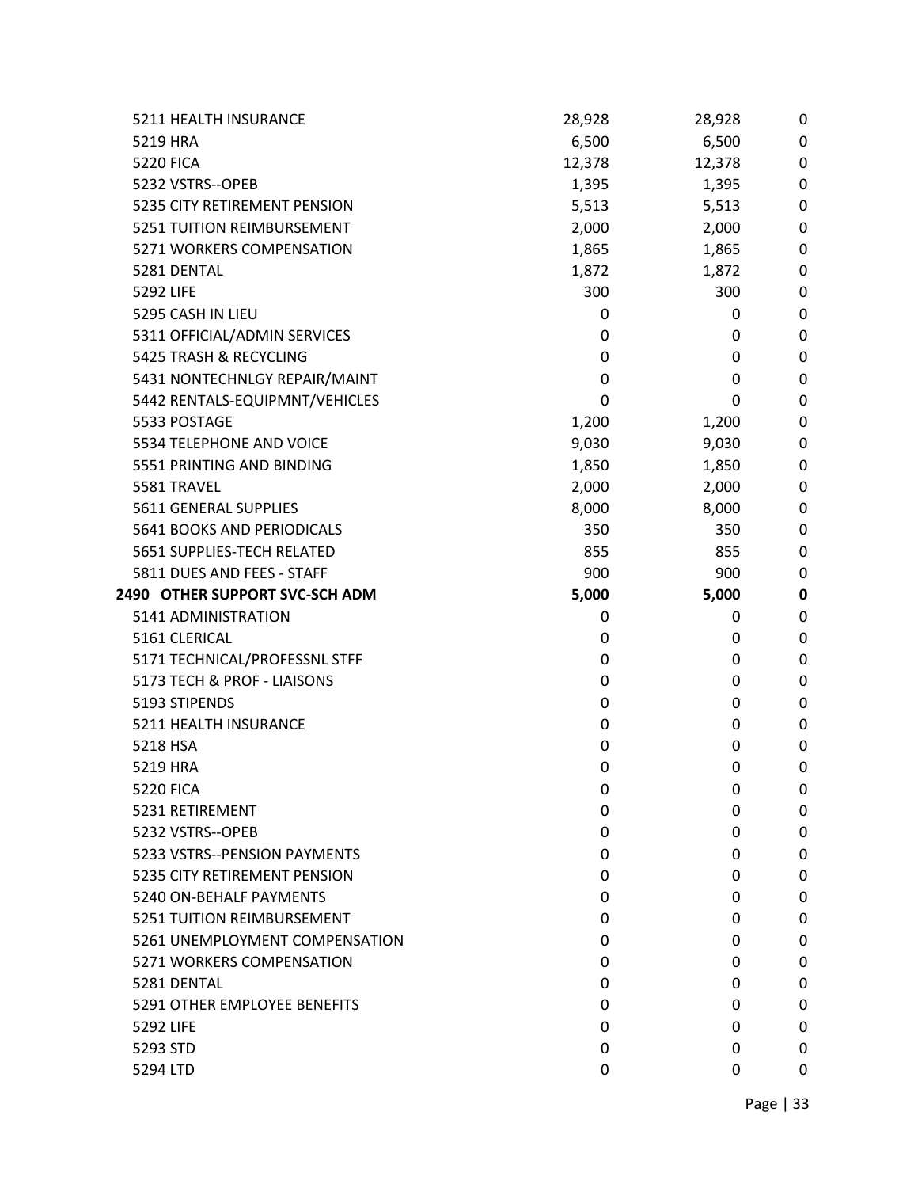| | | | |
|---|---|---|---|
| 5211 HEALTH INSURANCE | 28,928 | 28,928 | 0 |
| 5219 HRA | 6,500 | 6,500 | 0 |
| 5220 FICA | 12,378 | 12,378 | 0 |
| 5232 VSTRS--OPEB | 1,395 | 1,395 | 0 |
| 5235 CITY RETIREMENT PENSION | 5,513 | 5,513 | 0 |
| 5251 TUITION REIMBURSEMENT | 2,000 | 2,000 | 0 |
| 5271 WORKERS COMPENSATION | 1,865 | 1,865 | 0 |
| 5281 DENTAL | 1,872 | 1,872 | 0 |
| 5292 LIFE | 300 | 300 | 0 |
| 5295 CASH IN LIEU | 0 | 0 | 0 |
| 5311 OFFICIAL/ADMIN SERVICES | 0 | 0 | 0 |
| 5425 TRASH & RECYCLING | 0 | 0 | 0 |
| 5431 NONTECHNLGY REPAIR/MAINT | 0 | 0 | 0 |
| 5442 RENTALS-EQUIPMNT/VEHICLES | 0 | 0 | 0 |
| 5533 POSTAGE | 1,200 | 1,200 | 0 |
| 5534 TELEPHONE AND VOICE | 9,030 | 9,030 | 0 |
| 5551 PRINTING AND BINDING | 1,850 | 1,850 | 0 |
| 5581 TRAVEL | 2,000 | 2,000 | 0 |
| 5611 GENERAL SUPPLIES | 8,000 | 8,000 | 0 |
| 5641 BOOKS AND PERIODICALS | 350 | 350 | 0 |
| 5651 SUPPLIES-TECH RELATED | 855 | 855 | 0 |
| 5811 DUES AND FEES - STAFF | 900 | 900 | 0 |
| **2490 OTHER SUPPORT SVC-SCH ADM** | **5,000** | **5,000** | **0** |
| 5141 ADMINISTRATION | 0 | 0 | 0 |
| 5161 CLERICAL | 0 | 0 | 0 |
| 5171 TECHNICAL/PROFESSNL STFF | 0 | 0 | 0 |
| 5173 TECH & PROF - LIAISONS | 0 | 0 | 0 |
| 5193 STIPENDS | 0 | 0 | 0 |
| 5211 HEALTH INSURANCE | 0 | 0 | 0 |
| 5218 HSA | 0 | 0 | 0 |
| 5219 HRA | 0 | 0 | 0 |
| 5220 FICA | 0 | 0 | 0 |
| 5231 RETIREMENT | 0 | 0 | 0 |
| 5232 VSTRS--OPEB | 0 | 0 | 0 |
| 5233 VSTRS--PENSION PAYMENTS | 0 | 0 | 0 |
| 5235 CITY RETIREMENT PENSION | 0 | 0 | 0 |
| 5240 ON-BEHALF PAYMENTS | 0 | 0 | 0 |
| 5251 TUITION REIMBURSEMENT | 0 | 0 | 0 |
| 5261 UNEMPLOYMENT COMPENSATION | 0 | 0 | 0 |
| 5271 WORKERS COMPENSATION | 0 | 0 | 0 |
| 5281 DENTAL | 0 | 0 | 0 |
| 5291 OTHER EMPLOYEE BENEFITS | 0 | 0 | 0 |
| 5292 LIFE | 0 | 0 | 0 |
| 5293 STD | 0 | 0 | 0 |
| 5294 LTD | 0 | 0 | 0 |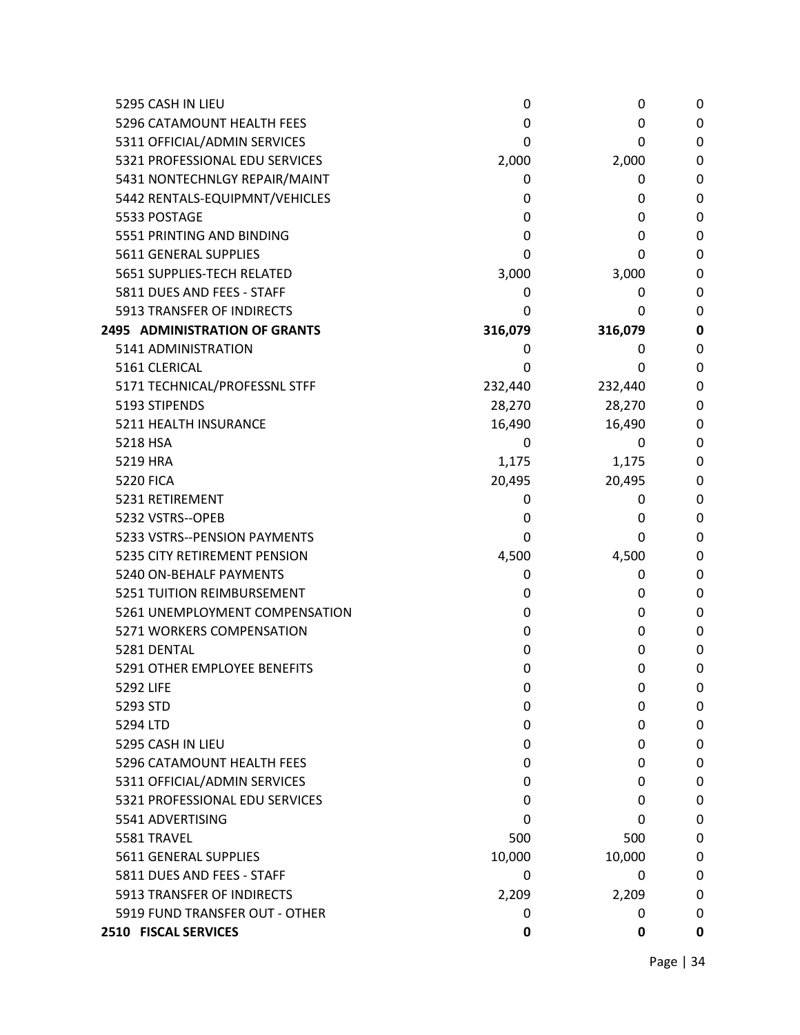| | | | |
|---|---|---|---|
| 5295 CASH IN LIEU | 0 | 0 | 0 |
| 5296 CATAMOUNT HEALTH FEES | 0 | 0 | 0 |
| 5311 OFFICIAL/ADMIN SERVICES | 0 | 0 | 0 |
| 5321 PROFESSIONAL EDU SERVICES | 2,000 | 2,000 | 0 |
| 5431 NONTECHNLGY REPAIR/MAINT | 0 | 0 | 0 |
| 5442 RENTALS-EQUIPMNT/VEHICLES | 0 | 0 | 0 |
| 5533 POSTAGE | 0 | 0 | 0 |
| 5551 PRINTING AND BINDING | 0 | 0 | 0 |
| 5611 GENERAL SUPPLIES | 0 | 0 | 0 |
| 5651 SUPPLIES-TECH RELATED | 3,000 | 3,000 | 0 |
| 5811 DUES AND FEES - STAFF | 0 | 0 | 0 |
| 5913 TRANSFER OF INDIRECTS | 0 | 0 | 0 |
| **2495 ADMINISTRATION OF GRANTS** | **316,079** | **316,079** | **0** |
| 5141 ADMINISTRATION | 0 | 0 | 0 |
| 5161 CLERICAL | 0 | 0 | 0 |
| 5171 TECHNICAL/PROFESSNL STFF | 232,440 | 232,440 | 0 |
| 5193 STIPENDS | 28,270 | 28,270 | 0 |
| 5211 HEALTH INSURANCE | 16,490 | 16,490 | 0 |
| 5218 HSA | 0 | 0 | 0 |
| 5219 HRA | 1,175 | 1,175 | 0 |
| 5220 FICA | 20,495 | 20,495 | 0 |
| 5231 RETIREMENT | 0 | 0 | 0 |
| 5232 VSTRS--OPEB | 0 | 0 | 0 |
| 5233 VSTRS--PENSION PAYMENTS | 0 | 0 | 0 |
| 5235 CITY RETIREMENT PENSION | 4,500 | 4,500 | 0 |
| 5240 ON-BEHALF PAYMENTS | 0 | 0 | 0 |
| 5251 TUITION REIMBURSEMENT | 0 | 0 | 0 |
| 5261 UNEMPLOYMENT COMPENSATION | 0 | 0 | 0 |
| 5271 WORKERS COMPENSATION | 0 | 0 | 0 |
| 5281 DENTAL | 0 | 0 | 0 |
| 5291 OTHER EMPLOYEE BENEFITS | 0 | 0 | 0 |
| 5292 LIFE | 0 | 0 | 0 |
| 5293 STD | 0 | 0 | 0 |
| 5294 LTD | 0 | 0 | 0 |
| 5295 CASH IN LIEU | 0 | 0 | 0 |
| 5296 CATAMOUNT HEALTH FEES | 0 | 0 | 0 |
| 5311 OFFICIAL/ADMIN SERVICES | 0 | 0 | 0 |
| 5321 PROFESSIONAL EDU SERVICES | 0 | 0 | 0 |
| 5541 ADVERTISING | 0 | 0 | 0 |
| 5581 TRAVEL | 500 | 500 | 0 |
| 5611 GENERAL SUPPLIES | 10,000 | 10,000 | 0 |
| 5811 DUES AND FEES - STAFF | 0 | 0 | 0 |
| 5913 TRANSFER OF INDIRECTS | 2,209 | 2,209 | 0 |
| 5919 FUND TRANSFER OUT - OTHER | 0 | 0 | 0 |
| **2510 FISCAL SERVICES** | **0** | **0** | **0** |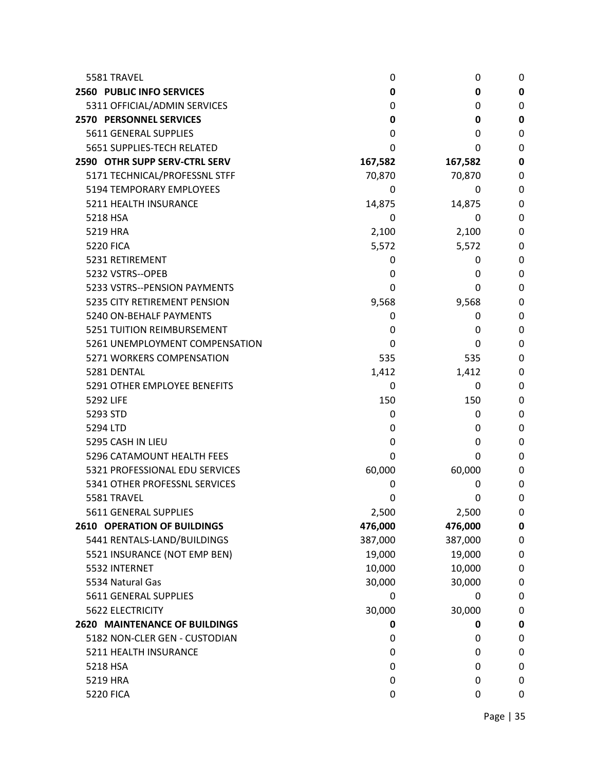| | | | |
|---|---|---|---|
| 5581 TRAVEL | 0 | 0 | 0 |
| **2560 PUBLIC INFO SERVICES** | **0** | **0** | **0** |
| 5311 OFFICIAL/ADMIN SERVICES | 0 | 0 | 0 |
| **2570 PERSONNEL SERVICES** | **0** | **0** | **0** |
| 5611 GENERAL SUPPLIES | 0 | 0 | 0 |
| 5651 SUPPLIES-TECH RELATED | 0 | 0 | 0 |
| **2590 OTHR SUPP SERV-CTRL SERV** | **167,582** | **167,582** | **0** |
| 5171 TECHNICAL/PROFESSNL STFF | 70,870 | 70,870 | 0 |
| 5194 TEMPORARY EMPLOYEES | 0 | 0 | 0 |
| 5211 HEALTH INSURANCE | 14,875 | 14,875 | 0 |
| 5218 HSA | 0 | 0 | 0 |
| 5219 HRA | 2,100 | 2,100 | 0 |
| 5220 FICA | 5,572 | 5,572 | 0 |
| 5231 RETIREMENT | 0 | 0 | 0 |
| 5232 VSTRS--OPEB | 0 | 0 | 0 |
| 5233 VSTRS--PENSION PAYMENTS | 0 | 0 | 0 |
| 5235 CITY RETIREMENT PENSION | 9,568 | 9,568 | 0 |
| 5240 ON-BEHALF PAYMENTS | 0 | 0 | 0 |
| 5251 TUITION REIMBURSEMENT | 0 | 0 | 0 |
| 5261 UNEMPLOYMENT COMPENSATION | 0 | 0 | 0 |
| 5271 WORKERS COMPENSATION | 535 | 535 | 0 |
| 5281 DENTAL | 1,412 | 1,412 | 0 |
| 5291 OTHER EMPLOYEE BENEFITS | 0 | 0 | 0 |
| 5292 LIFE | 150 | 150 | 0 |
| 5293 STD | 0 | 0 | 0 |
| 5294 LTD | 0 | 0 | 0 |
| 5295 CASH IN LIEU | 0 | 0 | 0 |
| 5296 CATAMOUNT HEALTH FEES | 0 | 0 | 0 |
| 5321 PROFESSIONAL EDU SERVICES | 60,000 | 60,000 | 0 |
| 5341 OTHER PROFESSNL SERVICES | 0 | 0 | 0 |
| 5581 TRAVEL | 0 | 0 | 0 |
| 5611 GENERAL SUPPLIES | 2,500 | 2,500 | 0 |
| **2610 OPERATION OF BUILDINGS** | **476,000** | **476,000** | **0** |
| 5441 RENTALS-LAND/BUILDINGS | 387,000 | 387,000 | 0 |
| 5521 INSURANCE (NOT EMP BEN) | 19,000 | 19,000 | 0 |
| 5532 INTERNET | 10,000 | 10,000 | 0 |
| 5534 Natural Gas | 30,000 | 30,000 | 0 |
| 5611 GENERAL SUPPLIES | 0 | 0 | 0 |
| 5622 ELECTRICITY | 30,000 | 30,000 | 0 |
| **2620 MAINTENANCE OF BUILDINGS** | **0** | **0** | **0** |
| 5182 NON-CLER GEN - CUSTODIAN | 0 | 0 | 0 |
| 5211 HEALTH INSURANCE | 0 | 0 | 0 |
| 5218 HSA | 0 | 0 | 0 |
| 5219 HRA | 0 | 0 | 0 |
| 5220 FICA | 0 | 0 | 0 |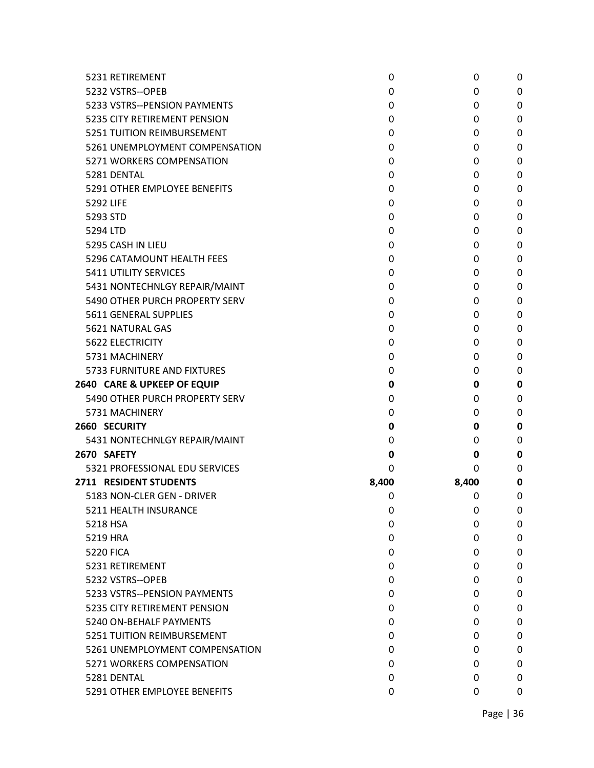| | | | |
|---|---|---|---|
| 5231 RETIREMENT | 0 | 0 | 0 |
| 5232 VSTRS--OPEB | 0 | 0 | 0 |
| 5233 VSTRS--PENSION PAYMENTS | 0 | 0 | 0 |
| 5235 CITY RETIREMENT PENSION | 0 | 0 | 0 |
| 5251 TUITION REIMBURSEMENT | 0 | 0 | 0 |
| 5261 UNEMPLOYMENT COMPENSATION | 0 | 0 | 0 |
| 5271 WORKERS COMPENSATION | 0 | 0 | 0 |
| 5281 DENTAL | 0 | 0 | 0 |
| 5291 OTHER EMPLOYEE BENEFITS | 0 | 0 | 0 |
| 5292 LIFE | 0 | 0 | 0 |
| 5293 STD | 0 | 0 | 0 |
| 5294 LTD | 0 | 0 | 0 |
| 5295 CASH IN LIEU | 0 | 0 | 0 |
| 5296 CATAMOUNT HEALTH FEES | 0 | 0 | 0 |
| 5411 UTILITY SERVICES | 0 | 0 | 0 |
| 5431 NONTECHNLGY REPAIR/MAINT | 0 | 0 | 0 |
| 5490 OTHER PURCH PROPERTY SERV | 0 | 0 | 0 |
| 5611 GENERAL SUPPLIES | 0 | 0 | 0 |
| 5621 NATURAL GAS | 0 | 0 | 0 |
| 5622 ELECTRICITY | 0 | 0 | 0 |
| 5731 MACHINERY | 0 | 0 | 0 |
| 5733 FURNITURE AND FIXTURES | 0 | 0 | 0 |
| **2640 CARE & UPKEEP OF EQUIP** | **0** | **0** | **0** |
| 5490 OTHER PURCH PROPERTY SERV | 0 | 0 | 0 |
| 5731 MACHINERY | 0 | 0 | 0 |
| **2660 SECURITY** | **0** | **0** | **0** |
| 5431 NONTECHNLGY REPAIR/MAINT | 0 | 0 | 0 |
| **2670 SAFETY** | **0** | **0** | **0** |
| 5321 PROFESSIONAL EDU SERVICES | 0 | 0 | 0 |
| **2711 RESIDENT STUDENTS** | **8,400** | **8,400** | **0** |
| 5183 NON-CLER GEN - DRIVER | 0 | 0 | 0 |
| 5211 HEALTH INSURANCE | 0 | 0 | 0 |
| 5218 HSA | 0 | 0 | 0 |
| 5219 HRA | 0 | 0 | 0 |
| 5220 FICA | 0 | 0 | 0 |
| 5231 RETIREMENT | 0 | 0 | 0 |
| 5232 VSTRS--OPEB | 0 | 0 | 0 |
| 5233 VSTRS--PENSION PAYMENTS | 0 | 0 | 0 |
| 5235 CITY RETIREMENT PENSION | 0 | 0 | 0 |
| 5240 ON-BEHALF PAYMENTS | 0 | 0 | 0 |
| 5251 TUITION REIMBURSEMENT | 0 | 0 | 0 |
| 5261 UNEMPLOYMENT COMPENSATION | 0 | 0 | 0 |
| 5271 WORKERS COMPENSATION | 0 | 0 | 0 |
| 5281 DENTAL | 0 | 0 | 0 |
| 5291 OTHER EMPLOYEE BENEFITS | 0 | 0 | 0 |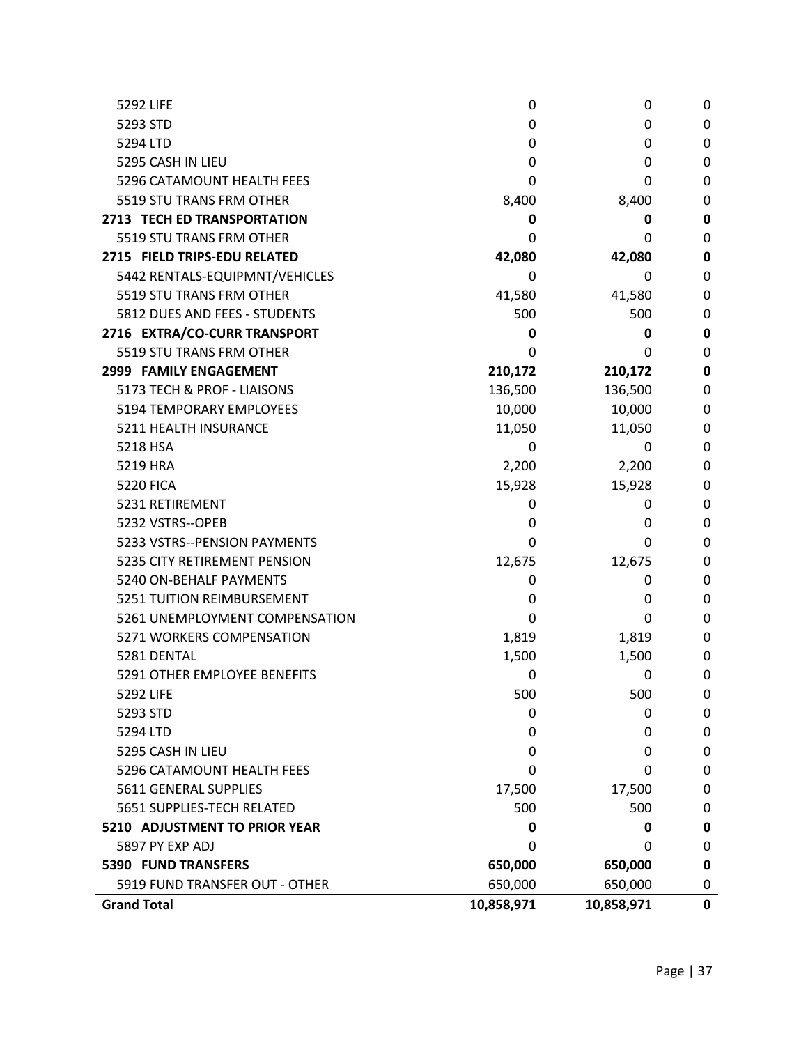| | | | |
|---|---|---|---|
| 5292 LIFE | 0 | 0 | 0 |
| 5293 STD | 0 | 0 | 0 |
| 5294 LTD | 0 | 0 | 0 |
| 5295 CASH IN LIEU | 0 | 0 | 0 |
| 5296 CATAMOUNT HEALTH FEES | 0 | 0 | 0 |
| 5519 STU TRANS FRM OTHER | 8,400 | 8,400 | 0 |
| **2713 TECH ED TRANSPORTATION** | **0** | **0** | **0** |
| 5519 STU TRANS FRM OTHER | 0 | 0 | 0 |
| **2715 FIELD TRIPS-EDU RELATED** | **42,080** | **42,080** | **0** |
| 5442 RENTALS-EQUIPMNT/VEHICLES | 0 | 0 | 0 |
| 5519 STU TRANS FRM OTHER | 41,580 | 41,580 | 0 |
| 5812 DUES AND FEES - STUDENTS | 500 | 500 | 0 |
| **2716 EXTRA/CO-CURR TRANSPORT** | **0** | **0** | **0** |
| 5519 STU TRANS FRM OTHER | 0 | 0 | 0 |
| **2999 FAMILY ENGAGEMENT** | **210,172** | **210,172** | **0** |
| 5173 TECH & PROF - LIAISONS | 136,500 | 136,500 | 0 |
| 5194 TEMPORARY EMPLOYEES | 10,000 | 10,000 | 0 |
| 5211 HEALTH INSURANCE | 11,050 | 11,050 | 0 |
| 5218 HSA | 0 | 0 | 0 |
| 5219 HRA | 2,200 | 2,200 | 0 |
| 5220 FICA | 15,928 | 15,928 | 0 |
| 5231 RETIREMENT | 0 | 0 | 0 |
| 5232 VSTRS--OPEB | 0 | 0 | 0 |
| 5233 VSTRS--PENSION PAYMENTS | 0 | 0 | 0 |
| 5235 CITY RETIREMENT PENSION | 12,675 | 12,675 | 0 |
| 5240 ON-BEHALF PAYMENTS | 0 | 0 | 0 |
| 5251 TUITION REIMBURSEMENT | 0 | 0 | 0 |
| 5261 UNEMPLOYMENT COMPENSATION | 0 | 0 | 0 |
| 5271 WORKERS COMPENSATION | 1,819 | 1,819 | 0 |
| 5281 DENTAL | 1,500 | 1,500 | 0 |
| 5291 OTHER EMPLOYEE BENEFITS | 0 | 0 | 0 |
| 5292 LIFE | 500 | 500 | 0 |
| 5293 STD | 0 | 0 | 0 |
| 5294 LTD | 0 | 0 | 0 |
| 5295 CASH IN LIEU | 0 | 0 | 0 |
| 5296 CATAMOUNT HEALTH FEES | 0 | 0 | 0 |
| 5611 GENERAL SUPPLIES | 17,500 | 17,500 | 0 |
| 5651 SUPPLIES-TECH RELATED | 500 | 500 | 0 |
| **5210 ADJUSTMENT TO PRIOR YEAR** | **0** | **0** | **0** |
| 5897 PY EXP ADJ | 0 | 0 | 0 |
| **5390 FUND TRANSFERS** | **650,000** | **650,000** | **0** |
| 5919 FUND TRANSFER OUT - OTHER | 650,000 | 650,000 | 0 |
| **Grand Total** | **10,858,971** | **10,858,971** | **0** |